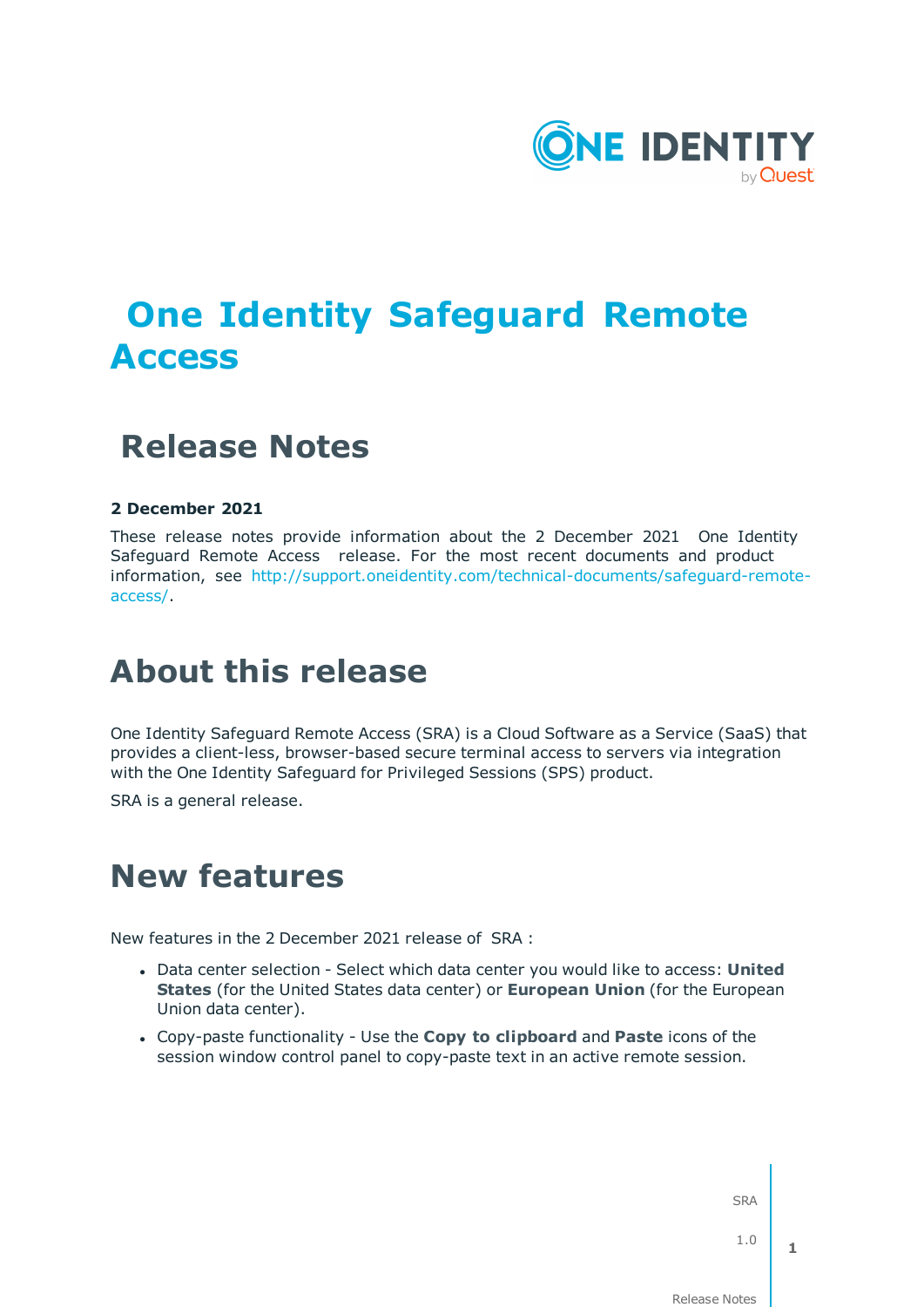# One Identity Safeguard Remote Access

## Release Notes

**2 December 2021**

These release notes provide information about the 2 December 2021 One Identity Safeguard Remote Access release. For the most recent documents and product information, see http://support.oneidentity.com/technical-documents/safeguard-remote-access/.

# About this release

One Identity Safeguard Remote Access (SRA) is a Cloud Software as a Service (SaaS) that provides a client-less, browser-based secure terminal access to servers via integration with the One Identity Safeguard for Privileged Sessions (SPS) product.

SRA is a general release.

# New features

New features in the 2 December 2021 release of SRA :

- Data center selection - Select which data center you would like to access: **United States** (for the United States data center) or **European Union** (for the European Union data center).
- Copy-paste functionality - Use the **Copy to clipboard** and **Paste** icons of the session window control panel to copy-paste text in an active remote session.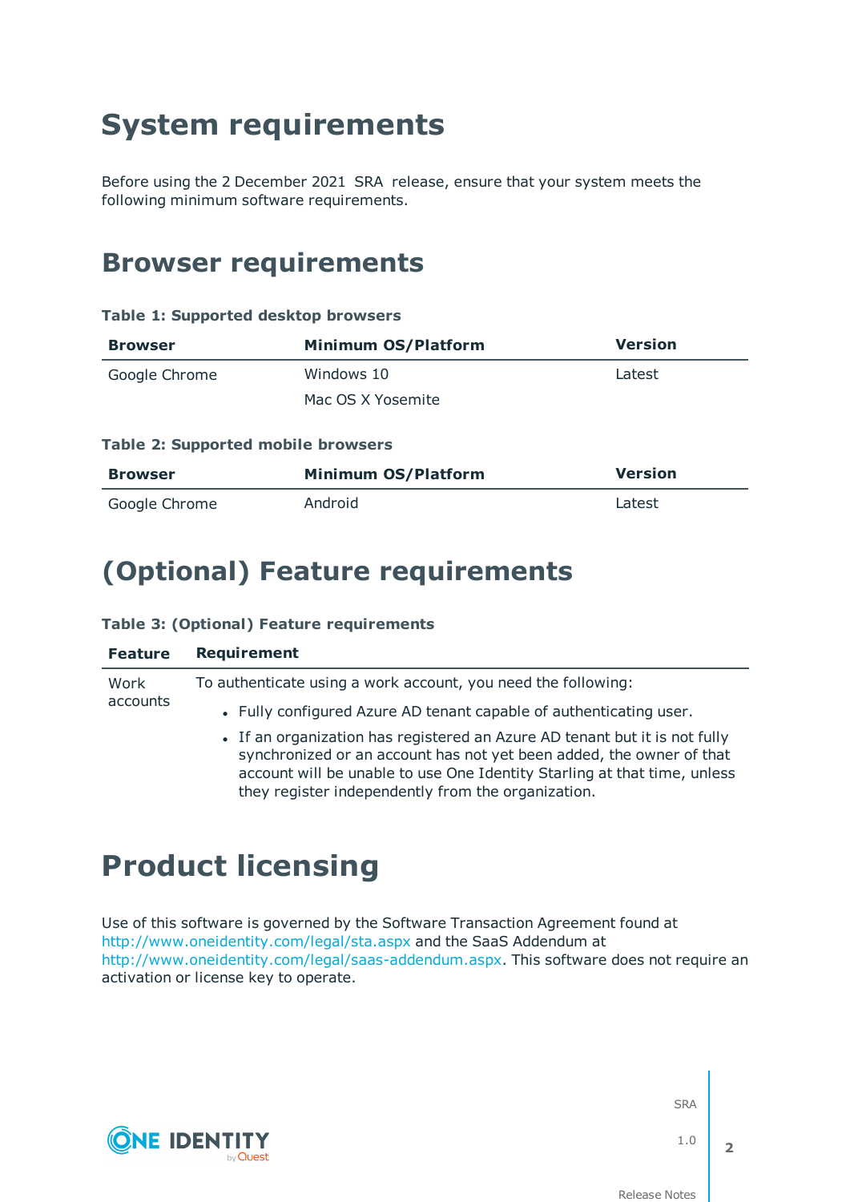# System requirements

Before using the 2 December 2021 SRA release, ensure that your system meets the following minimum software requirements.

## Browser requirements

**Table 1: Supported desktop browsers**

| Browser | Minimum OS/Platform | Version |
|---|---|---|
| Google Chrome | Windows 10<br>Mac OS X Yosemite | Latest |

**Table 2: Supported mobile browsers**

| Browser | Minimum OS/Platform | Version |
|---|---|---|
| Google Chrome | Android | Latest |

## (Optional) Feature requirements

**Table 3: (Optional) Feature requirements**

| Feature | Requirement |
|---|---|
| Work accounts | To authenticate using a work account, you need the following:<br>• Fully configured Azure AD tenant capable of authenticating user.<br>• If an organization has registered an Azure AD tenant but it is not fully synchronized or an account has not yet been added, the owner of that account will be unable to use One Identity Starling at that time, unless they register independently from the organization. |

# Product licensing

Use of this software is governed by the Software Transaction Agreement found at http://www.oneidentity.com/legal/sta.aspx and the SaaS Addendum at http://www.oneidentity.com/legal/saas-addendum.aspx. This software does not require an activation or license key to operate.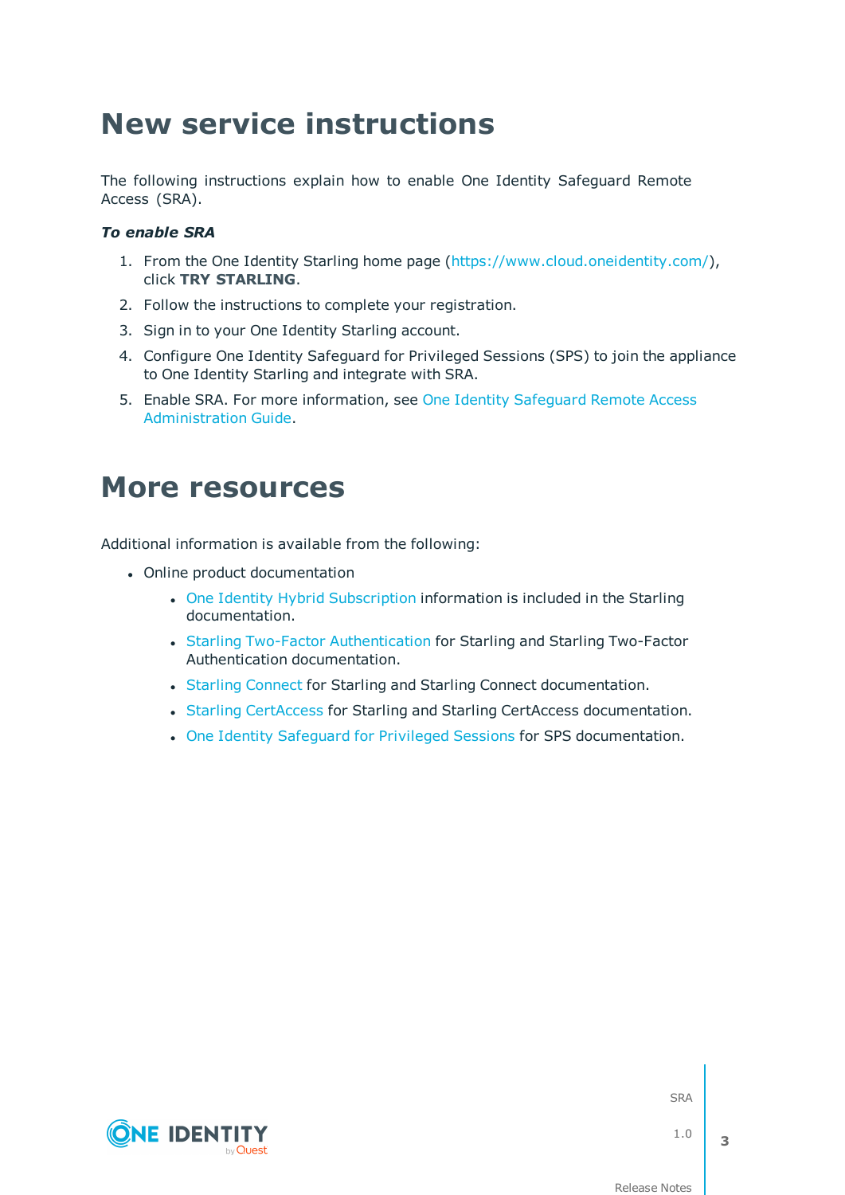# New service instructions

The following instructions explain how to enable One Identity Safeguard Remote Access (SRA).

***To enable SRA***

1. From the One Identity Starling home page (https://www.cloud.oneidentity.com/), click **TRY STARLING**.
2. Follow the instructions to complete your registration.
3. Sign in to your One Identity Starling account.
4. Configure One Identity Safeguard for Privileged Sessions (SPS) to join the appliance to One Identity Starling and integrate with SRA.
5. Enable SRA. For more information, see One Identity Safeguard Remote Access Administration Guide.

# More resources

Additional information is available from the following:

- Online product documentation
    - One Identity Hybrid Subscription information is included in the Starling documentation.
    - Starling Two-Factor Authentication for Starling and Starling Two-Factor Authentication documentation.
    - Starling Connect for Starling and Starling Connect documentation.
    - Starling CertAccess for Starling and Starling CertAccess documentation.
    - One Identity Safeguard for Privileged Sessions for SPS documentation.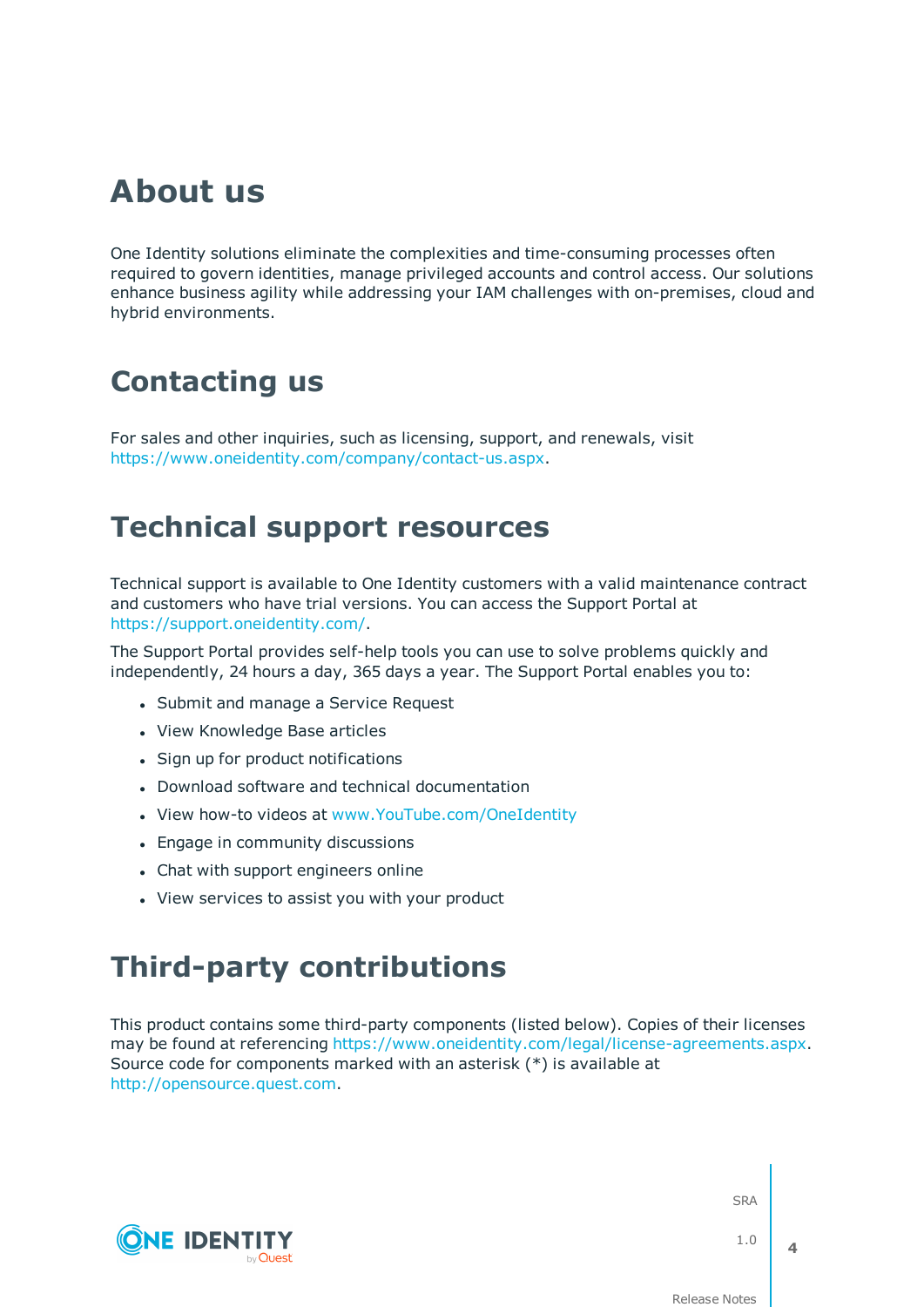## About us

One Identity solutions eliminate the complexities and time-consuming processes often required to govern identities, manage privileged accounts and control access. Our solutions enhance business agility while addressing your IAM challenges with on-premises, cloud and hybrid environments.

## Contacting us

For sales and other inquiries, such as licensing, support, and renewals, visit https://www.oneidentity.com/company/contact-us.aspx.

## Technical support resources

Technical support is available to One Identity customers with a valid maintenance contract and customers who have trial versions. You can access the Support Portal at https://support.oneidentity.com/.

The Support Portal provides self-help tools you can use to solve problems quickly and independently, 24 hours a day, 365 days a year. The Support Portal enables you to:

- Submit and manage a Service Request
- View Knowledge Base articles
- Sign up for product notifications
- Download software and technical documentation
- View how-to videos at www.YouTube.com/OneIdentity
- Engage in community discussions
- Chat with support engineers online
- View services to assist you with your product

## Third-party contributions

This product contains some third-party components (listed below). Copies of their licenses may be found at referencing https://www.oneidentity.com/legal/license-agreements.aspx. Source code for components marked with an asterisk (*) is available at http://opensource.quest.com.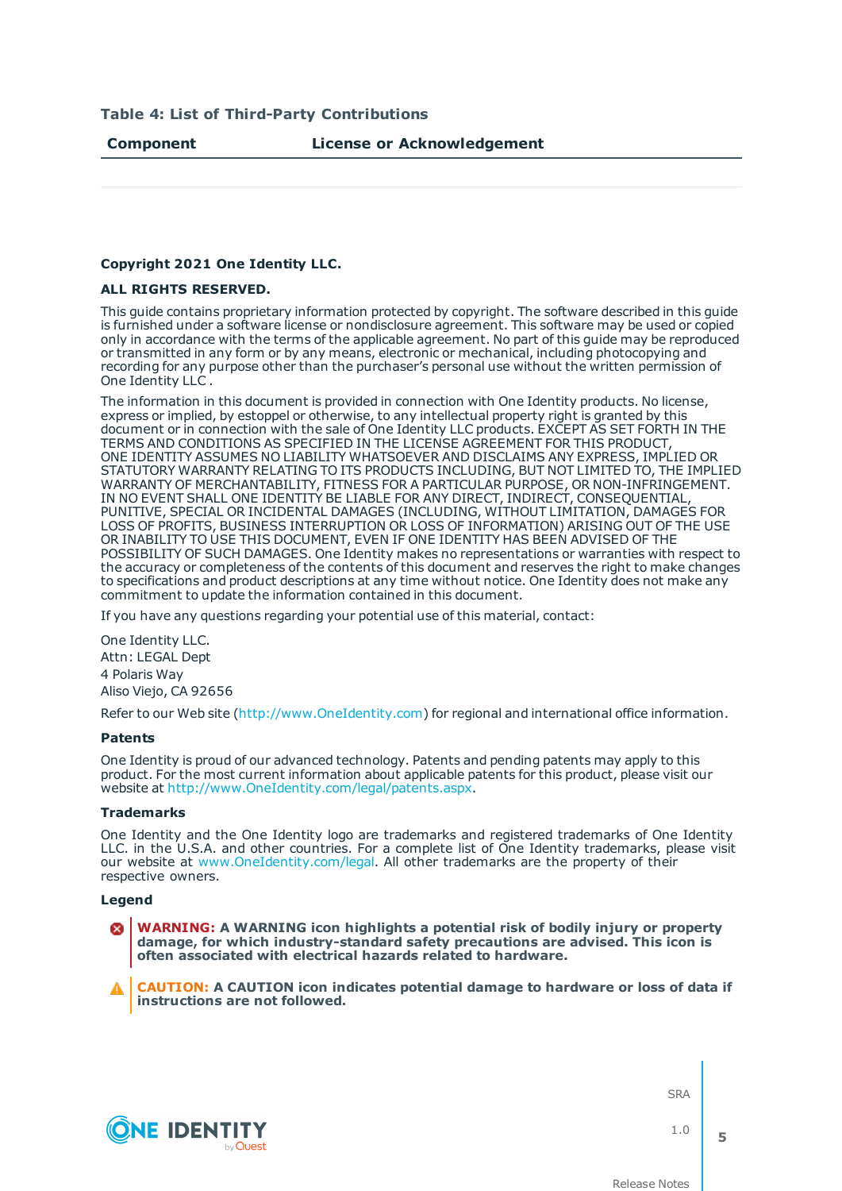**Table 4: List of Third-Party Contributions**

| Component | License or Acknowledgement |
| --- | --- |
| | |

**Copyright 2021 One Identity LLC.**

**ALL RIGHTS RESERVED.**

This guide contains proprietary information protected by copyright. The software described in this guide is furnished under a software license or nondisclosure agreement. This software may be used or copied only in accordance with the terms of the applicable agreement. No part of this guide may be reproduced or transmitted in any form or by any means, electronic or mechanical, including photocopying and recording for any purpose other than the purchaser's personal use without the written permission of One Identity LLC .

The information in this document is provided in connection with One Identity products. No license, express or implied, by estoppel or otherwise, to any intellectual property right is granted by this document or in connection with the sale of One Identity LLC products. EXCEPT AS SET FORTH IN THE TERMS AND CONDITIONS AS SPECIFIED IN THE LICENSE AGREEMENT FOR THIS PRODUCT, ONE IDENTITY ASSUMES NO LIABILITY WHATSOEVER AND DISCLAIMS ANY EXPRESS, IMPLIED OR STATUTORY WARRANTY RELATING TO ITS PRODUCTS INCLUDING, BUT NOT LIMITED TO, THE IMPLIED WARRANTY OF MERCHANTABILITY, FITNESS FOR A PARTICULAR PURPOSE, OR NON-INFRINGEMENT. IN NO EVENT SHALL ONE IDENTITY BE LIABLE FOR ANY DIRECT, INDIRECT, CONSEQUENTIAL, PUNITIVE, SPECIAL OR INCIDENTAL DAMAGES (INCLUDING, WITHOUT LIMITATION, DAMAGES FOR LOSS OF PROFITS, BUSINESS INTERRUPTION OR LOSS OF INFORMATION) ARISING OUT OF THE USE OR INABILITY TO USE THIS DOCUMENT, EVEN IF ONE IDENTITY HAS BEEN ADVISED OF THE POSSIBILITY OF SUCH DAMAGES. One Identity makes no representations or warranties with respect to the accuracy or completeness of the contents of this document and reserves the right to make changes to specifications and product descriptions at any time without notice. One Identity does not make any commitment to update the information contained in this document.

If you have any questions regarding your potential use of this material, contact:

One Identity LLC.
Attn: LEGAL Dept
4 Polaris Way
Aliso Viejo, CA 92656

Refer to our Web site (http://www.OneIdentity.com) for regional and international office information.

**Patents**

One Identity is proud of our advanced technology. Patents and pending patents may apply to this product. For the most current information about applicable patents for this product, please visit our website at http://www.OneIdentity.com/legal/patents.aspx.

**Trademarks**

One Identity and the One Identity logo are trademarks and registered trademarks of One Identity LLC. in the U.S.A. and other countries. For a complete list of One Identity trademarks, please visit our website at www.OneIdentity.com/legal. All other trademarks are the property of their respective owners.

**Legend**

**WARNING: A WARNING icon highlights a potential risk of bodily injury or property damage, for which industry-standard safety precautions are advised. This icon is often associated with electrical hazards related to hardware.**

**CAUTION: A CAUTION icon indicates potential damage to hardware or loss of data if instructions are not followed.**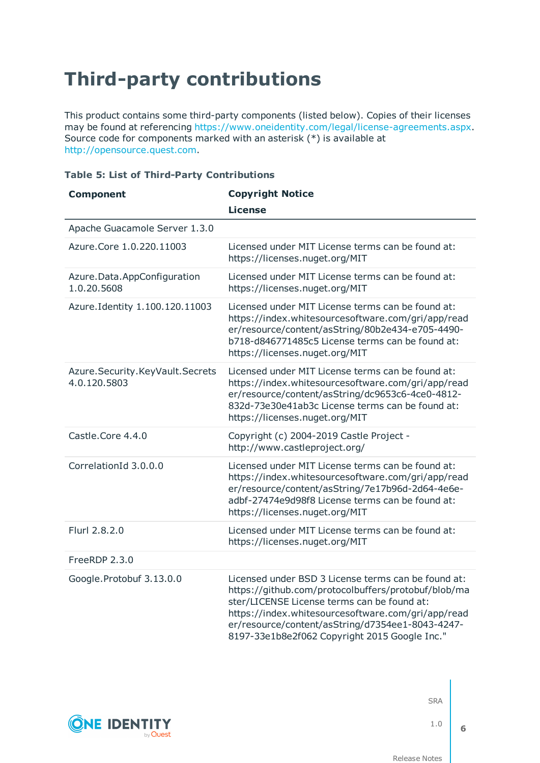# Third-party contributions

This product contains some third-party components (listed below). Copies of their licenses may be found at referencing https://www.oneidentity.com/legal/license-agreements.aspx. Source code for components marked with an asterisk (*) is available at http://opensource.quest.com.

**Table 5: List of Third-Party Contributions**

| Component | Copyright Notice<br>License |
|---|---|
| Apache Guacamole Server 1.3.0 | |
| Azure.Core 1.0.220.11003 | Licensed under MIT License terms can be found at: https://licenses.nuget.org/MIT |
| Azure.Data.AppConfiguration 1.0.20.5608 | Licensed under MIT License terms can be found at: https://licenses.nuget.org/MIT |
| Azure.Identity 1.100.120.11003 | Licensed under MIT License terms can be found at: https://index.whitesourcesoftware.com/gri/app/reader/resource/content/asString/80b2e434-e705-4490-b718-d846771485c5 License terms can be found at: https://licenses.nuget.org/MIT |
| Azure.Security.KeyVault.Secrets 4.0.120.5803 | Licensed under MIT License terms can be found at: https://index.whitesourcesoftware.com/gri/app/reader/resource/content/asString/dc9653c6-4ce0-4812-832d-73e30e41ab3c License terms can be found at: https://licenses.nuget.org/MIT |
| Castle.Core 4.4.0 | Copyright (c) 2004-2019 Castle Project - http://www.castleproject.org/ |
| CorrelationId 3.0.0.0 | Licensed under MIT License terms can be found at: https://index.whitesourcesoftware.com/gri/app/reader/resource/content/asString/7e17b96d-2d64-4e6e-adbf-27474e9d98f8 License terms can be found at: https://licenses.nuget.org/MIT |
| Flurl 2.8.2.0 | Licensed under MIT License terms can be found at: https://licenses.nuget.org/MIT |
| FreeRDP 2.3.0 | |
| Google.Protobuf 3.13.0.0 | Licensed under BSD 3 License terms can be found at: https://github.com/protocolbuffers/protobuf/blob/master/LICENSE License terms can be found at: https://index.whitesourcesoftware.com/gri/app/reader/resource/content/asString/d7354ee1-8043-4247-8197-33e1b8e2f062 Copyright 2015 Google Inc." |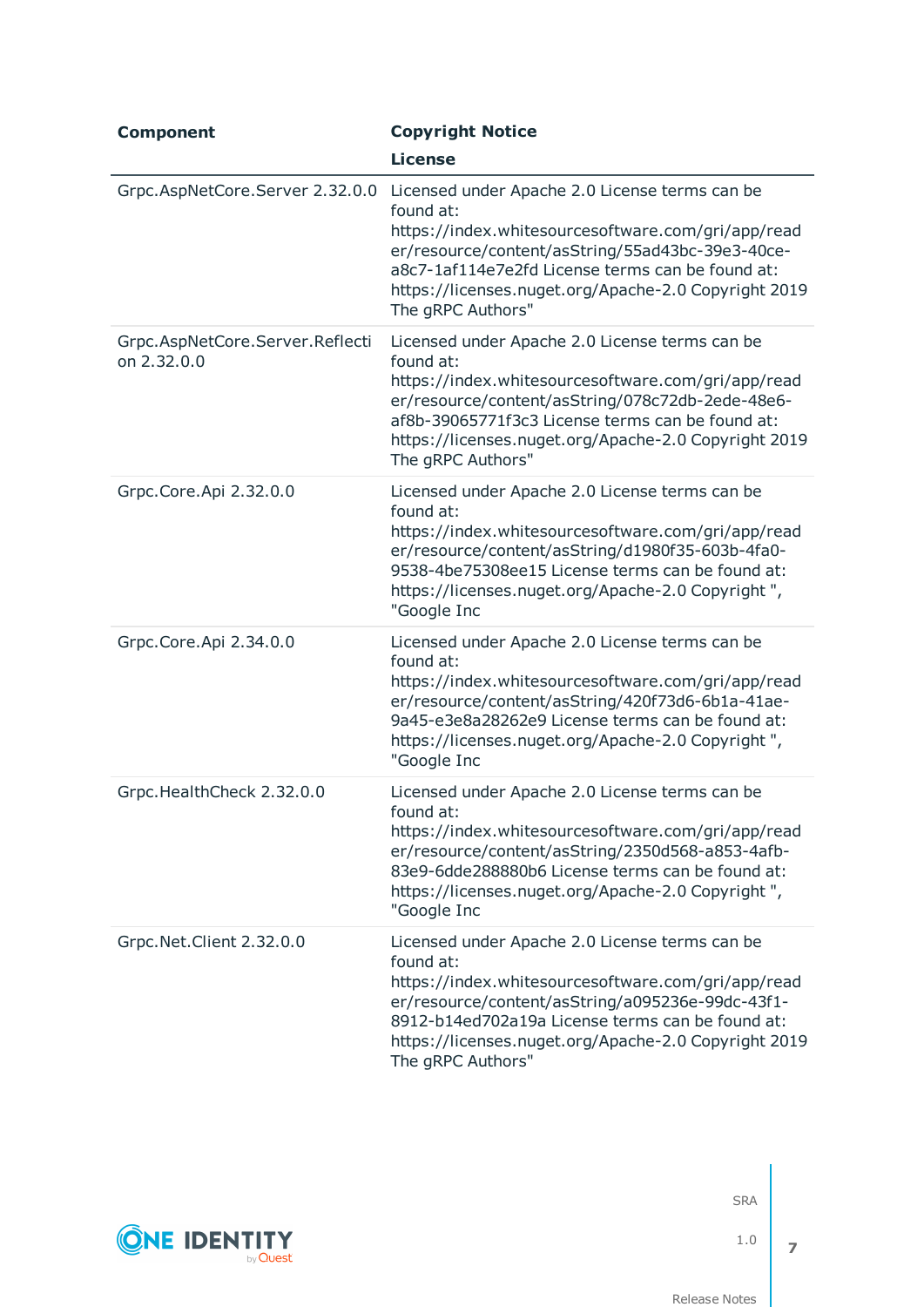| Component | Copyright Notice<br>License |
|---|---|
| Grpc.AspNetCore.Server 2.32.0.0 | Licensed under Apache 2.0 License terms can be found at: https://index.whitesourcesoftware.com/gri/app/reader/resource/content/asString/55ad43bc-39e3-40ce-a8c7-1af114e7e2fd License terms can be found at: https://licenses.nuget.org/Apache-2.0 Copyright 2019 The gRPC Authors" |
| Grpc.AspNetCore.Server.Reflection 2.32.0.0 | Licensed under Apache 2.0 License terms can be found at: https://index.whitesourcesoftware.com/gri/app/reader/resource/content/asString/078c72db-2ede-48e6-af8b-39065771f3c3 License terms can be found at: https://licenses.nuget.org/Apache-2.0 Copyright 2019 The gRPC Authors" |
| Grpc.Core.Api 2.32.0.0 | Licensed under Apache 2.0 License terms can be found at: https://index.whitesourcesoftware.com/gri/app/reader/resource/content/asString/d1980f35-603b-4fa0-9538-4be75308ee15 License terms can be found at: https://licenses.nuget.org/Apache-2.0 Copyright ", "Google Inc |
| Grpc.Core.Api 2.34.0.0 | Licensed under Apache 2.0 License terms can be found at: https://index.whitesourcesoftware.com/gri/app/reader/resource/content/asString/420f73d6-6b1a-41ae-9a45-e3e8a28262e9 License terms can be found at: https://licenses.nuget.org/Apache-2.0 Copyright ", "Google Inc |
| Grpc.HealthCheck 2.32.0.0 | Licensed under Apache 2.0 License terms can be found at: https://index.whitesourcesoftware.com/gri/app/reader/resource/content/asString/2350d568-a853-4afb-83e9-6dde288880b6 License terms can be found at: https://licenses.nuget.org/Apache-2.0 Copyright ", "Google Inc |
| Grpc.Net.Client 2.32.0.0 | Licensed under Apache 2.0 License terms can be found at: https://index.whitesourcesoftware.com/gri/app/reader/resource/content/asString/a095236e-99dc-43f1-8912-b14ed702a19a License terms can be found at: https://licenses.nuget.org/Apache-2.0 Copyright 2019 The gRPC Authors" |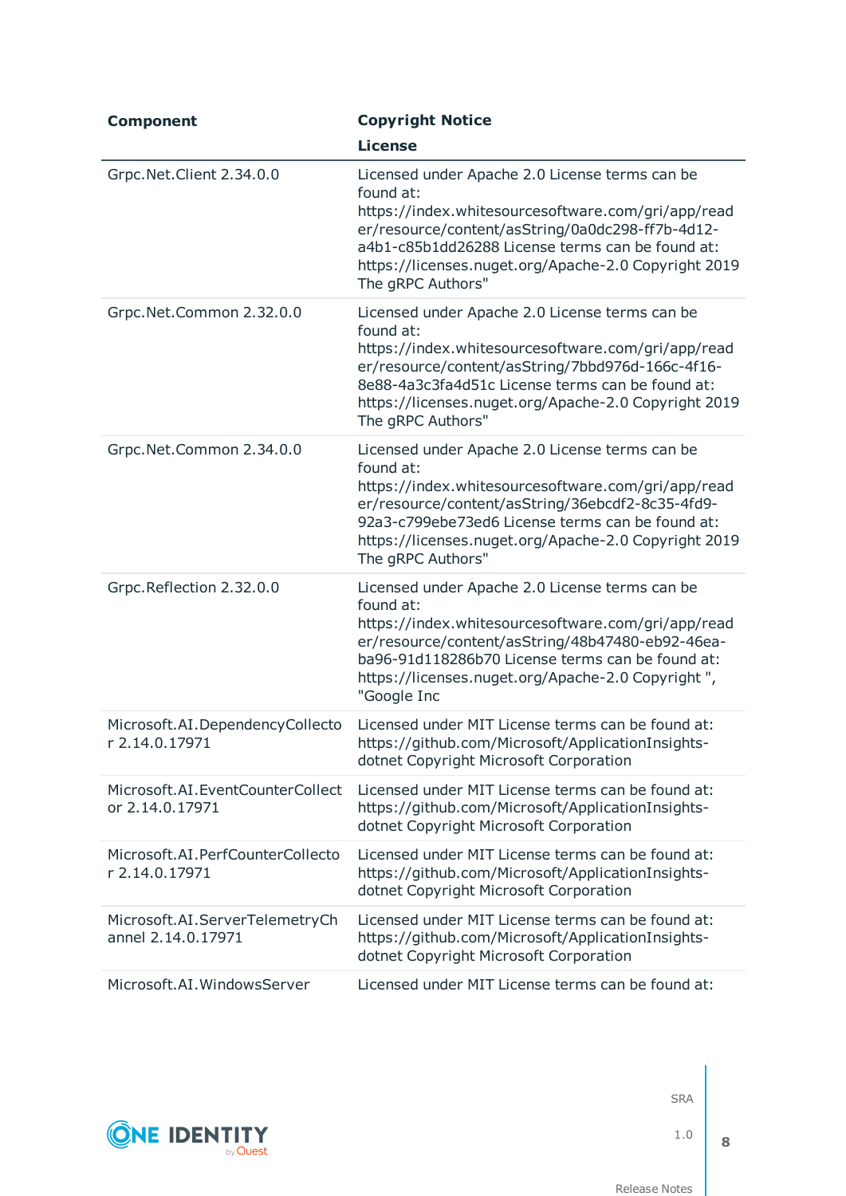| Component | Copyright Notice<br>License |
|---|---|
| Grpc.Net.Client 2.34.0.0 | Licensed under Apache 2.0 License terms can be found at: https://index.whitesourcesoftware.com/gri/app/reader/resource/content/asString/0a0dc298-ff7b-4d12-a4b1-c85b1dd26288 License terms can be found at: https://licenses.nuget.org/Apache-2.0 Copyright 2019 The gRPC Authors" |
| Grpc.Net.Common 2.32.0.0 | Licensed under Apache 2.0 License terms can be found at: https://index.whitesourcesoftware.com/gri/app/reader/resource/content/asString/7bbd976d-166c-4f16-8e88-4a3c3fa4d51c License terms can be found at: https://licenses.nuget.org/Apache-2.0 Copyright 2019 The gRPC Authors" |
| Grpc.Net.Common 2.34.0.0 | Licensed under Apache 2.0 License terms can be found at: https://index.whitesourcesoftware.com/gri/app/reader/resource/content/asString/36ebcdf2-8c35-4fd9-92a3-c799ebe73ed6 License terms can be found at: https://licenses.nuget.org/Apache-2.0 Copyright 2019 The gRPC Authors" |
| Grpc.Reflection 2.32.0.0 | Licensed under Apache 2.0 License terms can be found at: https://index.whitesourcesoftware.com/gri/app/reader/resource/content/asString/48b47480-eb92-46ea-ba96-91d118286b70 License terms can be found at: https://licenses.nuget.org/Apache-2.0 Copyright ", "Google Inc |
| Microsoft.AI.DependencyCollector 2.14.0.17971 | Licensed under MIT License terms can be found at: https://github.com/Microsoft/ApplicationInsights-dotnet Copyright Microsoft Corporation |
| Microsoft.AI.EventCounterCollector 2.14.0.17971 | Licensed under MIT License terms can be found at: https://github.com/Microsoft/ApplicationInsights-dotnet Copyright Microsoft Corporation |
| Microsoft.AI.PerfCounterCollector 2.14.0.17971 | Licensed under MIT License terms can be found at: https://github.com/Microsoft/ApplicationInsights-dotnet Copyright Microsoft Corporation |
| Microsoft.AI.ServerTelemetryChannel 2.14.0.17971 | Licensed under MIT License terms can be found at: https://github.com/Microsoft/ApplicationInsights-dotnet Copyright Microsoft Corporation |
| Microsoft.AI.WindowsServer | Licensed under MIT License terms can be found at: |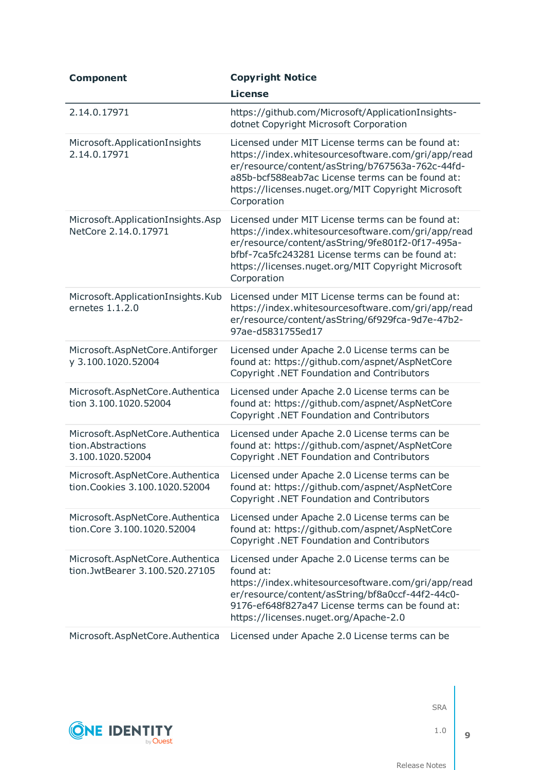| Component | Copyright Notice<br>License |
| --- | --- |
| 2.14.0.17971 | https://github.com/Microsoft/ApplicationInsights-dotnet Copyright Microsoft Corporation |
| Microsoft.ApplicationInsights 2.14.0.17971 | Licensed under MIT License terms can be found at: https://index.whitesourcesoftware.com/gri/app/reader/resource/content/asString/b767563a-762c-44fd-a85b-bcf588eab7ac License terms can be found at: https://licenses.nuget.org/MIT Copyright Microsoft Corporation |
| Microsoft.ApplicationInsights.AspNetCore 2.14.0.17971 | Licensed under MIT License terms can be found at: https://index.whitesourcesoftware.com/gri/app/reader/resource/content/asString/9fe801f2-0f17-495a-bfbf-7ca5fc243281 License terms can be found at: https://licenses.nuget.org/MIT Copyright Microsoft Corporation |
| Microsoft.ApplicationInsights.Kubernetes 1.1.2.0 | Licensed under MIT License terms can be found at: https://index.whitesourcesoftware.com/gri/app/reader/resource/content/asString/6f929fca-9d7e-47b2-97ae-d5831755ed17 |
| Microsoft.AspNetCore.Antiforgery 3.100.1020.52004 | Licensed under Apache 2.0 License terms can be found at: https://github.com/aspnet/AspNetCore Copyright .NET Foundation and Contributors |
| Microsoft.AspNetCore.Authentication 3.100.1020.52004 | Licensed under Apache 2.0 License terms can be found at: https://github.com/aspnet/AspNetCore Copyright .NET Foundation and Contributors |
| Microsoft.AspNetCore.Authentication.Abstractions 3.100.1020.52004 | Licensed under Apache 2.0 License terms can be found at: https://github.com/aspnet/AspNetCore Copyright .NET Foundation and Contributors |
| Microsoft.AspNetCore.Authentication.Cookies 3.100.1020.52004 | Licensed under Apache 2.0 License terms can be found at: https://github.com/aspnet/AspNetCore Copyright .NET Foundation and Contributors |
| Microsoft.AspNetCore.Authentication.Core 3.100.1020.52004 | Licensed under Apache 2.0 License terms can be found at: https://github.com/aspnet/AspNetCore Copyright .NET Foundation and Contributors |
| Microsoft.AspNetCore.Authentication.JwtBearer 3.100.520.27105 | Licensed under Apache 2.0 License terms can be found at: https://index.whitesourcesoftware.com/gri/app/reader/resource/content/asString/bf8a0ccf-44f2-44c0-9176-ef648f827a47 License terms can be found at: https://licenses.nuget.org/Apache-2.0 |
| Microsoft.AspNetCore.Authentica | Licensed under Apache 2.0 License terms can be |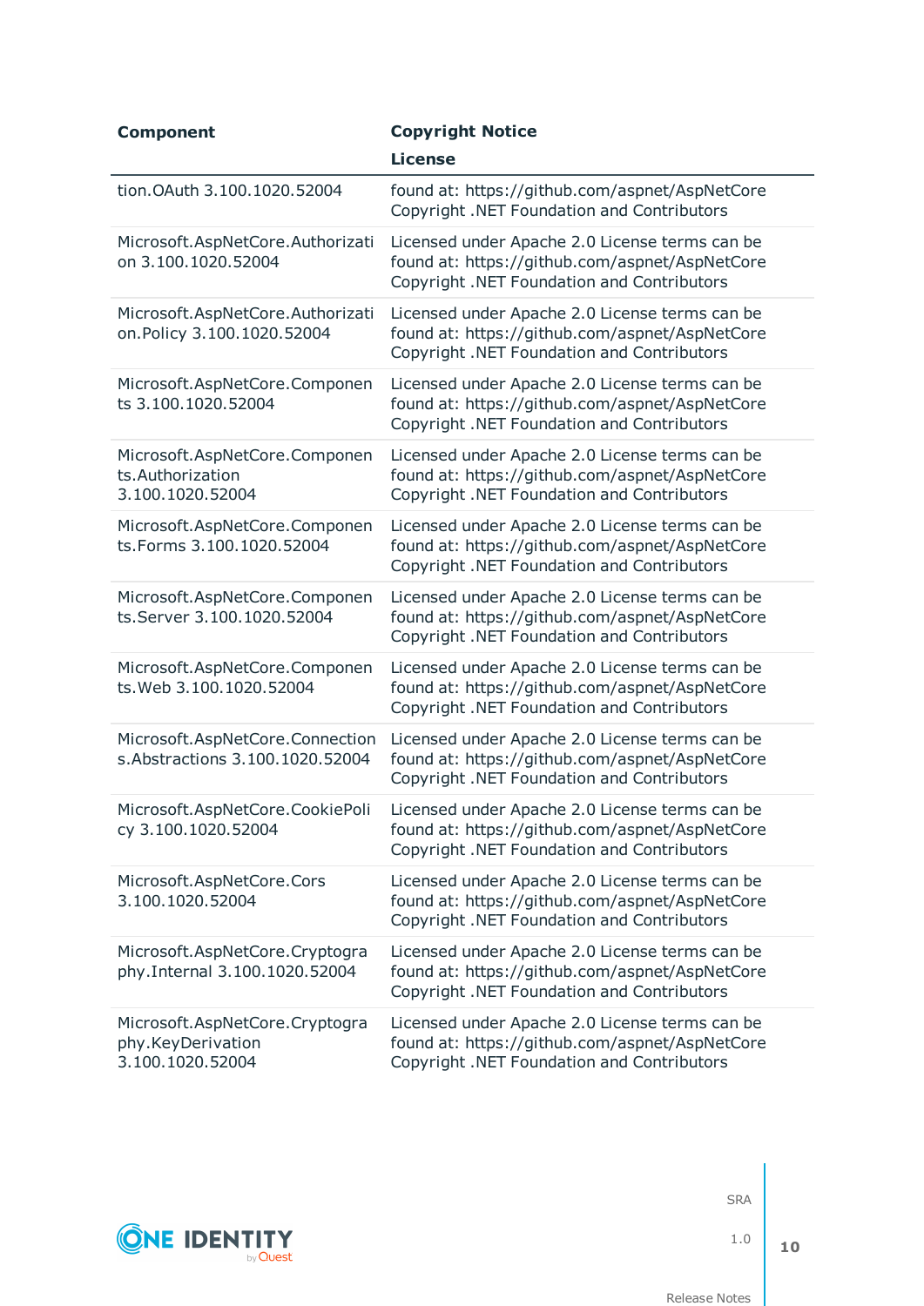| Component | Copyright Notice<br>License |
|---|---|
| tion.OAuth 3.100.1020.52004 | found at: https://github.com/aspnet/AspNetCore Copyright .NET Foundation and Contributors |
| Microsoft.AspNetCore.Authorization 3.100.1020.52004 | Licensed under Apache 2.0 License terms can be found at: https://github.com/aspnet/AspNetCore Copyright .NET Foundation and Contributors |
| Microsoft.AspNetCore.Authorization.Policy 3.100.1020.52004 | Licensed under Apache 2.0 License terms can be found at: https://github.com/aspnet/AspNetCore Copyright .NET Foundation and Contributors |
| Microsoft.AspNetCore.Components 3.100.1020.52004 | Licensed under Apache 2.0 License terms can be found at: https://github.com/aspnet/AspNetCore Copyright .NET Foundation and Contributors |
| Microsoft.AspNetCore.Components.Authorization 3.100.1020.52004 | Licensed under Apache 2.0 License terms can be found at: https://github.com/aspnet/AspNetCore Copyright .NET Foundation and Contributors |
| Microsoft.AspNetCore.Components.Forms 3.100.1020.52004 | Licensed under Apache 2.0 License terms can be found at: https://github.com/aspnet/AspNetCore Copyright .NET Foundation and Contributors |
| Microsoft.AspNetCore.Components.Server 3.100.1020.52004 | Licensed under Apache 2.0 License terms can be found at: https://github.com/aspnet/AspNetCore Copyright .NET Foundation and Contributors |
| Microsoft.AspNetCore.Components.Web 3.100.1020.52004 | Licensed under Apache 2.0 License terms can be found at: https://github.com/aspnet/AspNetCore Copyright .NET Foundation and Contributors |
| Microsoft.AspNetCore.Connections.Abstractions 3.100.1020.52004 | Licensed under Apache 2.0 License terms can be found at: https://github.com/aspnet/AspNetCore Copyright .NET Foundation and Contributors |
| Microsoft.AspNetCore.CookiePolicy 3.100.1020.52004 | Licensed under Apache 2.0 License terms can be found at: https://github.com/aspnet/AspNetCore Copyright .NET Foundation and Contributors |
| Microsoft.AspNetCore.Cors 3.100.1020.52004 | Licensed under Apache 2.0 License terms can be found at: https://github.com/aspnet/AspNetCore Copyright .NET Foundation and Contributors |
| Microsoft.AspNetCore.Cryptography.Internal 3.100.1020.52004 | Licensed under Apache 2.0 License terms can be found at: https://github.com/aspnet/AspNetCore Copyright .NET Foundation and Contributors |
| Microsoft.AspNetCore.Cryptography.KeyDerivation 3.100.1020.52004 | Licensed under Apache 2.0 License terms can be found at: https://github.com/aspnet/AspNetCore Copyright .NET Foundation and Contributors |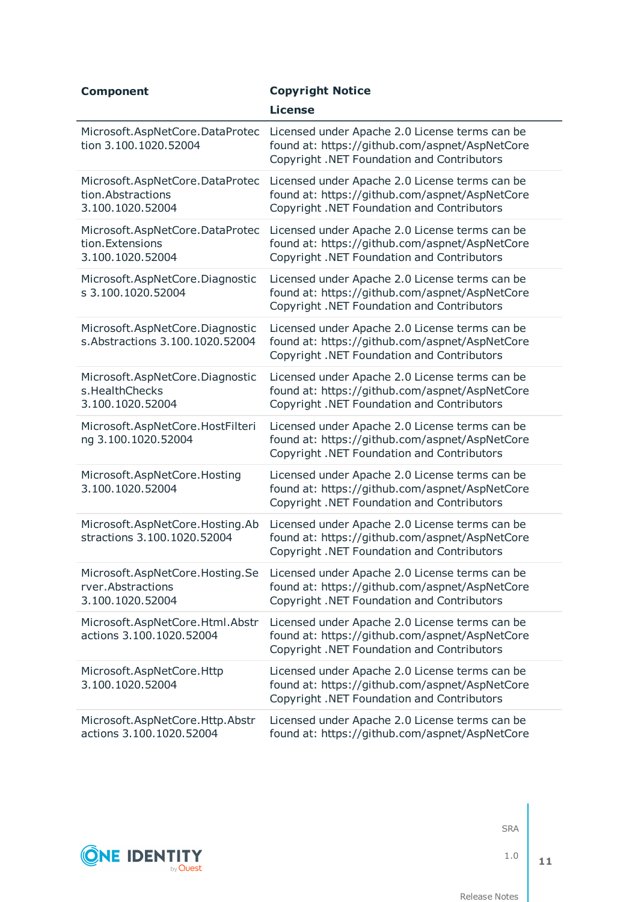| Component | Copyright Notice<br>License |
|---|---|
| Microsoft.AspNetCore.DataProtection 3.100.1020.52004 | Licensed under Apache 2.0 License terms can be found at: https://github.com/aspnet/AspNetCore Copyright .NET Foundation and Contributors |
| Microsoft.AspNetCore.DataProtection.Abstractions 3.100.1020.52004 | Licensed under Apache 2.0 License terms can be found at: https://github.com/aspnet/AspNetCore Copyright .NET Foundation and Contributors |
| Microsoft.AspNetCore.DataProtection.Extensions 3.100.1020.52004 | Licensed under Apache 2.0 License terms can be found at: https://github.com/aspnet/AspNetCore Copyright .NET Foundation and Contributors |
| Microsoft.AspNetCore.Diagnostics 3.100.1020.52004 | Licensed under Apache 2.0 License terms can be found at: https://github.com/aspnet/AspNetCore Copyright .NET Foundation and Contributors |
| Microsoft.AspNetCore.Diagnostics.Abstractions 3.100.1020.52004 | Licensed under Apache 2.0 License terms can be found at: https://github.com/aspnet/AspNetCore Copyright .NET Foundation and Contributors |
| Microsoft.AspNetCore.Diagnostics.HealthChecks 3.100.1020.52004 | Licensed under Apache 2.0 License terms can be found at: https://github.com/aspnet/AspNetCore Copyright .NET Foundation and Contributors |
| Microsoft.AspNetCore.HostFiltering 3.100.1020.52004 | Licensed under Apache 2.0 License terms can be found at: https://github.com/aspnet/AspNetCore Copyright .NET Foundation and Contributors |
| Microsoft.AspNetCore.Hosting 3.100.1020.52004 | Licensed under Apache 2.0 License terms can be found at: https://github.com/aspnet/AspNetCore Copyright .NET Foundation and Contributors |
| Microsoft.AspNetCore.Hosting.Abstractions 3.100.1020.52004 | Licensed under Apache 2.0 License terms can be found at: https://github.com/aspnet/AspNetCore Copyright .NET Foundation and Contributors |
| Microsoft.AspNetCore.Hosting.Server.Abstractions 3.100.1020.52004 | Licensed under Apache 2.0 License terms can be found at: https://github.com/aspnet/AspNetCore Copyright .NET Foundation and Contributors |
| Microsoft.AspNetCore.Html.Abstractions 3.100.1020.52004 | Licensed under Apache 2.0 License terms can be found at: https://github.com/aspnet/AspNetCore Copyright .NET Foundation and Contributors |
| Microsoft.AspNetCore.Http 3.100.1020.52004 | Licensed under Apache 2.0 License terms can be found at: https://github.com/aspnet/AspNetCore Copyright .NET Foundation and Contributors |
| Microsoft.AspNetCore.Http.Abstractions 3.100.1020.52004 | Licensed under Apache 2.0 License terms can be found at: https://github.com/aspnet/AspNetCore |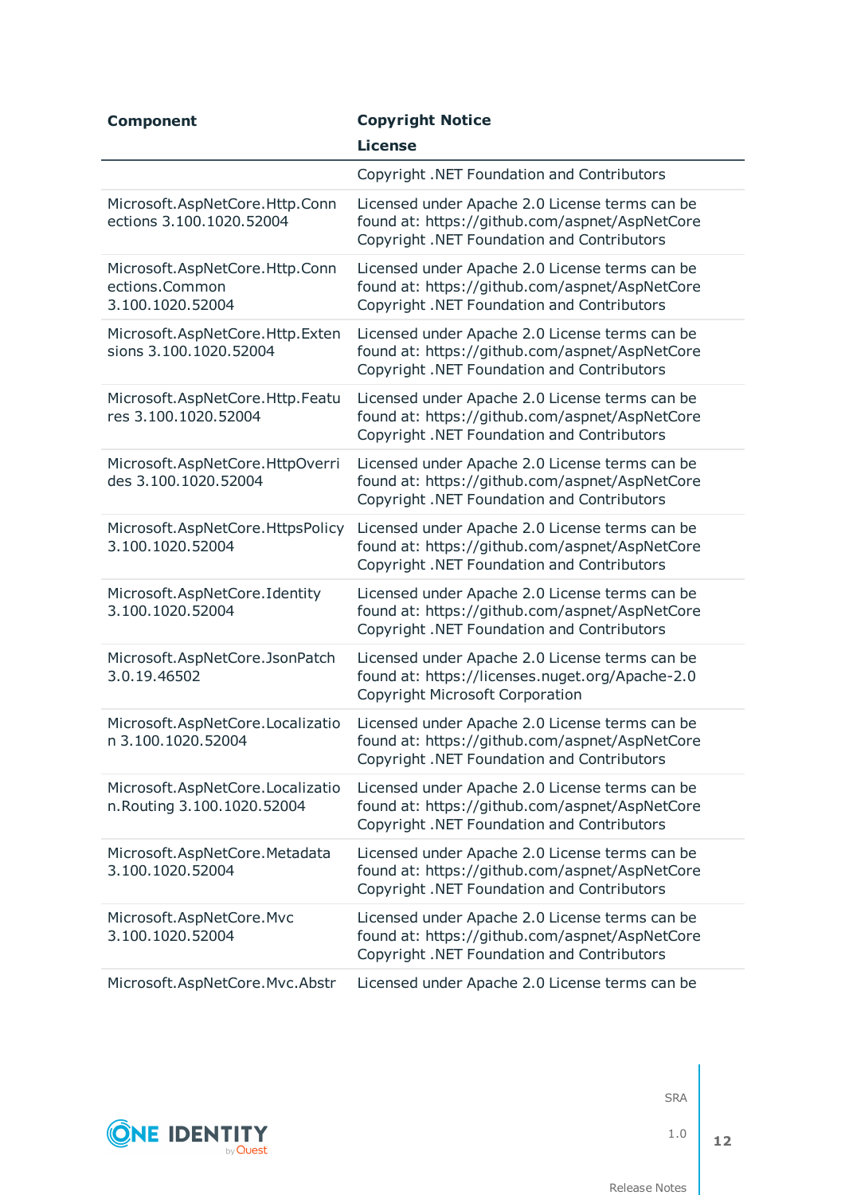| Component | Copyright Notice<br>License |
|---|---|
| | Copyright .NET Foundation and Contributors |
| Microsoft.AspNetCore.Http.Connections 3.100.1020.52004 | Licensed under Apache 2.0 License terms can be found at: https://github.com/aspnet/AspNetCore Copyright .NET Foundation and Contributors |
| Microsoft.AspNetCore.Http.Connections.Common 3.100.1020.52004 | Licensed under Apache 2.0 License terms can be found at: https://github.com/aspnet/AspNetCore Copyright .NET Foundation and Contributors |
| Microsoft.AspNetCore.Http.Extensions 3.100.1020.52004 | Licensed under Apache 2.0 License terms can be found at: https://github.com/aspnet/AspNetCore Copyright .NET Foundation and Contributors |
| Microsoft.AspNetCore.Http.Features 3.100.1020.52004 | Licensed under Apache 2.0 License terms can be found at: https://github.com/aspnet/AspNetCore Copyright .NET Foundation and Contributors |
| Microsoft.AspNetCore.HttpOverrides 3.100.1020.52004 | Licensed under Apache 2.0 License terms can be found at: https://github.com/aspnet/AspNetCore Copyright .NET Foundation and Contributors |
| Microsoft.AspNetCore.HttpsPolicy 3.100.1020.52004 | Licensed under Apache 2.0 License terms can be found at: https://github.com/aspnet/AspNetCore Copyright .NET Foundation and Contributors |
| Microsoft.AspNetCore.Identity 3.100.1020.52004 | Licensed under Apache 2.0 License terms can be found at: https://github.com/aspnet/AspNetCore Copyright .NET Foundation and Contributors |
| Microsoft.AspNetCore.JsonPatch 3.0.19.46502 | Licensed under Apache 2.0 License terms can be found at: https://licenses.nuget.org/Apache-2.0 Copyright Microsoft Corporation |
| Microsoft.AspNetCore.Localization 3.100.1020.52004 | Licensed under Apache 2.0 License terms can be found at: https://github.com/aspnet/AspNetCore Copyright .NET Foundation and Contributors |
| Microsoft.AspNetCore.Localization.Routing 3.100.1020.52004 | Licensed under Apache 2.0 License terms can be found at: https://github.com/aspnet/AspNetCore Copyright .NET Foundation and Contributors |
| Microsoft.AspNetCore.Metadata 3.100.1020.52004 | Licensed under Apache 2.0 License terms can be found at: https://github.com/aspnet/AspNetCore Copyright .NET Foundation and Contributors |
| Microsoft.AspNetCore.Mvc 3.100.1020.52004 | Licensed under Apache 2.0 License terms can be found at: https://github.com/aspnet/AspNetCore Copyright .NET Foundation and Contributors |
| Microsoft.AspNetCore.Mvc.Abstr | Licensed under Apache 2.0 License terms can be |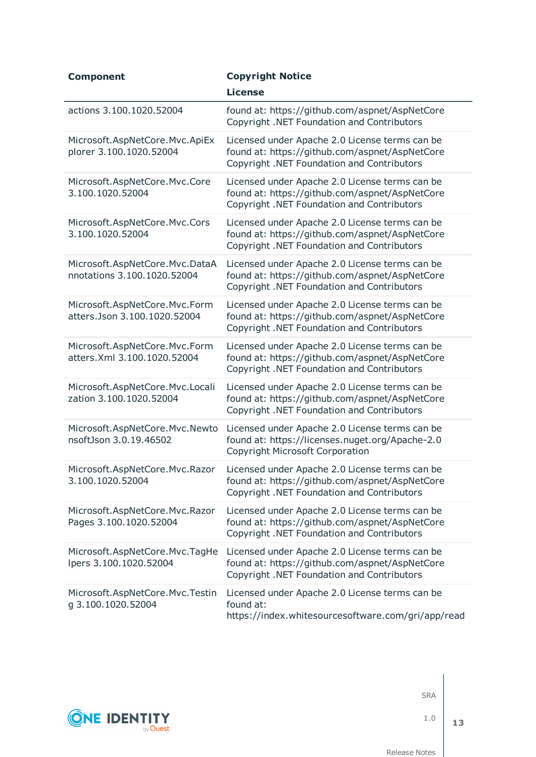| Component | Copyright Notice<br>License |
|---|---|
| actions 3.100.1020.52004 | found at: https://github.com/aspnet/AspNetCore Copyright .NET Foundation and Contributors |
| Microsoft.AspNetCore.Mvc.ApiExplorer 3.100.1020.52004 | Licensed under Apache 2.0 License terms can be found at: https://github.com/aspnet/AspNetCore Copyright .NET Foundation and Contributors |
| Microsoft.AspNetCore.Mvc.Core 3.100.1020.52004 | Licensed under Apache 2.0 License terms can be found at: https://github.com/aspnet/AspNetCore Copyright .NET Foundation and Contributors |
| Microsoft.AspNetCore.Mvc.Cors 3.100.1020.52004 | Licensed under Apache 2.0 License terms can be found at: https://github.com/aspnet/AspNetCore Copyright .NET Foundation and Contributors |
| Microsoft.AspNetCore.Mvc.DataAnnotations 3.100.1020.52004 | Licensed under Apache 2.0 License terms can be found at: https://github.com/aspnet/AspNetCore Copyright .NET Foundation and Contributors |
| Microsoft.AspNetCore.Mvc.Formatters.Json 3.100.1020.52004 | Licensed under Apache 2.0 License terms can be found at: https://github.com/aspnet/AspNetCore Copyright .NET Foundation and Contributors |
| Microsoft.AspNetCore.Mvc.Formatters.Xml 3.100.1020.52004 | Licensed under Apache 2.0 License terms can be found at: https://github.com/aspnet/AspNetCore Copyright .NET Foundation and Contributors |
| Microsoft.AspNetCore.Mvc.Localization 3.100.1020.52004 | Licensed under Apache 2.0 License terms can be found at: https://github.com/aspnet/AspNetCore Copyright .NET Foundation and Contributors |
| Microsoft.AspNetCore.Mvc.NewtonsoftJson 3.0.19.46502 | Licensed under Apache 2.0 License terms can be found at: https://licenses.nuget.org/Apache-2.0 Copyright Microsoft Corporation |
| Microsoft.AspNetCore.Mvc.Razor 3.100.1020.52004 | Licensed under Apache 2.0 License terms can be found at: https://github.com/aspnet/AspNetCore Copyright .NET Foundation and Contributors |
| Microsoft.AspNetCore.Mvc.RazorPages 3.100.1020.52004 | Licensed under Apache 2.0 License terms can be found at: https://github.com/aspnet/AspNetCore Copyright .NET Foundation and Contributors |
| Microsoft.AspNetCore.Mvc.TagHelpers 3.100.1020.52004 | Licensed under Apache 2.0 License terms can be found at: https://github.com/aspnet/AspNetCore Copyright .NET Foundation and Contributors |
| Microsoft.AspNetCore.Mvc.Testing 3.100.1020.52004 | Licensed under Apache 2.0 License terms can be found at: https://index.whitesourcesoftware.com/gri/app/read |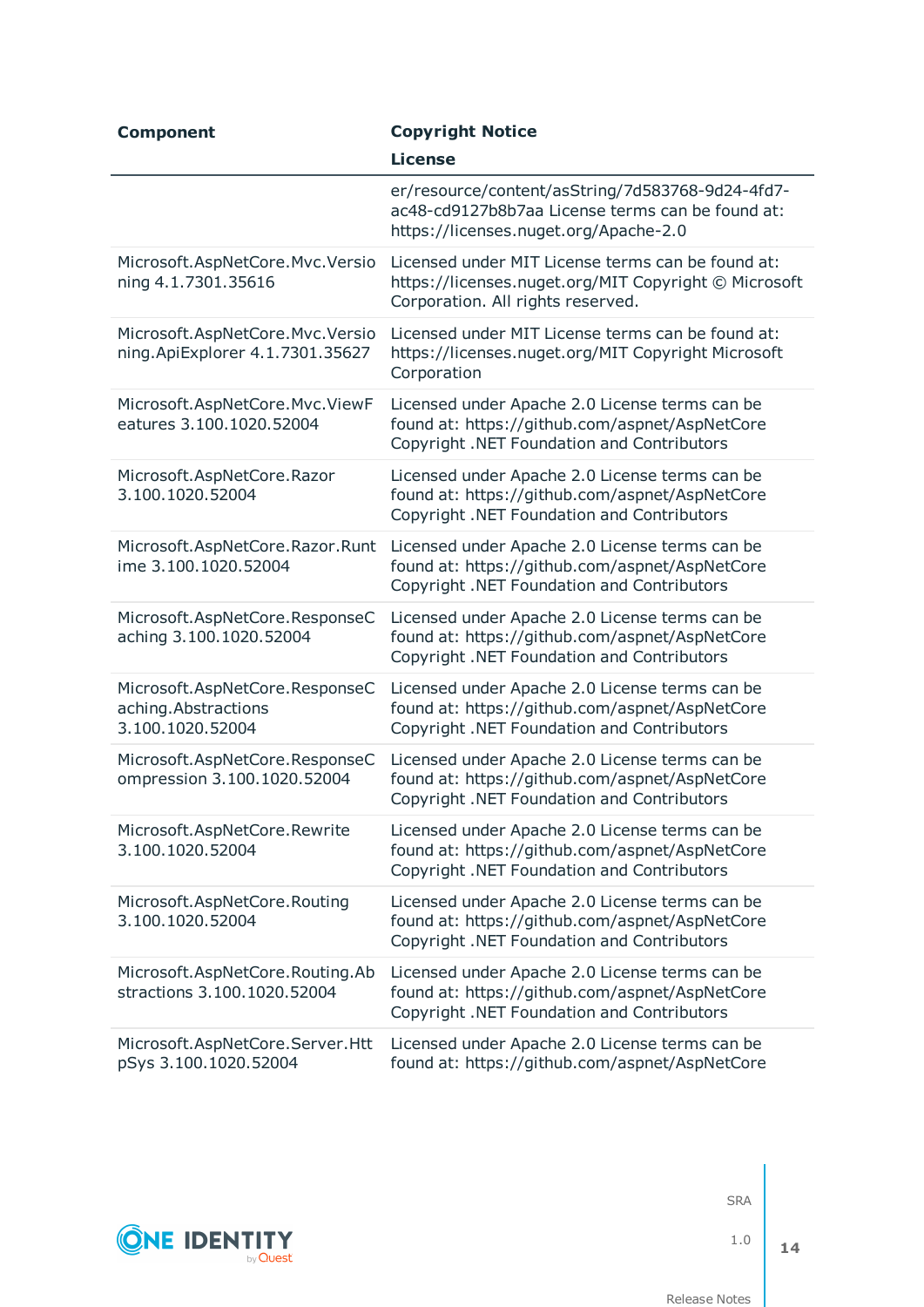| Component | Copyright Notice<br>License |
|---|---|
| | er/resource/content/asString/7d583768-9d24-4fd7-ac48-cd9127b8b7aa License terms can be found at: https://licenses.nuget.org/Apache-2.0 |
| Microsoft.AspNetCore.Mvc.Versioning 4.1.7301.35616 | Licensed under MIT License terms can be found at: https://licenses.nuget.org/MIT Copyright © Microsoft Corporation. All rights reserved. |
| Microsoft.AspNetCore.Mvc.Versioning.ApiExplorer 4.1.7301.35627 | Licensed under MIT License terms can be found at: https://licenses.nuget.org/MIT Copyright Microsoft Corporation |
| Microsoft.AspNetCore.Mvc.ViewFeatures 3.100.1020.52004 | Licensed under Apache 2.0 License terms can be found at: https://github.com/aspnet/AspNetCore Copyright .NET Foundation and Contributors |
| Microsoft.AspNetCore.Razor 3.100.1020.52004 | Licensed under Apache 2.0 License terms can be found at: https://github.com/aspnet/AspNetCore Copyright .NET Foundation and Contributors |
| Microsoft.AspNetCore.Razor.Runtime 3.100.1020.52004 | Licensed under Apache 2.0 License terms can be found at: https://github.com/aspnet/AspNetCore Copyright .NET Foundation and Contributors |
| Microsoft.AspNetCore.ResponseCaching 3.100.1020.52004 | Licensed under Apache 2.0 License terms can be found at: https://github.com/aspnet/AspNetCore Copyright .NET Foundation and Contributors |
| Microsoft.AspNetCore.ResponseCaching.Abstractions 3.100.1020.52004 | Licensed under Apache 2.0 License terms can be found at: https://github.com/aspnet/AspNetCore Copyright .NET Foundation and Contributors |
| Microsoft.AspNetCore.ResponseCompression 3.100.1020.52004 | Licensed under Apache 2.0 License terms can be found at: https://github.com/aspnet/AspNetCore Copyright .NET Foundation and Contributors |
| Microsoft.AspNetCore.Rewrite 3.100.1020.52004 | Licensed under Apache 2.0 License terms can be found at: https://github.com/aspnet/AspNetCore Copyright .NET Foundation and Contributors |
| Microsoft.AspNetCore.Routing 3.100.1020.52004 | Licensed under Apache 2.0 License terms can be found at: https://github.com/aspnet/AspNetCore Copyright .NET Foundation and Contributors |
| Microsoft.AspNetCore.Routing.Abstractions 3.100.1020.52004 | Licensed under Apache 2.0 License terms can be found at: https://github.com/aspnet/AspNetCore Copyright .NET Foundation and Contributors |
| Microsoft.AspNetCore.Server.HttpSys 3.100.1020.52004 | Licensed under Apache 2.0 License terms can be found at: https://github.com/aspnet/AspNetCore |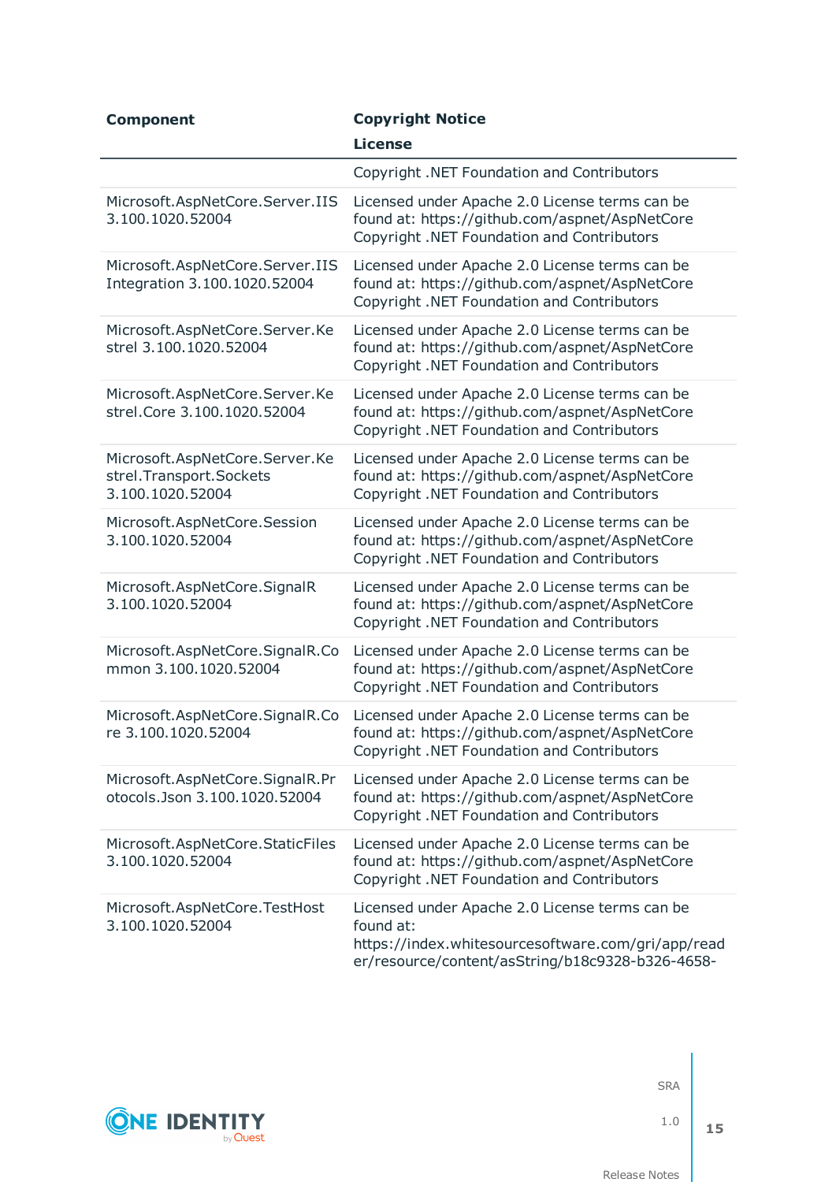| Component | Copyright Notice<br>License |
|---|---|
| | Copyright .NET Foundation and Contributors |
| Microsoft.AspNetCore.Server.IIS 3.100.1020.52004 | Licensed under Apache 2.0 License terms can be found at: https://github.com/aspnet/AspNetCore Copyright .NET Foundation and Contributors |
| Microsoft.AspNetCore.Server.IIS Integration 3.100.1020.52004 | Licensed under Apache 2.0 License terms can be found at: https://github.com/aspnet/AspNetCore Copyright .NET Foundation and Contributors |
| Microsoft.AspNetCore.Server.Kestrel 3.100.1020.52004 | Licensed under Apache 2.0 License terms can be found at: https://github.com/aspnet/AspNetCore Copyright .NET Foundation and Contributors |
| Microsoft.AspNetCore.Server.Kestrel.Core 3.100.1020.52004 | Licensed under Apache 2.0 License terms can be found at: https://github.com/aspnet/AspNetCore Copyright .NET Foundation and Contributors |
| Microsoft.AspNetCore.Server.Kestrel.Transport.Sockets 3.100.1020.52004 | Licensed under Apache 2.0 License terms can be found at: https://github.com/aspnet/AspNetCore Copyright .NET Foundation and Contributors |
| Microsoft.AspNetCore.Session 3.100.1020.52004 | Licensed under Apache 2.0 License terms can be found at: https://github.com/aspnet/AspNetCore Copyright .NET Foundation and Contributors |
| Microsoft.AspNetCore.SignalR 3.100.1020.52004 | Licensed under Apache 2.0 License terms can be found at: https://github.com/aspnet/AspNetCore Copyright .NET Foundation and Contributors |
| Microsoft.AspNetCore.SignalR.Common 3.100.1020.52004 | Licensed under Apache 2.0 License terms can be found at: https://github.com/aspnet/AspNetCore Copyright .NET Foundation and Contributors |
| Microsoft.AspNetCore.SignalR.Core 3.100.1020.52004 | Licensed under Apache 2.0 License terms can be found at: https://github.com/aspnet/AspNetCore Copyright .NET Foundation and Contributors |
| Microsoft.AspNetCore.SignalR.Protocols.Json 3.100.1020.52004 | Licensed under Apache 2.0 License terms can be found at: https://github.com/aspnet/AspNetCore Copyright .NET Foundation and Contributors |
| Microsoft.AspNetCore.StaticFiles 3.100.1020.52004 | Licensed under Apache 2.0 License terms can be found at: https://github.com/aspnet/AspNetCore Copyright .NET Foundation and Contributors |
| Microsoft.AspNetCore.TestHost 3.100.1020.52004 | Licensed under Apache 2.0 License terms can be found at: https://index.whitesourcesoftware.com/gri/app/reader/resource/content/asString/b18c9328-b326-4658- |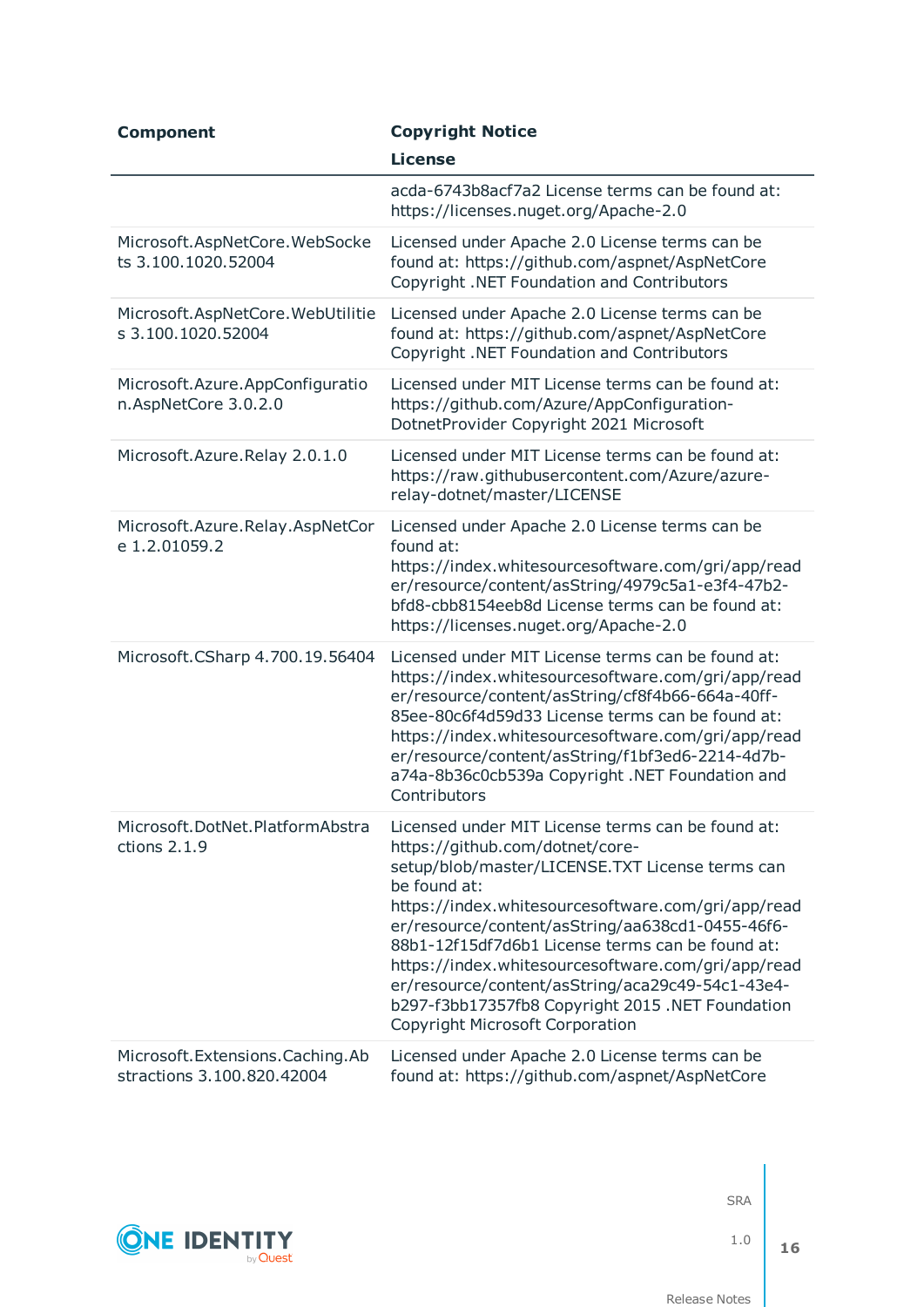| Component | Copyright Notice<br>License |
|---|---|
| | acda-6743b8acf7a2 License terms can be found at: https://licenses.nuget.org/Apache-2.0 |
| Microsoft.AspNetCore.WebSockets 3.100.1020.52004 | Licensed under Apache 2.0 License terms can be found at: https://github.com/aspnet/AspNetCore Copyright .NET Foundation and Contributors |
| Microsoft.AspNetCore.WebUtilities 3.100.1020.52004 | Licensed under Apache 2.0 License terms can be found at: https://github.com/aspnet/AspNetCore Copyright .NET Foundation and Contributors |
| Microsoft.Azure.AppConfiguration.AspNetCore 3.0.2.0 | Licensed under MIT License terms can be found at: https://github.com/Azure/AppConfiguration-DotnetProvider Copyright 2021 Microsoft |
| Microsoft.Azure.Relay 2.0.1.0 | Licensed under MIT License terms can be found at: https://raw.githubusercontent.com/Azure/azure-relay-dotnet/master/LICENSE |
| Microsoft.Azure.Relay.AspNetCore 1.2.01059.2 | Licensed under Apache 2.0 License terms can be found at: https://index.whitesourcesoftware.com/gri/app/reader/resource/content/asString/4979c5a1-e3f4-47b2-bfd8-cbb8154eeb8d License terms can be found at: https://licenses.nuget.org/Apache-2.0 |
| Microsoft.CSharp 4.700.19.56404 | Licensed under MIT License terms can be found at: https://index.whitesourcesoftware.com/gri/app/reader/resource/content/asString/cf8f4b66-664a-40ff-85ee-80c6f4d59d33 License terms can be found at: https://index.whitesourcesoftware.com/gri/app/reader/resource/content/asString/f1bf3ed6-2214-4d7b-a74a-8b36c0cb539a Copyright .NET Foundation and Contributors |
| Microsoft.DotNet.PlatformAbstractions 2.1.9 | Licensed under MIT License terms can be found at: https://github.com/dotnet/core-setup/blob/master/LICENSE.TXT License terms can be found at: https://index.whitesourcesoftware.com/gri/app/reader/resource/content/asString/aa638cd1-0455-46f6-88b1-12f15df7d6b1 License terms can be found at: https://index.whitesourcesoftware.com/gri/app/reader/resource/content/asString/aca29c49-54c1-43e4-b297-f3bb17357fb8 Copyright 2015 .NET Foundation Copyright Microsoft Corporation |
| Microsoft.Extensions.Caching.Abstractions 3.100.820.42004 | Licensed under Apache 2.0 License terms can be found at: https://github.com/aspnet/AspNetCore |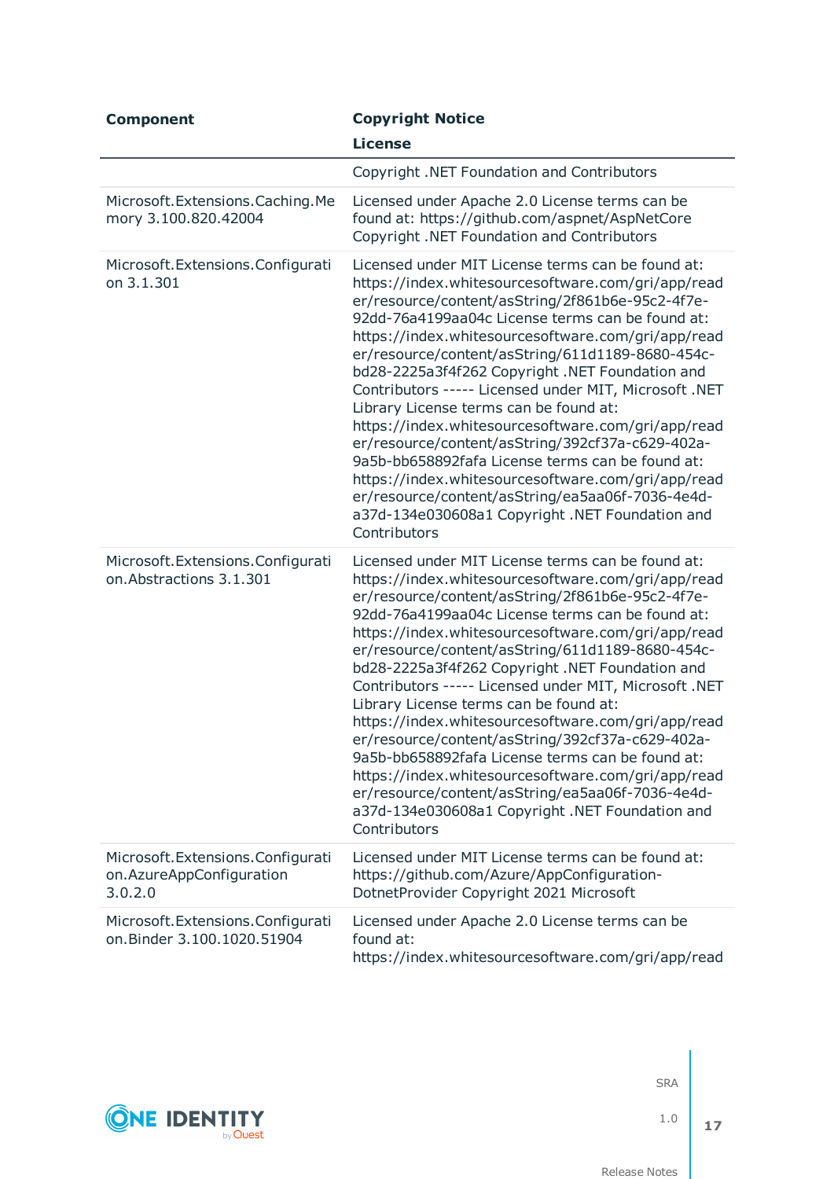| Component | Copyright Notice<br>License |
|---|---|
| | Copyright .NET Foundation and Contributors |
| Microsoft.Extensions.Caching.Memory 3.100.820.42004 | Licensed under Apache 2.0 License terms can be found at: https://github.com/aspnet/AspNetCore Copyright .NET Foundation and Contributors |
| Microsoft.Extensions.Configuration 3.1.301 | Licensed under MIT License terms can be found at: https://index.whitesourcesoftware.com/gri/app/reader/resource/content/asString/2f861b6e-95c2-4f7e-92dd-76a4199aa04c License terms can be found at: https://index.whitesourcesoftware.com/gri/app/reader/resource/content/asString/611d1189-8680-454c-bd28-2225a3f4f262 Copyright .NET Foundation and Contributors ----- Licensed under MIT, Microsoft .NET Library License terms can be found at: https://index.whitesourcesoftware.com/gri/app/reader/resource/content/asString/392cf37a-c629-402a-9a5b-bb658892fafa License terms can be found at: https://index.whitesourcesoftware.com/gri/app/reader/resource/content/asString/ea5aa06f-7036-4e4d-a37d-134e030608a1 Copyright .NET Foundation and Contributors |
| Microsoft.Extensions.Configuration.Abstractions 3.1.301 | Licensed under MIT License terms can be found at: https://index.whitesourcesoftware.com/gri/app/reader/resource/content/asString/2f861b6e-95c2-4f7e-92dd-76a4199aa04c License terms can be found at: https://index.whitesourcesoftware.com/gri/app/reader/resource/content/asString/611d1189-8680-454c-bd28-2225a3f4f262 Copyright .NET Foundation and Contributors ----- Licensed under MIT, Microsoft .NET Library License terms can be found at: https://index.whitesourcesoftware.com/gri/app/reader/resource/content/asString/392cf37a-c629-402a-9a5b-bb658892fafa License terms can be found at: https://index.whitesourcesoftware.com/gri/app/reader/resource/content/asString/ea5aa06f-7036-4e4d-a37d-134e030608a1 Copyright .NET Foundation and Contributors |
| Microsoft.Extensions.Configuration.AzureAppConfiguration 3.0.2.0 | Licensed under MIT License terms can be found at: https://github.com/Azure/AppConfiguration-DotnetProvider Copyright 2021 Microsoft |
| Microsoft.Extensions.Configuration.Binder 3.100.1020.51904 | Licensed under Apache 2.0 License terms can be found at: https://index.whitesourcesoftware.com/gri/app/read |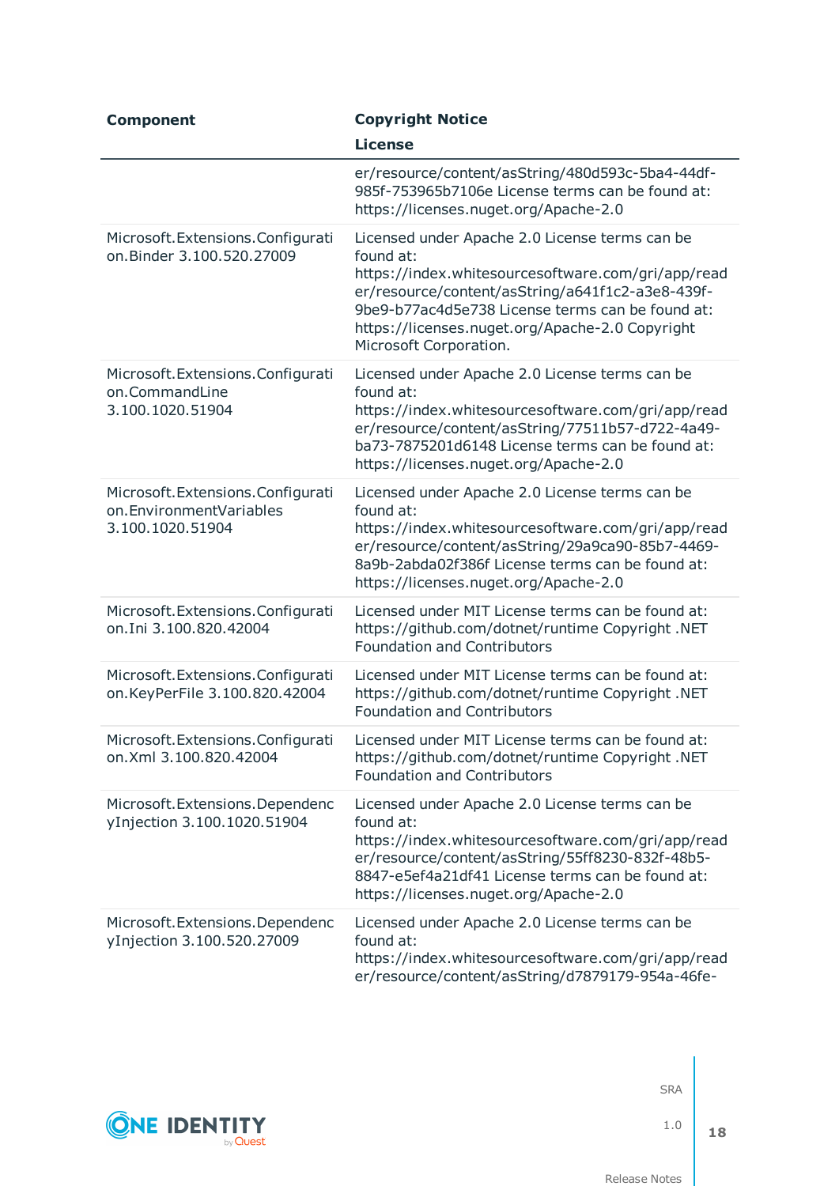| Component | Copyright Notice<br>License |
|---|---|
| | er/resource/content/asString/480d593c-5ba4-44df-985f-753965b7106e License terms can be found at: https://licenses.nuget.org/Apache-2.0 |
| Microsoft.Extensions.Configuration.Binder 3.100.520.27009 | Licensed under Apache 2.0 License terms can be found at: https://index.whitesourcesoftware.com/gri/app/reader/resource/content/asString/a641f1c2-a3e8-439f-9be9-b77ac4d5e738 License terms can be found at: https://licenses.nuget.org/Apache-2.0 Copyright Microsoft Corporation. |
| Microsoft.Extensions.Configuration.CommandLine 3.100.1020.51904 | Licensed under Apache 2.0 License terms can be found at: https://index.whitesourcesoftware.com/gri/app/reader/resource/content/asString/77511b57-d722-4a49-ba73-7875201d6148 License terms can be found at: https://licenses.nuget.org/Apache-2.0 |
| Microsoft.Extensions.Configuration.EnvironmentVariables 3.100.1020.51904 | Licensed under Apache 2.0 License terms can be found at: https://index.whitesourcesoftware.com/gri/app/reader/resource/content/asString/29a9ca90-85b7-4469-8a9b-2abda02f386f License terms can be found at: https://licenses.nuget.org/Apache-2.0 |
| Microsoft.Extensions.Configuration.Ini 3.100.820.42004 | Licensed under MIT License terms can be found at: https://github.com/dotnet/runtime Copyright .NET Foundation and Contributors |
| Microsoft.Extensions.Configuration.KeyPerFile 3.100.820.42004 | Licensed under MIT License terms can be found at: https://github.com/dotnet/runtime Copyright .NET Foundation and Contributors |
| Microsoft.Extensions.Configuration.Xml 3.100.820.42004 | Licensed under MIT License terms can be found at: https://github.com/dotnet/runtime Copyright .NET Foundation and Contributors |
| Microsoft.Extensions.DependencyInjection 3.100.1020.51904 | Licensed under Apache 2.0 License terms can be found at: https://index.whitesourcesoftware.com/gri/app/reader/resource/content/asString/55ff8230-832f-48b5-8847-e5ef4a21df41 License terms can be found at: https://licenses.nuget.org/Apache-2.0 |
| Microsoft.Extensions.DependencyInjection 3.100.520.27009 | Licensed under Apache 2.0 License terms can be found at: https://index.whitesourcesoftware.com/gri/app/reader/resource/content/asString/d7879179-954a-46fe- |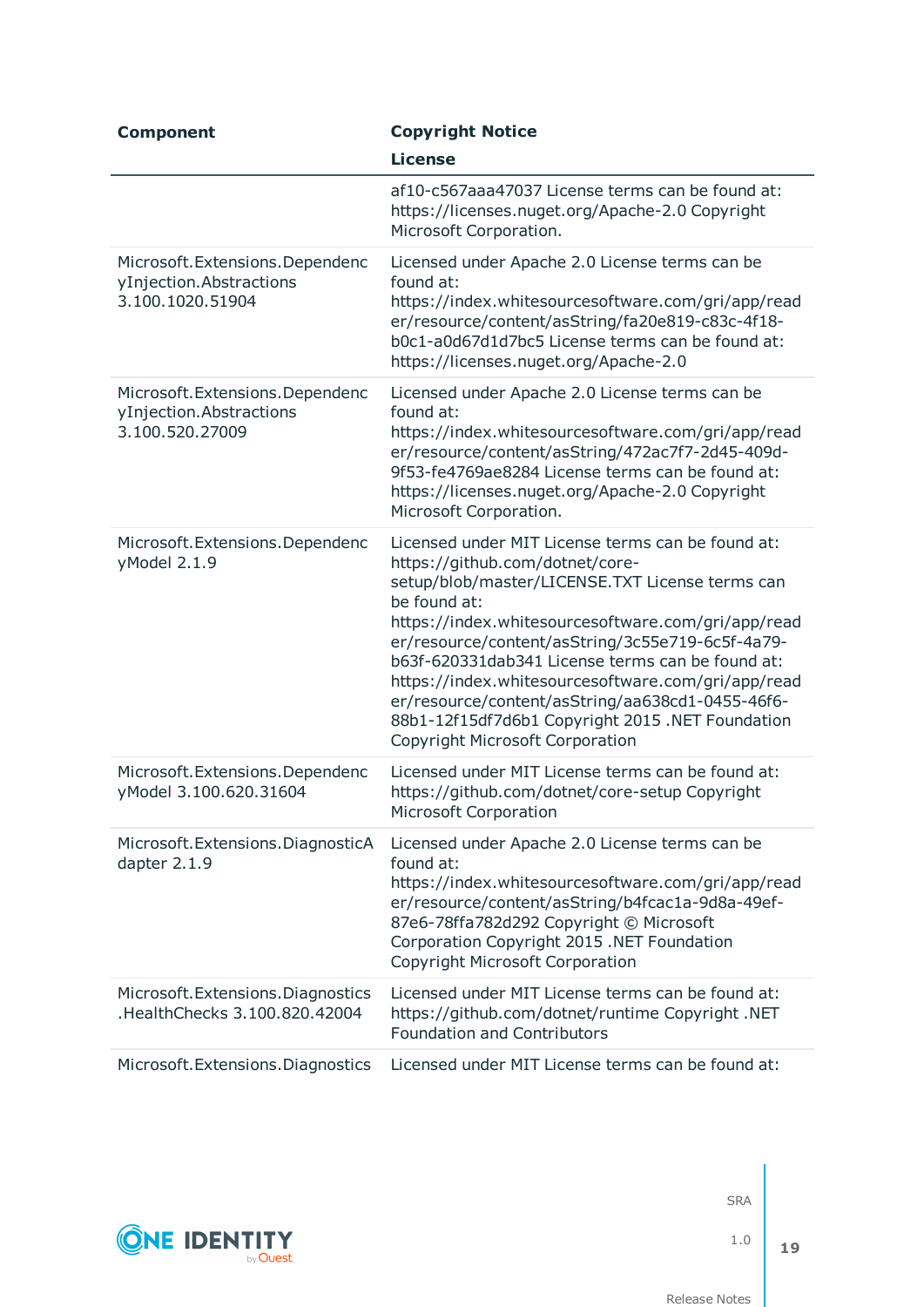| Component | Copyright Notice<br>License |
|---|---|
| | af10-c567aaa47037 License terms can be found at: https://licenses.nuget.org/Apache-2.0 Copyright Microsoft Corporation. |
| Microsoft.Extensions.DependencyInjection.Abstractions 3.100.1020.51904 | Licensed under Apache 2.0 License terms can be found at: https://index.whitesourcesoftware.com/gri/app/reader/resource/content/asString/fa20e819-c83c-4f18-b0c1-a0d67d1d7bc5 License terms can be found at: https://licenses.nuget.org/Apache-2.0 |
| Microsoft.Extensions.DependencyInjection.Abstractions 3.100.520.27009 | Licensed under Apache 2.0 License terms can be found at: https://index.whitesourcesoftware.com/gri/app/reader/resource/content/asString/472ac7f7-2d45-409d-9f53-fe4769ae8284 License terms can be found at: https://licenses.nuget.org/Apache-2.0 Copyright Microsoft Corporation. |
| Microsoft.Extensions.DependencyModel 2.1.9 | Licensed under MIT License terms can be found at: https://github.com/dotnet/core-setup/blob/master/LICENSE.TXT License terms can be found at: https://index.whitesourcesoftware.com/gri/app/reader/resource/content/asString/3c55e719-6c5f-4a79-b63f-620331dab341 License terms can be found at: https://index.whitesourcesoftware.com/gri/app/reader/resource/content/asString/aa638cd1-0455-46f6-88b1-12f15df7d6b1 Copyright 2015 .NET Foundation Copyright Microsoft Corporation |
| Microsoft.Extensions.DependencyModel 3.100.620.31604 | Licensed under MIT License terms can be found at: https://github.com/dotnet/core-setup Copyright Microsoft Corporation |
| Microsoft.Extensions.DiagnosticAdapter 2.1.9 | Licensed under Apache 2.0 License terms can be found at: https://index.whitesourcesoftware.com/gri/app/reader/resource/content/asString/b4fcac1a-9d8a-49ef-87e6-78ffa782d292 Copyright © Microsoft Corporation Copyright 2015 .NET Foundation Copyright Microsoft Corporation |
| Microsoft.Extensions.Diagnostics.HealthChecks 3.100.820.42004 | Licensed under MIT License terms can be found at: https://github.com/dotnet/runtime Copyright .NET Foundation and Contributors |
| Microsoft.Extensions.Diagnostics | Licensed under MIT License terms can be found at: |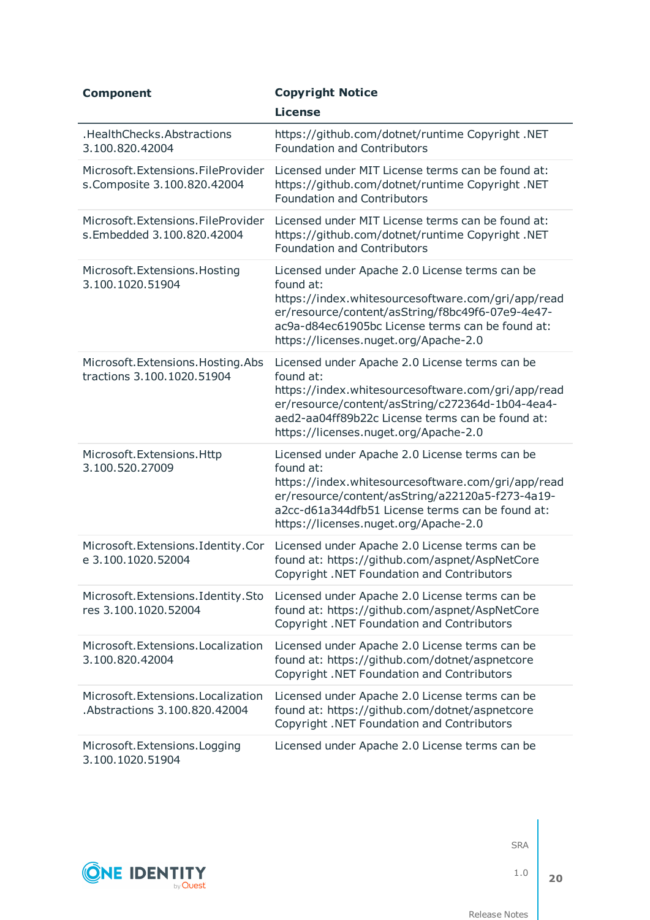| Component | Copyright Notice<br>License |
|---|---|
| .HealthChecks.Abstractions 3.100.820.42004 | https://github.com/dotnet/runtime Copyright .NET Foundation and Contributors |
| Microsoft.Extensions.FileProviders.Composite 3.100.820.42004 | Licensed under MIT License terms can be found at: https://github.com/dotnet/runtime Copyright .NET Foundation and Contributors |
| Microsoft.Extensions.FileProviders.Embedded 3.100.820.42004 | Licensed under MIT License terms can be found at: https://github.com/dotnet/runtime Copyright .NET Foundation and Contributors |
| Microsoft.Extensions.Hosting 3.100.1020.51904 | Licensed under Apache 2.0 License terms can be found at: https://index.whitesourcesoftware.com/gri/app/reader/resource/content/asString/f8bc49f6-07e9-4e47-ac9a-d84ec61905bc License terms can be found at: https://licenses.nuget.org/Apache-2.0 |
| Microsoft.Extensions.Hosting.Abstractions 3.100.1020.51904 | Licensed under Apache 2.0 License terms can be found at: https://index.whitesourcesoftware.com/gri/app/reader/resource/content/asString/c272364d-1b04-4ea4-aed2-aa04ff89b22c License terms can be found at: https://licenses.nuget.org/Apache-2.0 |
| Microsoft.Extensions.Http 3.100.520.27009 | Licensed under Apache 2.0 License terms can be found at: https://index.whitesourcesoftware.com/gri/app/reader/resource/content/asString/a22120a5-f273-4a19-a2cc-d61a344dfb51 License terms can be found at: https://licenses.nuget.org/Apache-2.0 |
| Microsoft.Extensions.Identity.Core 3.100.1020.52004 | Licensed under Apache 2.0 License terms can be found at: https://github.com/aspnet/AspNetCore Copyright .NET Foundation and Contributors |
| Microsoft.Extensions.Identity.Stores 3.100.1020.52004 | Licensed under Apache 2.0 License terms can be found at: https://github.com/aspnet/AspNetCore Copyright .NET Foundation and Contributors |
| Microsoft.Extensions.Localization 3.100.820.42004 | Licensed under Apache 2.0 License terms can be found at: https://github.com/dotnet/aspnetcore Copyright .NET Foundation and Contributors |
| Microsoft.Extensions.Localization.Abstractions 3.100.820.42004 | Licensed under Apache 2.0 License terms can be found at: https://github.com/dotnet/aspnetcore Copyright .NET Foundation and Contributors |
| Microsoft.Extensions.Logging 3.100.1020.51904 | Licensed under Apache 2.0 License terms can be |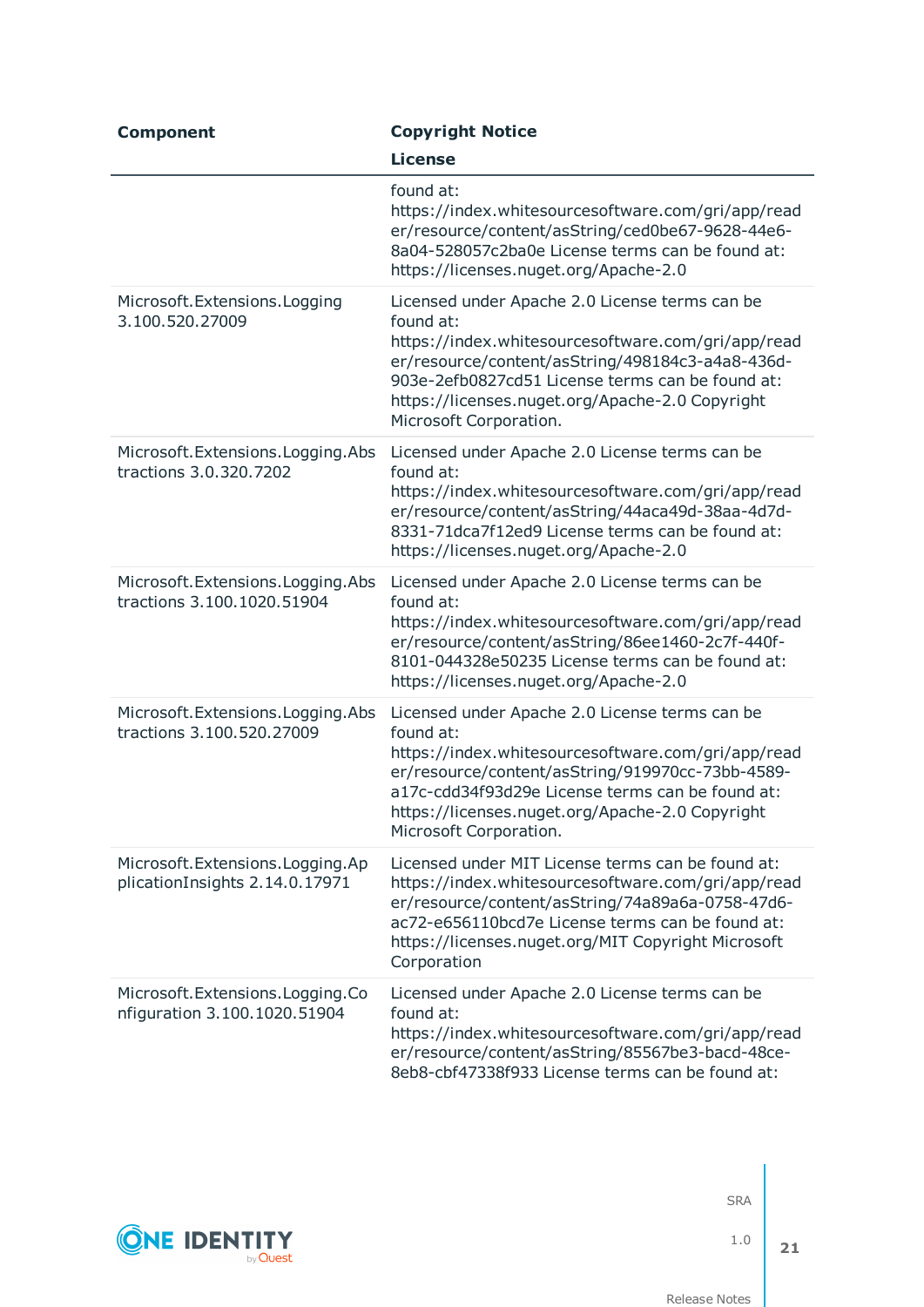| Component | Copyright Notice<br>License |
|---|---|
| | found at: https://index.whitesourcesoftware.com/gri/app/reader/resource/content/asString/ced0be67-9628-44e6-8a04-528057c2ba0e License terms can be found at: https://licenses.nuget.org/Apache-2.0 |
| Microsoft.Extensions.Logging 3.100.520.27009 | Licensed under Apache 2.0 License terms can be found at: https://index.whitesourcesoftware.com/gri/app/reader/resource/content/asString/498184c3-a4a8-436d-903e-2efb0827cd51 License terms can be found at: https://licenses.nuget.org/Apache-2.0 Copyright Microsoft Corporation. |
| Microsoft.Extensions.Logging.Abstractions 3.0.320.7202 | Licensed under Apache 2.0 License terms can be found at: https://index.whitesourcesoftware.com/gri/app/reader/resource/content/asString/44aca49d-38aa-4d7d-8331-71dca7f12ed9 License terms can be found at: https://licenses.nuget.org/Apache-2.0 |
| Microsoft.Extensions.Logging.Abstractions 3.100.1020.51904 | Licensed under Apache 2.0 License terms can be found at: https://index.whitesourcesoftware.com/gri/app/reader/resource/content/asString/86ee1460-2c7f-440f-8101-044328e50235 License terms can be found at: https://licenses.nuget.org/Apache-2.0 |
| Microsoft.Extensions.Logging.Abstractions 3.100.520.27009 | Licensed under Apache 2.0 License terms can be found at: https://index.whitesourcesoftware.com/gri/app/reader/resource/content/asString/919970cc-73bb-4589-a17c-cdd34f93d29e License terms can be found at: https://licenses.nuget.org/Apache-2.0 Copyright Microsoft Corporation. |
| Microsoft.Extensions.Logging.ApplicationInsights 2.14.0.17971 | Licensed under MIT License terms can be found at: https://index.whitesourcesoftware.com/gri/app/reader/resource/content/asString/74a89a6a-0758-47d6-ac72-e656110bcd7e License terms can be found at: https://licenses.nuget.org/MIT Copyright Microsoft Corporation |
| Microsoft.Extensions.Logging.Configuration 3.100.1020.51904 | Licensed under Apache 2.0 License terms can be found at: https://index.whitesourcesoftware.com/gri/app/reader/resource/content/asString/85567be3-bacd-48ce-8eb8-cbf47338f933 License terms can be found at: |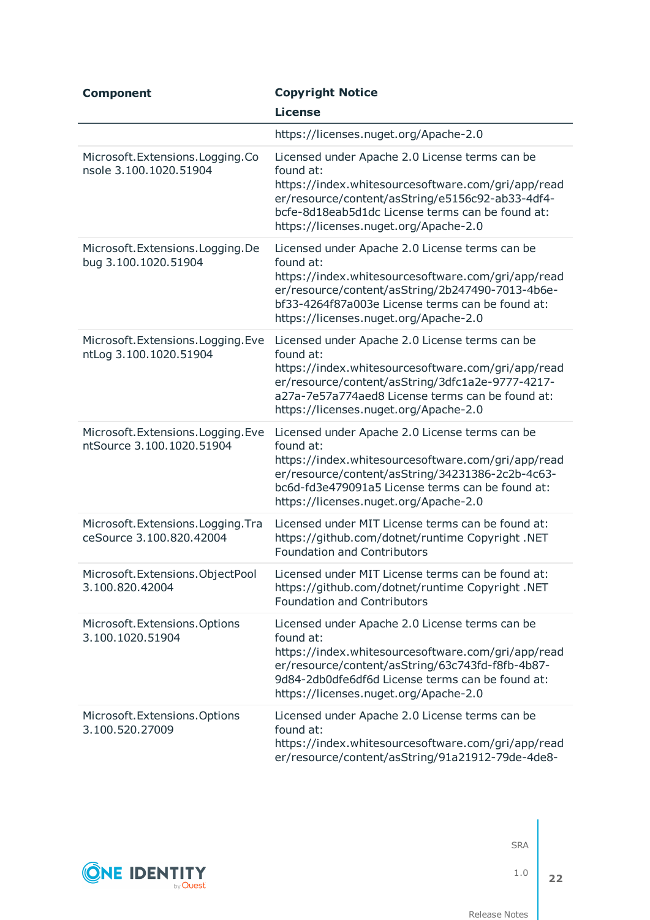| Component | Copyright Notice<br>License |
|---|---|
| | https://licenses.nuget.org/Apache-2.0 |
| Microsoft.Extensions.Logging.Console 3.100.1020.51904 | Licensed under Apache 2.0 License terms can be found at: https://index.whitesourcesoftware.com/gri/app/reader/resource/content/asString/e5156c92-ab33-4df4-bcfe-8d18eab5d1dc License terms can be found at: https://licenses.nuget.org/Apache-2.0 |
| Microsoft.Extensions.Logging.Debug 3.100.1020.51904 | Licensed under Apache 2.0 License terms can be found at: https://index.whitesourcesoftware.com/gri/app/reader/resource/content/asString/2b247490-7013-4b6e-bf33-4264f87a003e License terms can be found at: https://licenses.nuget.org/Apache-2.0 |
| Microsoft.Extensions.Logging.EventLog 3.100.1020.51904 | Licensed under Apache 2.0 License terms can be found at: https://index.whitesourcesoftware.com/gri/app/reader/resource/content/asString/3dfc1a2e-9777-4217-a27a-7e57a774aed8 License terms can be found at: https://licenses.nuget.org/Apache-2.0 |
| Microsoft.Extensions.Logging.EventSource 3.100.1020.51904 | Licensed under Apache 2.0 License terms can be found at: https://index.whitesourcesoftware.com/gri/app/reader/resource/content/asString/34231386-2c2b-4c63-bc6d-fd3e479091a5 License terms can be found at: https://licenses.nuget.org/Apache-2.0 |
| Microsoft.Extensions.Logging.TraceSource 3.100.820.42004 | Licensed under MIT License terms can be found at: https://github.com/dotnet/runtime Copyright .NET Foundation and Contributors |
| Microsoft.Extensions.ObjectPool 3.100.820.42004 | Licensed under MIT License terms can be found at: https://github.com/dotnet/runtime Copyright .NET Foundation and Contributors |
| Microsoft.Extensions.Options 3.100.1020.51904 | Licensed under Apache 2.0 License terms can be found at: https://index.whitesourcesoftware.com/gri/app/reader/resource/content/asString/63c743fd-f8fb-4b87-9d84-2db0dfe6df6d License terms can be found at: https://licenses.nuget.org/Apache-2.0 |
| Microsoft.Extensions.Options 3.100.520.27009 | Licensed under Apache 2.0 License terms can be found at: https://index.whitesourcesoftware.com/gri/app/reader/resource/content/asString/91a21912-79de-4de8- |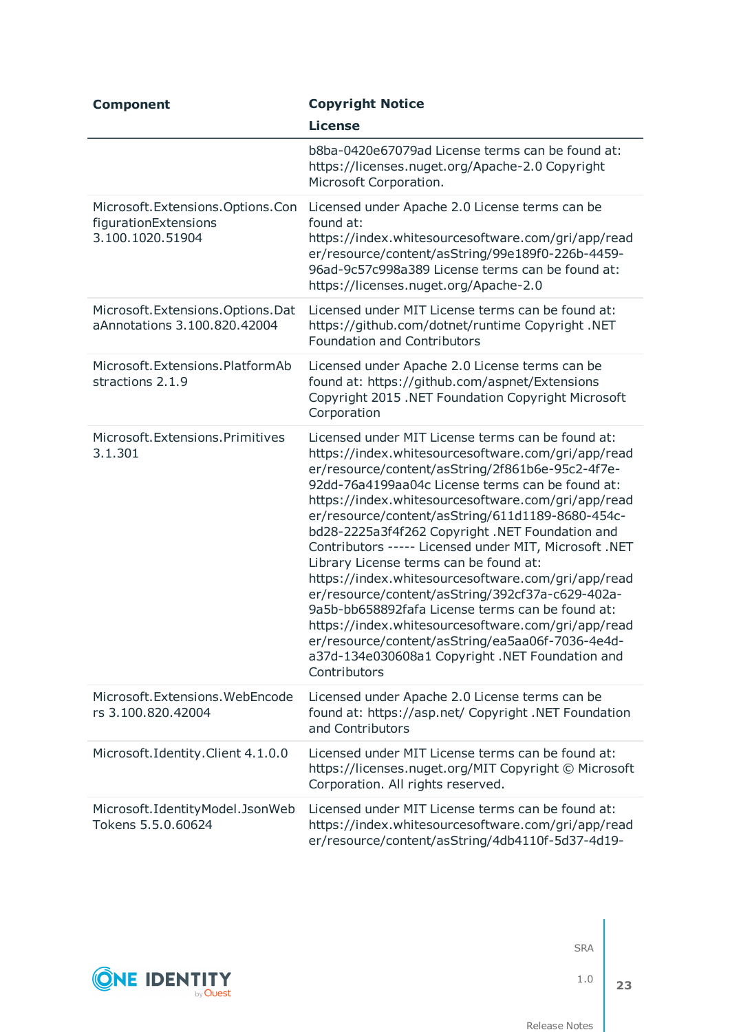| Component | Copyright Notice<br>License |
|---|---|
| | b8ba-0420e67079ad License terms can be found at: https://licenses.nuget.org/Apache-2.0 Copyright Microsoft Corporation. |
| Microsoft.Extensions.Options.ConfigurationExtensions 3.100.1020.51904 | Licensed under Apache 2.0 License terms can be found at: https://index.whitesourcesoftware.com/gri/app/reader/resource/content/asString/99e189f0-226b-4459-96ad-9c57c998a389 License terms can be found at: https://licenses.nuget.org/Apache-2.0 |
| Microsoft.Extensions.Options.DataAnnotations 3.100.820.42004 | Licensed under MIT License terms can be found at: https://github.com/dotnet/runtime Copyright .NET Foundation and Contributors |
| Microsoft.Extensions.PlatformAbstractions 2.1.9 | Licensed under Apache 2.0 License terms can be found at: https://github.com/aspnet/Extensions Copyright 2015 .NET Foundation Copyright Microsoft Corporation |
| Microsoft.Extensions.Primitives 3.1.301 | Licensed under MIT License terms can be found at: https://index.whitesourcesoftware.com/gri/app/reader/resource/content/asString/2f861b6e-95c2-4f7e-92dd-76a4199aa04c License terms can be found at: https://index.whitesourcesoftware.com/gri/app/reader/resource/content/asString/611d1189-8680-454c-bd28-2225a3f4f262 Copyright .NET Foundation and Contributors ----- Licensed under MIT, Microsoft .NET Library License terms can be found at: https://index.whitesourcesoftware.com/gri/app/reader/resource/content/asString/392cf37a-c629-402a-9a5b-bb658892fafa License terms can be found at: https://index.whitesourcesoftware.com/gri/app/reader/resource/content/asString/ea5aa06f-7036-4e4d-a37d-134e030608a1 Copyright .NET Foundation and Contributors |
| Microsoft.Extensions.WebEncoders 3.100.820.42004 | Licensed under Apache 2.0 License terms can be found at: https://asp.net/ Copyright .NET Foundation and Contributors |
| Microsoft.Identity.Client 4.1.0.0 | Licensed under MIT License terms can be found at: https://licenses.nuget.org/MIT Copyright © Microsoft Corporation. All rights reserved. |
| Microsoft.IdentityModel.JsonWebTokens 5.5.0.60624 | Licensed under MIT License terms can be found at: https://index.whitesourcesoftware.com/gri/app/reader/resource/content/asString/4db4110f-5d37-4d19- |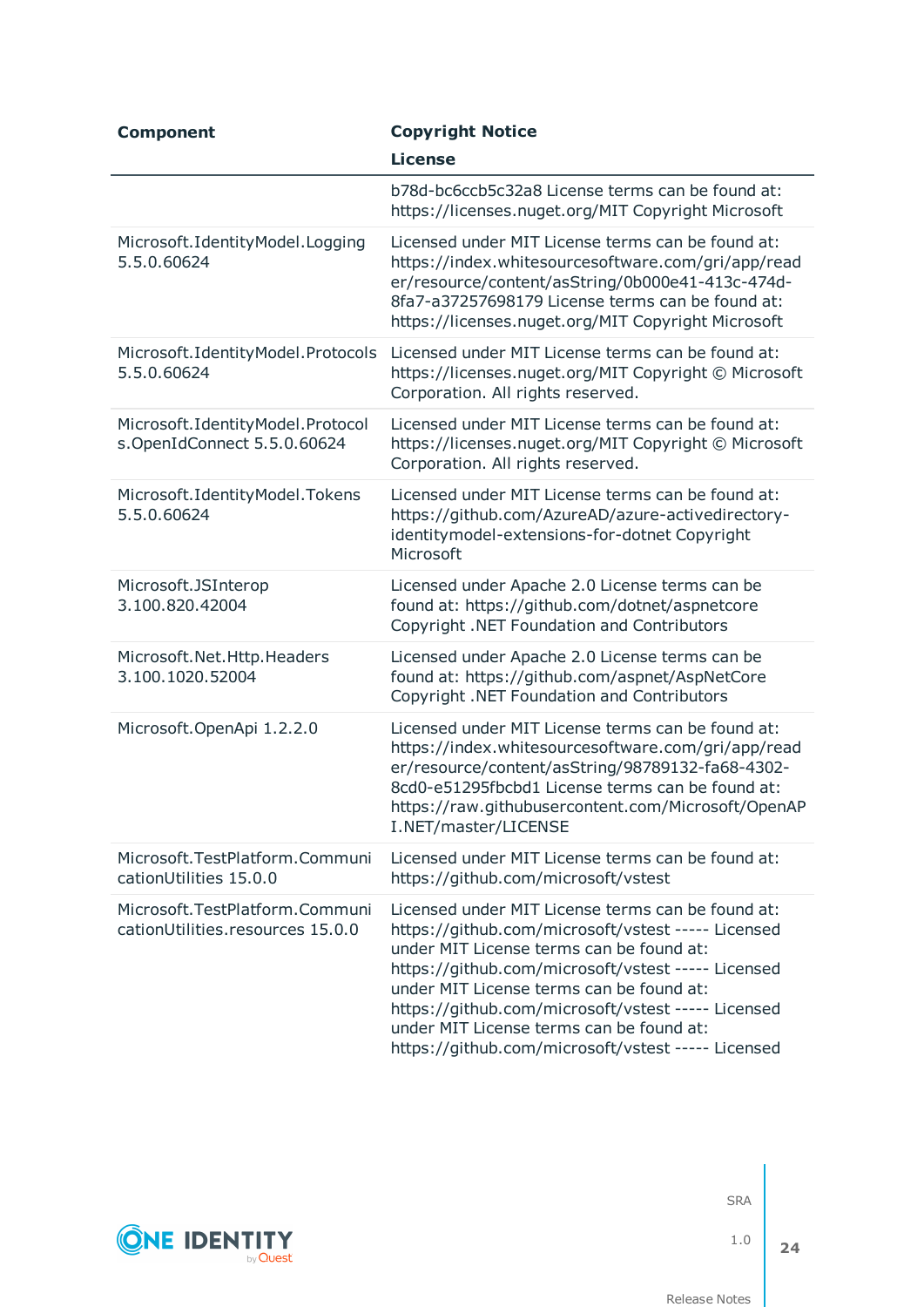| Component | Copyright Notice License |
|---|---|
| | b78d-bc6ccb5c32a8 License terms can be found at: https://licenses.nuget.org/MIT Copyright Microsoft |
| Microsoft.IdentityModel.Logging 5.5.0.60624 | Licensed under MIT License terms can be found at: https://index.whitesourcesoftware.com/gri/app/reader/resource/content/asString/0b000e41-413c-474d-8fa7-a37257698179 License terms can be found at: https://licenses.nuget.org/MIT Copyright Microsoft |
| Microsoft.IdentityModel.Protocols 5.5.0.60624 | Licensed under MIT License terms can be found at: https://licenses.nuget.org/MIT Copyright © Microsoft Corporation. All rights reserved. |
| Microsoft.IdentityModel.Protocols.OpenIdConnect 5.5.0.60624 | Licensed under MIT License terms can be found at: https://licenses.nuget.org/MIT Copyright © Microsoft Corporation. All rights reserved. |
| Microsoft.IdentityModel.Tokens 5.5.0.60624 | Licensed under MIT License terms can be found at: https://github.com/AzureAD/azure-activedirectory-identitymodel-extensions-for-dotnet Copyright Microsoft |
| Microsoft.JSInterop 3.100.820.42004 | Licensed under Apache 2.0 License terms can be found at: https://github.com/dotnet/aspnetcore Copyright .NET Foundation and Contributors |
| Microsoft.Net.Http.Headers 3.100.1020.52004 | Licensed under Apache 2.0 License terms can be found at: https://github.com/aspnet/AspNetCore Copyright .NET Foundation and Contributors |
| Microsoft.OpenApi 1.2.2.0 | Licensed under MIT License terms can be found at: https://index.whitesourcesoftware.com/gri/app/reader/resource/content/asString/98789132-fa68-4302-8cd0-e51295fbcbd1 License terms can be found at: https://raw.githubusercontent.com/Microsoft/OpenAPI.NET/master/LICENSE |
| Microsoft.TestPlatform.CommunicationUtilities 15.0.0 | Licensed under MIT License terms can be found at: https://github.com/microsoft/vstest |
| Microsoft.TestPlatform.CommunicationUtilities.resources 15.0.0 | Licensed under MIT License terms can be found at: https://github.com/microsoft/vstest ----- Licensed under MIT License terms can be found at: https://github.com/microsoft/vstest ----- Licensed under MIT License terms can be found at: https://github.com/microsoft/vstest ----- Licensed under MIT License terms can be found at: https://github.com/microsoft/vstest ----- Licensed |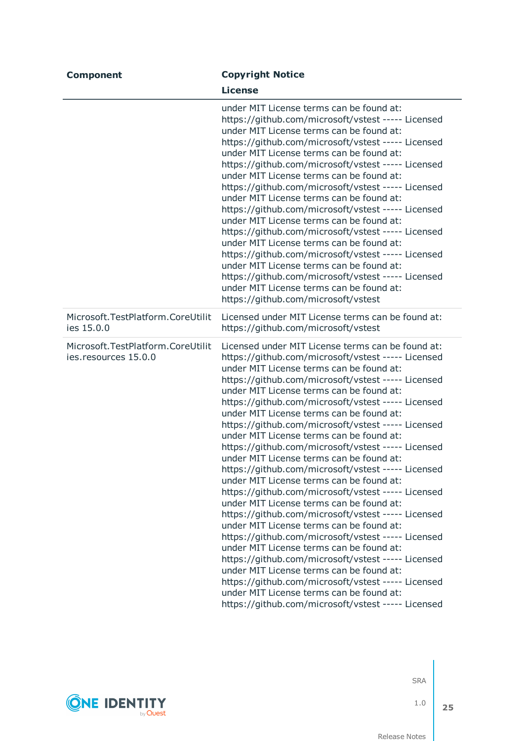| Component | Copyright Notice<br>License |
|---|---|
| | under MIT License terms can be found at: https://github.com/microsoft/vstest ----- Licensed under MIT License terms can be found at: https://github.com/microsoft/vstest ----- Licensed under MIT License terms can be found at: https://github.com/microsoft/vstest ----- Licensed under MIT License terms can be found at: https://github.com/microsoft/vstest ----- Licensed under MIT License terms can be found at: https://github.com/microsoft/vstest ----- Licensed under MIT License terms can be found at: https://github.com/microsoft/vstest ----- Licensed under MIT License terms can be found at: https://github.com/microsoft/vstest ----- Licensed under MIT License terms can be found at: https://github.com/microsoft/vstest ----- Licensed under MIT License terms can be found at: https://github.com/microsoft/vstest |
| Microsoft.TestPlatform.CoreUtilities 15.0.0 | Licensed under MIT License terms can be found at: https://github.com/microsoft/vstest |
| Microsoft.TestPlatform.CoreUtilities.resources 15.0.0 | Licensed under MIT License terms can be found at: https://github.com/microsoft/vstest ----- Licensed under MIT License terms can be found at: https://github.com/microsoft/vstest ----- Licensed under MIT License terms can be found at: https://github.com/microsoft/vstest ----- Licensed under MIT License terms can be found at: https://github.com/microsoft/vstest ----- Licensed under MIT License terms can be found at: https://github.com/microsoft/vstest ----- Licensed under MIT License terms can be found at: https://github.com/microsoft/vstest ----- Licensed under MIT License terms can be found at: https://github.com/microsoft/vstest ----- Licensed under MIT License terms can be found at: https://github.com/microsoft/vstest ----- Licensed under MIT License terms can be found at: https://github.com/microsoft/vstest ----- Licensed under MIT License terms can be found at: https://github.com/microsoft/vstest ----- Licensed under MIT License terms can be found at: https://github.com/microsoft/vstest ----- Licensed under MIT License terms can be found at: https://github.com/microsoft/vstest ----- Licensed |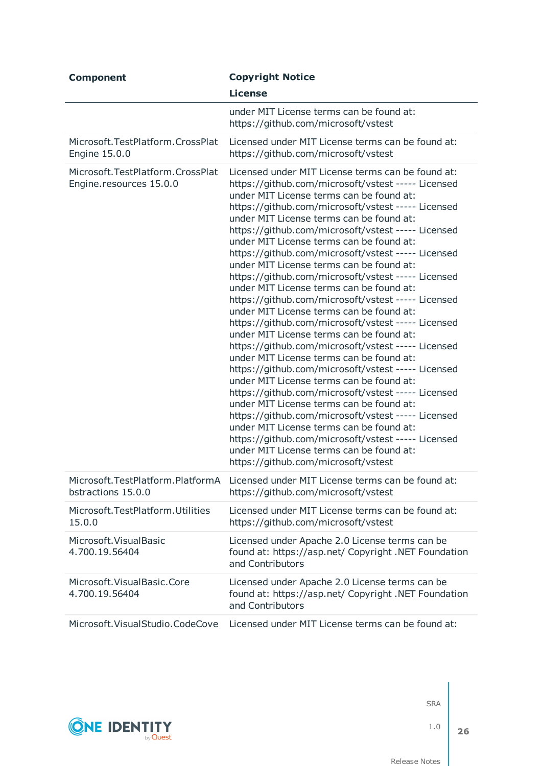| Component | Copyright Notice License |
| --- | --- |
| | under MIT License terms can be found at: https://github.com/microsoft/vstest |
| Microsoft.TestPlatform.CrossPlatEngine 15.0.0 | Licensed under MIT License terms can be found at: https://github.com/microsoft/vstest |
| Microsoft.TestPlatform.CrossPlatEngine.resources 15.0.0 | Licensed under MIT License terms can be found at: https://github.com/microsoft/vstest ----- Licensed under MIT License terms can be found at: https://github.com/microsoft/vstest ----- Licensed under MIT License terms can be found at: https://github.com/microsoft/vstest ----- Licensed under MIT License terms can be found at: https://github.com/microsoft/vstest ----- Licensed under MIT License terms can be found at: https://github.com/microsoft/vstest ----- Licensed under MIT License terms can be found at: https://github.com/microsoft/vstest ----- Licensed under MIT License terms can be found at: https://github.com/microsoft/vstest ----- Licensed under MIT License terms can be found at: https://github.com/microsoft/vstest ----- Licensed under MIT License terms can be found at: https://github.com/microsoft/vstest ----- Licensed under MIT License terms can be found at: https://github.com/microsoft/vstest ----- Licensed under MIT License terms can be found at: https://github.com/microsoft/vstest ----- Licensed under MIT License terms can be found at: https://github.com/microsoft/vstest ----- Licensed under MIT License terms can be found at: https://github.com/microsoft/vstest |
| Microsoft.TestPlatform.PlatformAbstractions 15.0.0 | Licensed under MIT License terms can be found at: https://github.com/microsoft/vstest |
| Microsoft.TestPlatform.Utilities 15.0.0 | Licensed under MIT License terms can be found at: https://github.com/microsoft/vstest |
| Microsoft.VisualBasic 4.700.19.56404 | Licensed under Apache 2.0 License terms can be found at: https://asp.net/ Copyright .NET Foundation and Contributors |
| Microsoft.VisualBasic.Core 4.700.19.56404 | Licensed under Apache 2.0 License terms can be found at: https://asp.net/ Copyright .NET Foundation and Contributors |
| Microsoft.VisualStudio.CodeCove | Licensed under MIT License terms can be found at: |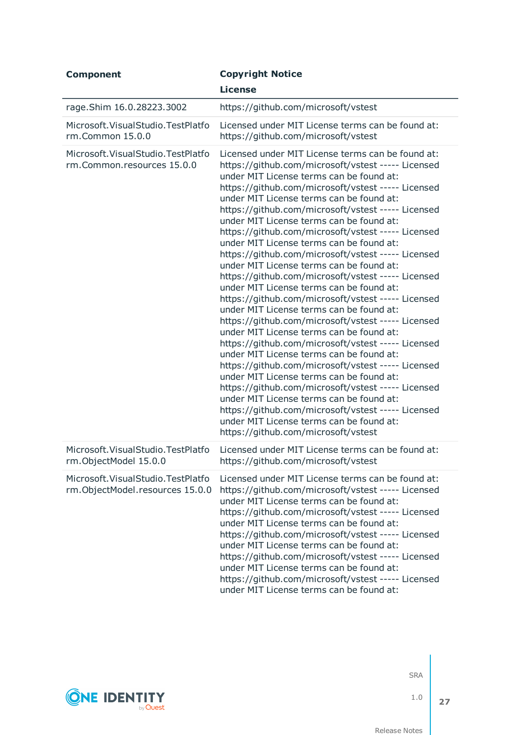| Component | Copyright Notice License |
|---|---|
| rage.Shim 16.0.28223.3002 | https://github.com/microsoft/vstest |
| Microsoft.VisualStudio.TestPlatform.Common 15.0.0 | Licensed under MIT License terms can be found at: https://github.com/microsoft/vstest |
| Microsoft.VisualStudio.TestPlatform.Common.resources 15.0.0 | Licensed under MIT License terms can be found at: https://github.com/microsoft/vstest ----- Licensed under MIT License terms can be found at: https://github.com/microsoft/vstest ----- Licensed under MIT License terms can be found at: https://github.com/microsoft/vstest ----- Licensed under MIT License terms can be found at: https://github.com/microsoft/vstest ----- Licensed under MIT License terms can be found at: https://github.com/microsoft/vstest ----- Licensed under MIT License terms can be found at: https://github.com/microsoft/vstest ----- Licensed under MIT License terms can be found at: https://github.com/microsoft/vstest ----- Licensed under MIT License terms can be found at: https://github.com/microsoft/vstest ----- Licensed under MIT License terms can be found at: https://github.com/microsoft/vstest ----- Licensed under MIT License terms can be found at: https://github.com/microsoft/vstest ----- Licensed under MIT License terms can be found at: https://github.com/microsoft/vstest ----- Licensed under MIT License terms can be found at: https://github.com/microsoft/vstest ----- Licensed under MIT License terms can be found at: https://github.com/microsoft/vstest |
| Microsoft.VisualStudio.TestPlatform.ObjectModel 15.0.0 | Licensed under MIT License terms can be found at: https://github.com/microsoft/vstest |
| Microsoft.VisualStudio.TestPlatform.ObjectModel.resources 15.0.0 | Licensed under MIT License terms can be found at: https://github.com/microsoft/vstest ----- Licensed under MIT License terms can be found at: https://github.com/microsoft/vstest ----- Licensed under MIT License terms can be found at: https://github.com/microsoft/vstest ----- Licensed under MIT License terms can be found at: https://github.com/microsoft/vstest ----- Licensed under MIT License terms can be found at: https://github.com/microsoft/vstest ----- Licensed under MIT License terms can be found at: |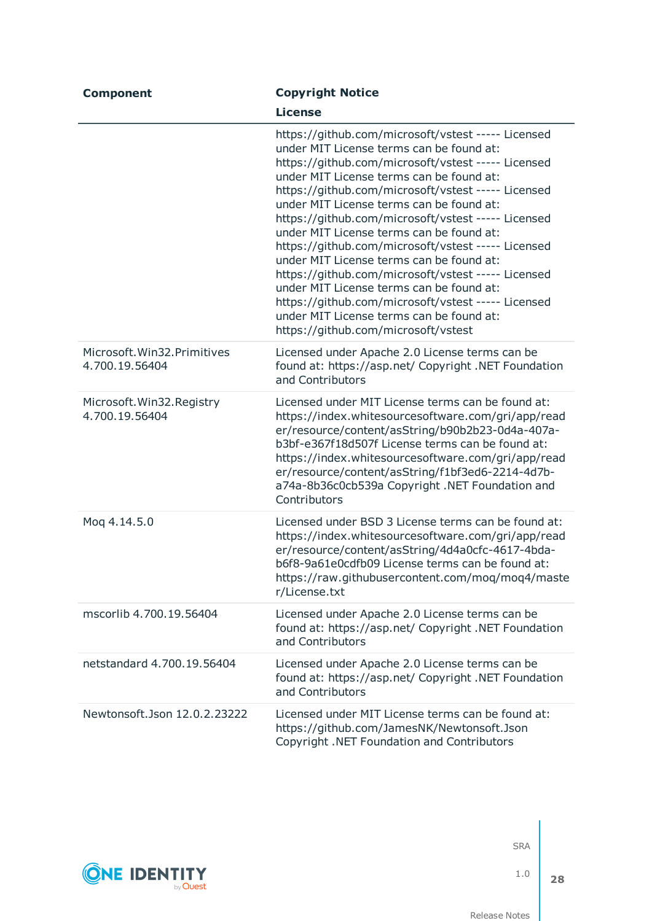| Component | Copyright Notice<br>License |
|---|---|
| | https://github.com/microsoft/vstest ----- Licensed under MIT License terms can be found at: https://github.com/microsoft/vstest ----- Licensed under MIT License terms can be found at: https://github.com/microsoft/vstest ----- Licensed under MIT License terms can be found at: https://github.com/microsoft/vstest ----- Licensed under MIT License terms can be found at: https://github.com/microsoft/vstest ----- Licensed under MIT License terms can be found at: https://github.com/microsoft/vstest ----- Licensed under MIT License terms can be found at: https://github.com/microsoft/vstest ----- Licensed under MIT License terms can be found at: https://github.com/microsoft/vstest |
| Microsoft.Win32.Primitives 4.700.19.56404 | Licensed under Apache 2.0 License terms can be found at: https://asp.net/ Copyright .NET Foundation and Contributors |
| Microsoft.Win32.Registry 4.700.19.56404 | Licensed under MIT License terms can be found at: https://index.whitesourcesoftware.com/gri/app/reader/resource/content/asString/b90b2b23-0d4a-407a-b3bf-e367f18d507f License terms can be found at: https://index.whitesourcesoftware.com/gri/app/reader/resource/content/asString/f1bf3ed6-2214-4d7b-a74a-8b36c0cb539a Copyright .NET Foundation and Contributors |
| Moq 4.14.5.0 | Licensed under BSD 3 License terms can be found at: https://index.whitesourcesoftware.com/gri/app/reader/resource/content/asString/4d4a0cfc-4617-4bda-b6f8-9a61e0cdfb09 License terms can be found at: https://raw.githubusercontent.com/moq/moq4/master/License.txt |
| mscorlib 4.700.19.56404 | Licensed under Apache 2.0 License terms can be found at: https://asp.net/ Copyright .NET Foundation and Contributors |
| netstandard 4.700.19.56404 | Licensed under Apache 2.0 License terms can be found at: https://asp.net/ Copyright .NET Foundation and Contributors |
| Newtonsoft.Json 12.0.2.23222 | Licensed under MIT License terms can be found at: https://github.com/JamesNK/Newtonsoft.Json Copyright .NET Foundation and Contributors |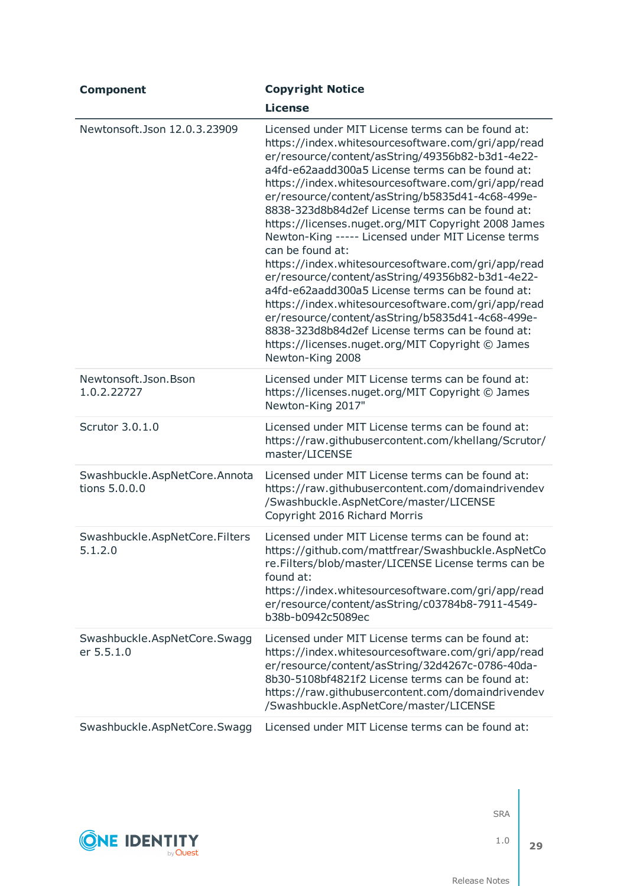| Component | Copyright Notice<br>License |
| --- | --- |
| Newtonsoft.Json 12.0.3.23909 | Licensed under MIT License terms can be found at: https://index.whitesourcesoftware.com/gri/app/reader/resource/content/asString/49356b82-b3d1-4e22-a4fd-e62aadd300a5 License terms can be found at: https://index.whitesourcesoftware.com/gri/app/reader/resource/content/asString/b5835d41-4c68-499e-8838-323d8b84d2ef License terms can be found at: https://licenses.nuget.org/MIT Copyright 2008 James Newton-King ----- Licensed under MIT License terms can be found at: https://index.whitesourcesoftware.com/gri/app/reader/resource/content/asString/49356b82-b3d1-4e22-a4fd-e62aadd300a5 License terms can be found at: https://index.whitesourcesoftware.com/gri/app/reader/resource/content/asString/b5835d41-4c68-499e-8838-323d8b84d2ef License terms can be found at: https://licenses.nuget.org/MIT Copyright © James Newton-King 2008 |
| Newtonsoft.Json.Bson 1.0.2.22727 | Licensed under MIT License terms can be found at: https://licenses.nuget.org/MIT Copyright © James Newton-King 2017" |
| Scrutor 3.0.1.0 | Licensed under MIT License terms can be found at: https://raw.githubusercontent.com/khellang/Scrutor/master/LICENSE |
| Swashbuckle.AspNetCore.Annotations 5.0.0.0 | Licensed under MIT License terms can be found at: https://raw.githubusercontent.com/domaindrivendev/Swashbuckle.AspNetCore/master/LICENSE Copyright 2016 Richard Morris |
| Swashbuckle.AspNetCore.Filters 5.1.2.0 | Licensed under MIT License terms can be found at: https://github.com/mattfrear/Swashbuckle.AspNetCore.Filters/blob/master/LICENSE License terms can be found at: https://index.whitesourcesoftware.com/gri/app/reader/resource/content/asString/c03784b8-7911-4549-b38b-b0942c5089ec |
| Swashbuckle.AspNetCore.Swagger 5.5.1.0 | Licensed under MIT License terms can be found at: https://index.whitesourcesoftware.com/gri/app/reader/resource/content/asString/32d4267c-0786-40da-8b30-5108bf4821f2 License terms can be found at: https://raw.githubusercontent.com/domaindrivendev/Swashbuckle.AspNetCore/master/LICENSE |
| Swashbuckle.AspNetCore.Swagg | Licensed under MIT License terms can be found at: |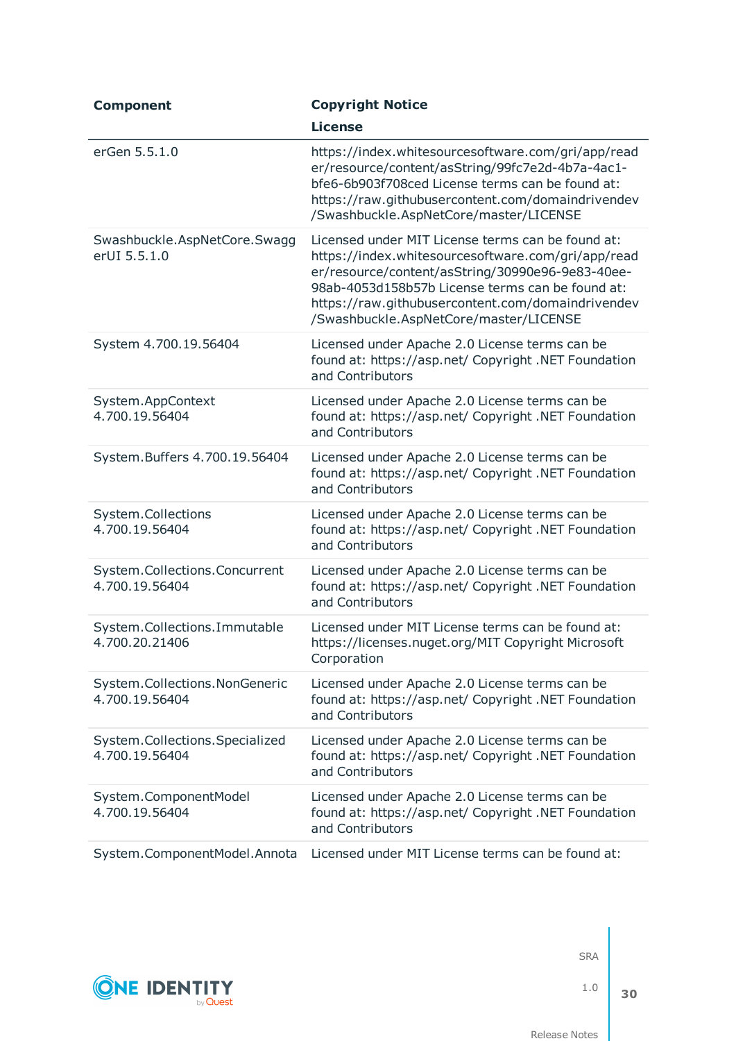| Component | Copyright Notice<br>License |
|---|---|
| erGen 5.5.1.0 | https://index.whitesourcesoftware.com/gri/app/reader/resource/content/asString/99fc7e2d-4b7a-4ac1-bfe6-6b903f708ced License terms can be found at: https://raw.githubusercontent.com/domaindrivendev/Swashbuckle.AspNetCore/master/LICENSE |
| Swashbuckle.AspNetCore.SwaggerUI 5.5.1.0 | Licensed under MIT License terms can be found at: https://index.whitesourcesoftware.com/gri/app/reader/resource/content/asString/30990e96-9e83-40ee-98ab-4053d158b57b License terms can be found at: https://raw.githubusercontent.com/domaindrivendev/Swashbuckle.AspNetCore/master/LICENSE |
| System 4.700.19.56404 | Licensed under Apache 2.0 License terms can be found at: https://asp.net/ Copyright .NET Foundation and Contributors |
| System.AppContext 4.700.19.56404 | Licensed under Apache 2.0 License terms can be found at: https://asp.net/ Copyright .NET Foundation and Contributors |
| System.Buffers 4.700.19.56404 | Licensed under Apache 2.0 License terms can be found at: https://asp.net/ Copyright .NET Foundation and Contributors |
| System.Collections 4.700.19.56404 | Licensed under Apache 2.0 License terms can be found at: https://asp.net/ Copyright .NET Foundation and Contributors |
| System.Collections.Concurrent 4.700.19.56404 | Licensed under Apache 2.0 License terms can be found at: https://asp.net/ Copyright .NET Foundation and Contributors |
| System.Collections.Immutable 4.700.20.21406 | Licensed under MIT License terms can be found at: https://licenses.nuget.org/MIT Copyright Microsoft Corporation |
| System.Collections.NonGeneric 4.700.19.56404 | Licensed under Apache 2.0 License terms can be found at: https://asp.net/ Copyright .NET Foundation and Contributors |
| System.Collections.Specialized 4.700.19.56404 | Licensed under Apache 2.0 License terms can be found at: https://asp.net/ Copyright .NET Foundation and Contributors |
| System.ComponentModel 4.700.19.56404 | Licensed under Apache 2.0 License terms can be found at: https://asp.net/ Copyright .NET Foundation and Contributors |
| System.ComponentModel.Annota | Licensed under MIT License terms can be found at: |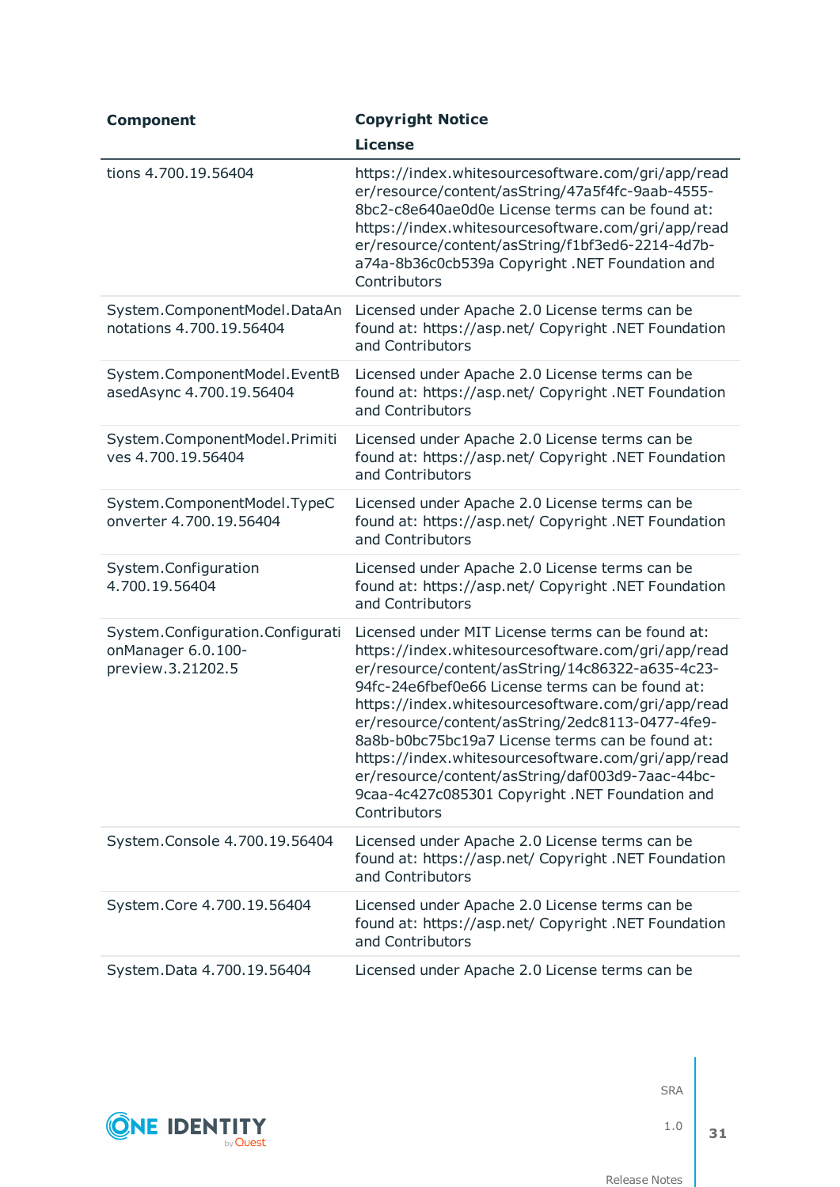| Component | Copyright Notice<br>License |
|---|---|
| tions 4.700.19.56404 | https://index.whitesourcesoftware.com/gri/app/reader/resource/content/asString/47a5f4fc-9aab-4555-8bc2-c8e640ae0d0e License terms can be found at: https://index.whitesourcesoftware.com/gri/app/reader/resource/content/asString/f1bf3ed6-2214-4d7b-a74a-8b36c0cb539a Copyright .NET Foundation and Contributors |
| System.ComponentModel.DataAnnotations 4.700.19.56404 | Licensed under Apache 2.0 License terms can be found at: https://asp.net/ Copyright .NET Foundation and Contributors |
| System.ComponentModel.EventBasedAsync 4.700.19.56404 | Licensed under Apache 2.0 License terms can be found at: https://asp.net/ Copyright .NET Foundation and Contributors |
| System.ComponentModel.Primitives 4.700.19.56404 | Licensed under Apache 2.0 License terms can be found at: https://asp.net/ Copyright .NET Foundation and Contributors |
| System.ComponentModel.TypeConverter 4.700.19.56404 | Licensed under Apache 2.0 License terms can be found at: https://asp.net/ Copyright .NET Foundation and Contributors |
| System.Configuration 4.700.19.56404 | Licensed under Apache 2.0 License terms can be found at: https://asp.net/ Copyright .NET Foundation and Contributors |
| System.Configuration.ConfigurationManager 6.0.100-preview.3.21202.5 | Licensed under MIT License terms can be found at: https://index.whitesourcesoftware.com/gri/app/reader/resource/content/asString/14c86322-a635-4c23-94fc-24e6fbef0e66 License terms can be found at: https://index.whitesourcesoftware.com/gri/app/reader/resource/content/asString/2edc8113-0477-4fe9-8a8b-b0bc75bc19a7 License terms can be found at: https://index.whitesourcesoftware.com/gri/app/reader/resource/content/asString/daf003d9-7aac-44bc-9caa-4c427c085301 Copyright .NET Foundation and Contributors |
| System.Console 4.700.19.56404 | Licensed under Apache 2.0 License terms can be found at: https://asp.net/ Copyright .NET Foundation and Contributors |
| System.Core 4.700.19.56404 | Licensed under Apache 2.0 License terms can be found at: https://asp.net/ Copyright .NET Foundation and Contributors |
| System.Data 4.700.19.56404 | Licensed under Apache 2.0 License terms can be |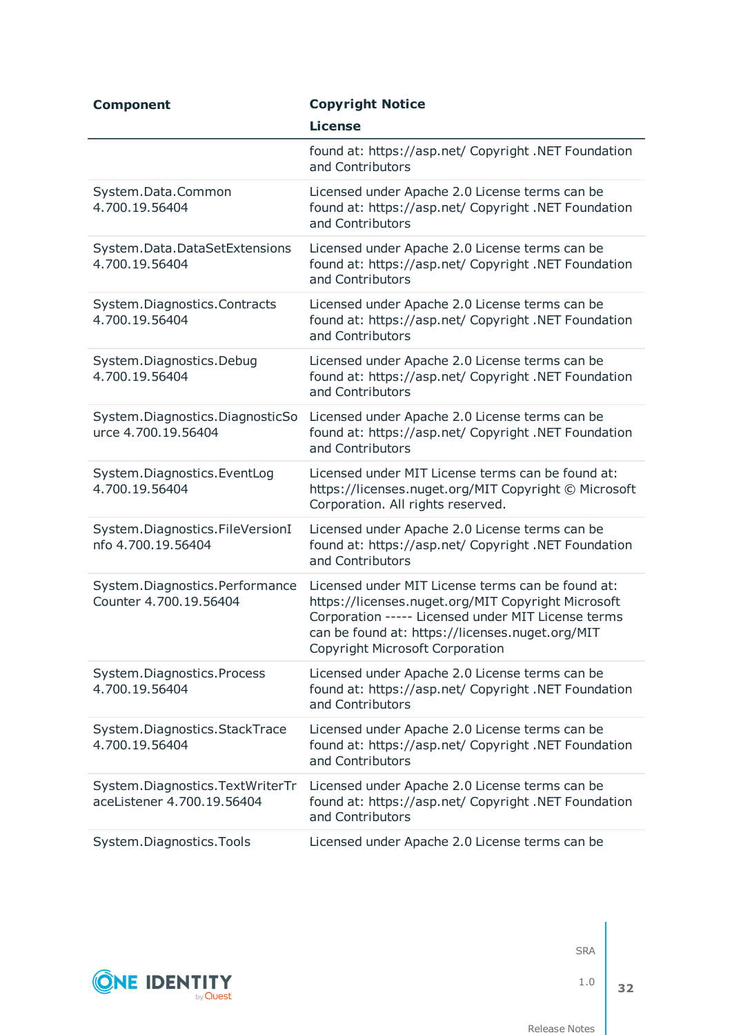| Component | Copyright Notice<br>License |
|---|---|
| | found at: https://asp.net/ Copyright .NET Foundation and Contributors |
| System.Data.Common 4.700.19.56404 | Licensed under Apache 2.0 License terms can be found at: https://asp.net/ Copyright .NET Foundation and Contributors |
| System.Data.DataSetExtensions 4.700.19.56404 | Licensed under Apache 2.0 License terms can be found at: https://asp.net/ Copyright .NET Foundation and Contributors |
| System.Diagnostics.Contracts 4.700.19.56404 | Licensed under Apache 2.0 License terms can be found at: https://asp.net/ Copyright .NET Foundation and Contributors |
| System.Diagnostics.Debug 4.700.19.56404 | Licensed under Apache 2.0 License terms can be found at: https://asp.net/ Copyright .NET Foundation and Contributors |
| System.Diagnostics.DiagnosticSource 4.700.19.56404 | Licensed under Apache 2.0 License terms can be found at: https://asp.net/ Copyright .NET Foundation and Contributors |
| System.Diagnostics.EventLog 4.700.19.56404 | Licensed under MIT License terms can be found at: https://licenses.nuget.org/MIT Copyright © Microsoft Corporation. All rights reserved. |
| System.Diagnostics.FileVersionInfo 4.700.19.56404 | Licensed under Apache 2.0 License terms can be found at: https://asp.net/ Copyright .NET Foundation and Contributors |
| System.Diagnostics.PerformanceCounter 4.700.19.56404 | Licensed under MIT License terms can be found at: https://licenses.nuget.org/MIT Copyright Microsoft Corporation ----- Licensed under MIT License terms can be found at: https://licenses.nuget.org/MIT Copyright Microsoft Corporation |
| System.Diagnostics.Process 4.700.19.56404 | Licensed under Apache 2.0 License terms can be found at: https://asp.net/ Copyright .NET Foundation and Contributors |
| System.Diagnostics.StackTrace 4.700.19.56404 | Licensed under Apache 2.0 License terms can be found at: https://asp.net/ Copyright .NET Foundation and Contributors |
| System.Diagnostics.TextWriterTraceListener 4.700.19.56404 | Licensed under Apache 2.0 License terms can be found at: https://asp.net/ Copyright .NET Foundation and Contributors |
| System.Diagnostics.Tools | Licensed under Apache 2.0 License terms can be |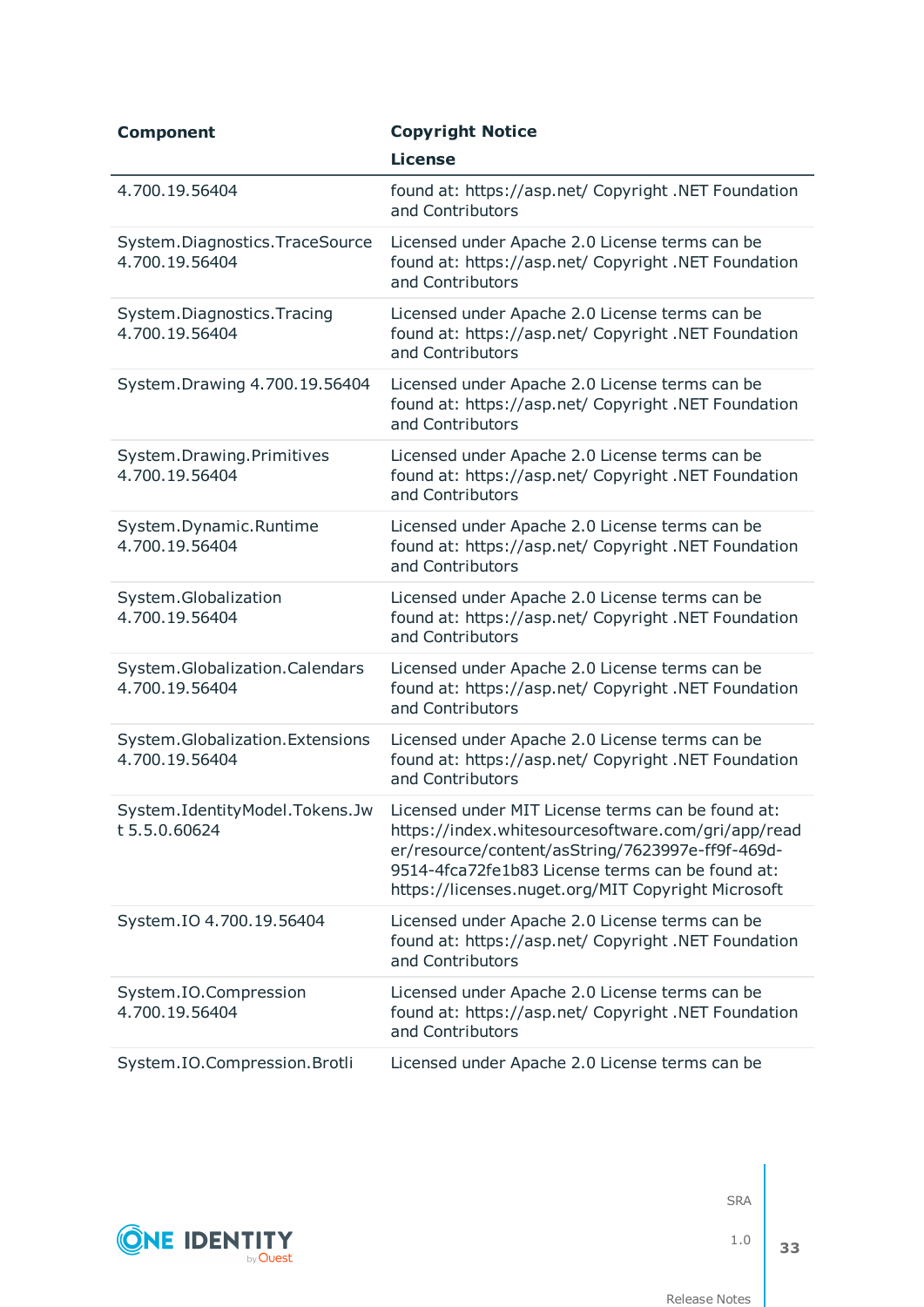| Component | Copyright Notice<br>License |
|---|---|
| 4.700.19.56404 | found at: https://asp.net/ Copyright .NET Foundation and Contributors |
| System.Diagnostics.TraceSource 4.700.19.56404 | Licensed under Apache 2.0 License terms can be found at: https://asp.net/ Copyright .NET Foundation and Contributors |
| System.Diagnostics.Tracing 4.700.19.56404 | Licensed under Apache 2.0 License terms can be found at: https://asp.net/ Copyright .NET Foundation and Contributors |
| System.Drawing 4.700.19.56404 | Licensed under Apache 2.0 License terms can be found at: https://asp.net/ Copyright .NET Foundation and Contributors |
| System.Drawing.Primitives 4.700.19.56404 | Licensed under Apache 2.0 License terms can be found at: https://asp.net/ Copyright .NET Foundation and Contributors |
| System.Dynamic.Runtime 4.700.19.56404 | Licensed under Apache 2.0 License terms can be found at: https://asp.net/ Copyright .NET Foundation and Contributors |
| System.Globalization 4.700.19.56404 | Licensed under Apache 2.0 License terms can be found at: https://asp.net/ Copyright .NET Foundation and Contributors |
| System.Globalization.Calendars 4.700.19.56404 | Licensed under Apache 2.0 License terms can be found at: https://asp.net/ Copyright .NET Foundation and Contributors |
| System.Globalization.Extensions 4.700.19.56404 | Licensed under Apache 2.0 License terms can be found at: https://asp.net/ Copyright .NET Foundation and Contributors |
| System.IdentityModel.Tokens.Jwt 5.5.0.60624 | Licensed under MIT License terms can be found at: https://index.whitesourcesoftware.com/gri/app/reader/resource/content/asString/7623997e-ff9f-469d-9514-4fca72fe1b83 License terms can be found at: https://licenses.nuget.org/MIT Copyright Microsoft |
| System.IO 4.700.19.56404 | Licensed under Apache 2.0 License terms can be found at: https://asp.net/ Copyright .NET Foundation and Contributors |
| System.IO.Compression 4.700.19.56404 | Licensed under Apache 2.0 License terms can be found at: https://asp.net/ Copyright .NET Foundation and Contributors |
| System.IO.Compression.Brotli | Licensed under Apache 2.0 License terms can be |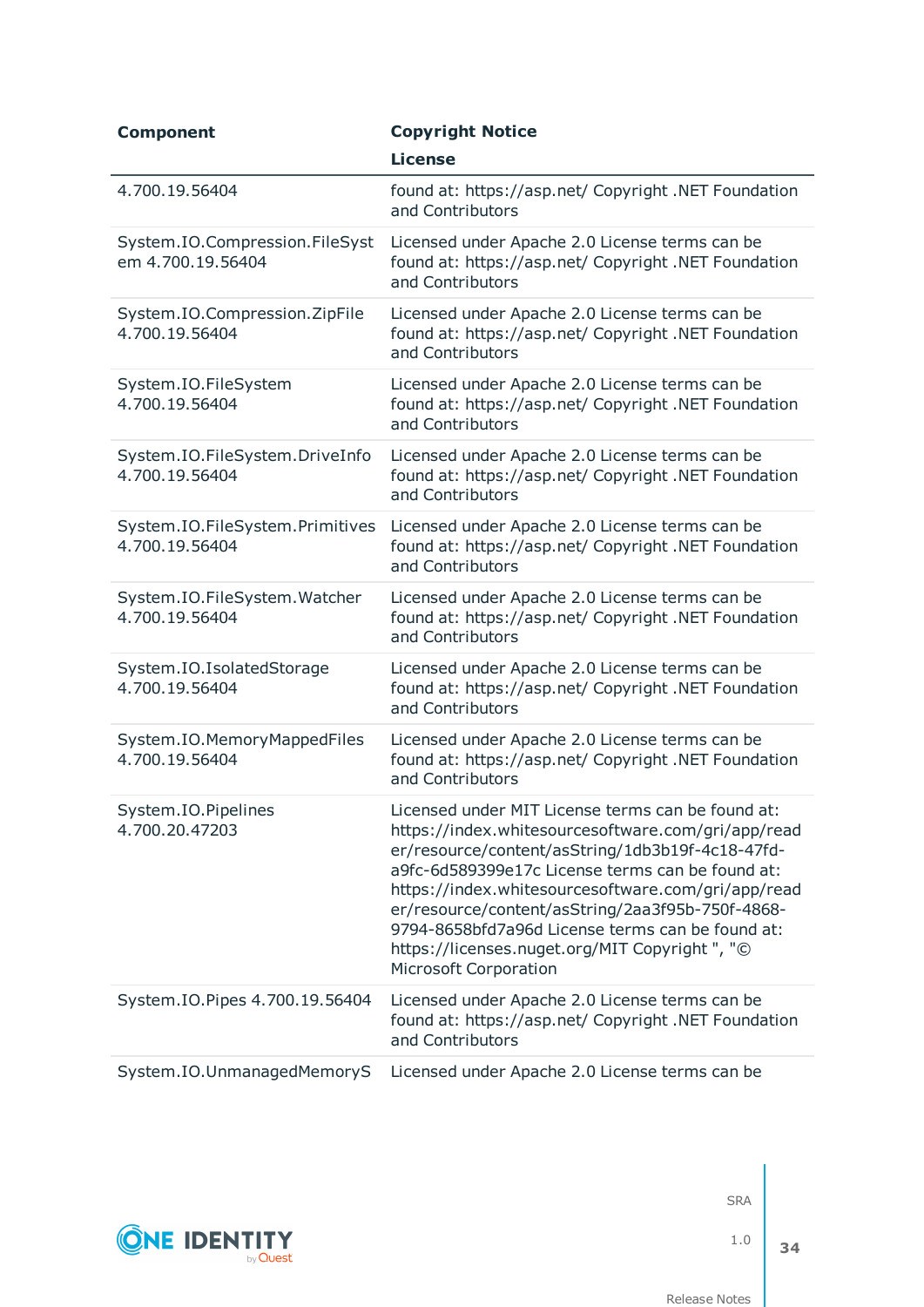| Component | Copyright Notice<br>License |
|---|---|
| 4.700.19.56404 | found at: https://asp.net/ Copyright .NET Foundation and Contributors |
| System.IO.Compression.FileSystem 4.700.19.56404 | Licensed under Apache 2.0 License terms can be found at: https://asp.net/ Copyright .NET Foundation and Contributors |
| System.IO.Compression.ZipFile 4.700.19.56404 | Licensed under Apache 2.0 License terms can be found at: https://asp.net/ Copyright .NET Foundation and Contributors |
| System.IO.FileSystem 4.700.19.56404 | Licensed under Apache 2.0 License terms can be found at: https://asp.net/ Copyright .NET Foundation and Contributors |
| System.IO.FileSystem.DriveInfo 4.700.19.56404 | Licensed under Apache 2.0 License terms can be found at: https://asp.net/ Copyright .NET Foundation and Contributors |
| System.IO.FileSystem.Primitives 4.700.19.56404 | Licensed under Apache 2.0 License terms can be found at: https://asp.net/ Copyright .NET Foundation and Contributors |
| System.IO.FileSystem.Watcher 4.700.19.56404 | Licensed under Apache 2.0 License terms can be found at: https://asp.net/ Copyright .NET Foundation and Contributors |
| System.IO.IsolatedStorage 4.700.19.56404 | Licensed under Apache 2.0 License terms can be found at: https://asp.net/ Copyright .NET Foundation and Contributors |
| System.IO.MemoryMappedFiles 4.700.19.56404 | Licensed under Apache 2.0 License terms can be found at: https://asp.net/ Copyright .NET Foundation and Contributors |
| System.IO.Pipelines 4.700.20.47203 | Licensed under MIT License terms can be found at: https://index.whitesourcesoftware.com/gri/app/reader/resource/content/asString/1db3b19f-4c18-47fd-a9fc-6d589399e17c License terms can be found at: https://index.whitesourcesoftware.com/gri/app/reader/resource/content/asString/2aa3f95b-750f-4868-9794-8658bfd7a96d License terms can be found at: https://licenses.nuget.org/MIT Copyright ", "© Microsoft Corporation |
| System.IO.Pipes 4.700.19.56404 | Licensed under Apache 2.0 License terms can be found at: https://asp.net/ Copyright .NET Foundation and Contributors |
| System.IO.UnmanagedMemoryS | Licensed under Apache 2.0 License terms can be |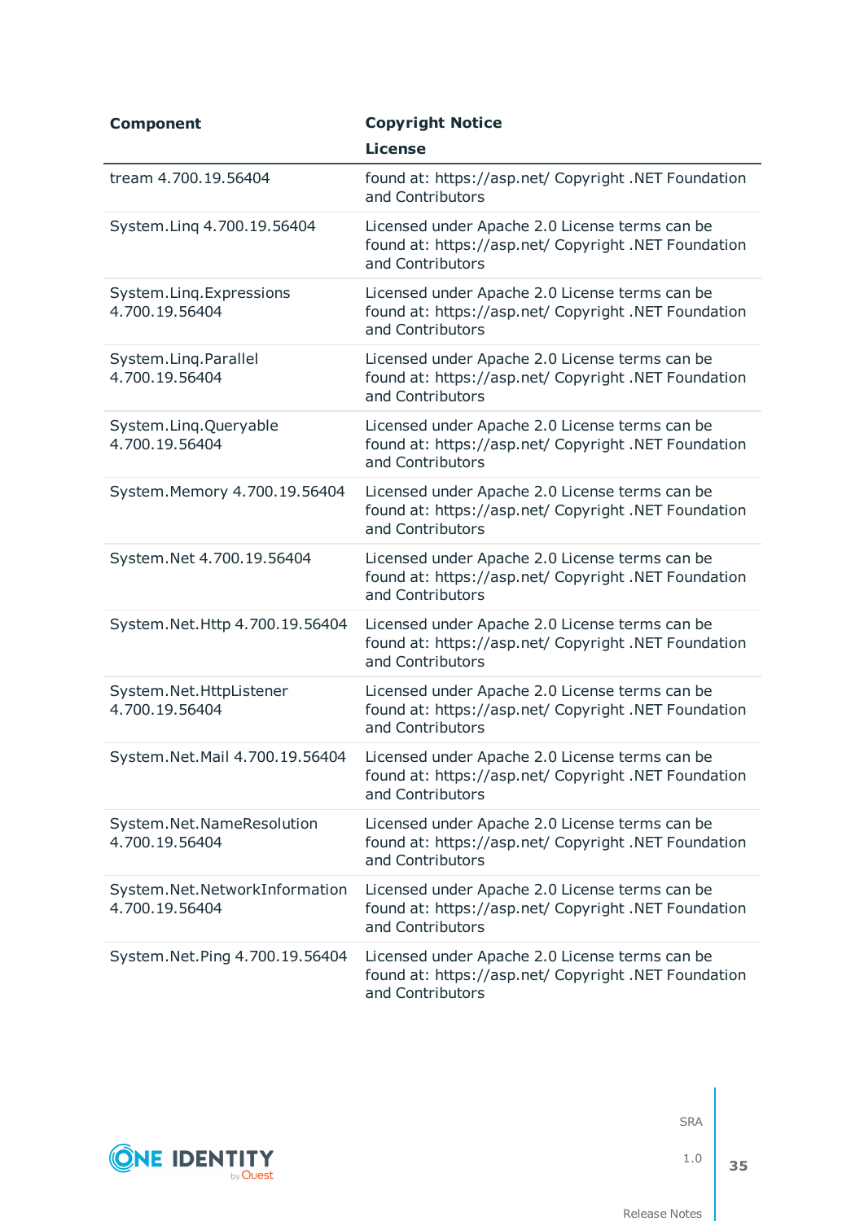| Component | Copyright Notice<br>License |
|---|---|
| tream 4.700.19.56404 | found at: https://asp.net/ Copyright .NET Foundation and Contributors |
| System.Linq 4.700.19.56404 | Licensed under Apache 2.0 License terms can be found at: https://asp.net/ Copyright .NET Foundation and Contributors |
| System.Linq.Expressions 4.700.19.56404 | Licensed under Apache 2.0 License terms can be found at: https://asp.net/ Copyright .NET Foundation and Contributors |
| System.Linq.Parallel 4.700.19.56404 | Licensed under Apache 2.0 License terms can be found at: https://asp.net/ Copyright .NET Foundation and Contributors |
| System.Linq.Queryable 4.700.19.56404 | Licensed under Apache 2.0 License terms can be found at: https://asp.net/ Copyright .NET Foundation and Contributors |
| System.Memory 4.700.19.56404 | Licensed under Apache 2.0 License terms can be found at: https://asp.net/ Copyright .NET Foundation and Contributors |
| System.Net 4.700.19.56404 | Licensed under Apache 2.0 License terms can be found at: https://asp.net/ Copyright .NET Foundation and Contributors |
| System.Net.Http 4.700.19.56404 | Licensed under Apache 2.0 License terms can be found at: https://asp.net/ Copyright .NET Foundation and Contributors |
| System.Net.HttpListener 4.700.19.56404 | Licensed under Apache 2.0 License terms can be found at: https://asp.net/ Copyright .NET Foundation and Contributors |
| System.Net.Mail 4.700.19.56404 | Licensed under Apache 2.0 License terms can be found at: https://asp.net/ Copyright .NET Foundation and Contributors |
| System.Net.NameResolution 4.700.19.56404 | Licensed under Apache 2.0 License terms can be found at: https://asp.net/ Copyright .NET Foundation and Contributors |
| System.Net.NetworkInformation 4.700.19.56404 | Licensed under Apache 2.0 License terms can be found at: https://asp.net/ Copyright .NET Foundation and Contributors |
| System.Net.Ping 4.700.19.56404 | Licensed under Apache 2.0 License terms can be found at: https://asp.net/ Copyright .NET Foundation and Contributors |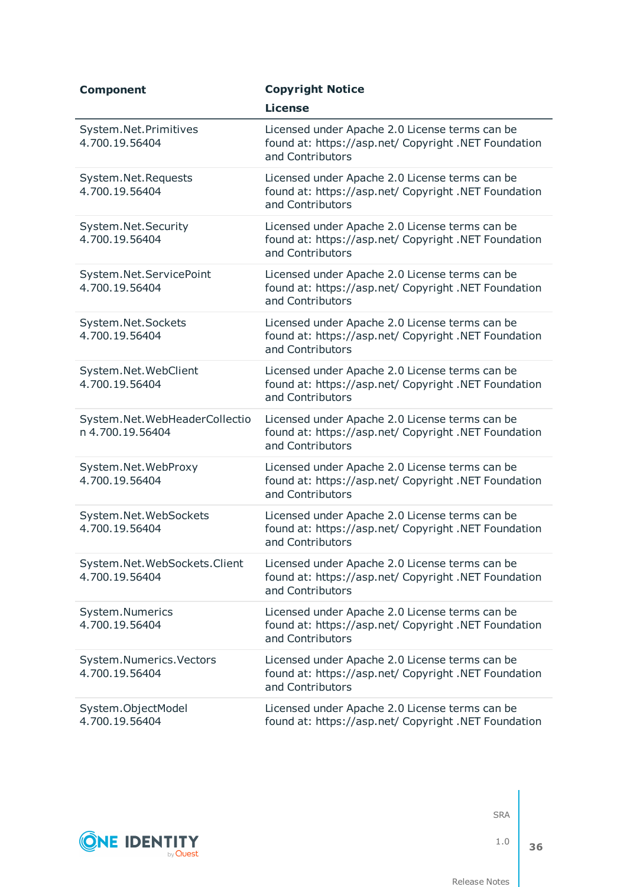| Component | Copyright Notice<br>License |
|---|---|
| System.Net.Primitives 4.700.19.56404 | Licensed under Apache 2.0 License terms can be found at: https://asp.net/ Copyright .NET Foundation and Contributors |
| System.Net.Requests 4.700.19.56404 | Licensed under Apache 2.0 License terms can be found at: https://asp.net/ Copyright .NET Foundation and Contributors |
| System.Net.Security 4.700.19.56404 | Licensed under Apache 2.0 License terms can be found at: https://asp.net/ Copyright .NET Foundation and Contributors |
| System.Net.ServicePoint 4.700.19.56404 | Licensed under Apache 2.0 License terms can be found at: https://asp.net/ Copyright .NET Foundation and Contributors |
| System.Net.Sockets 4.700.19.56404 | Licensed under Apache 2.0 License terms can be found at: https://asp.net/ Copyright .NET Foundation and Contributors |
| System.Net.WebClient 4.700.19.56404 | Licensed under Apache 2.0 License terms can be found at: https://asp.net/ Copyright .NET Foundation and Contributors |
| System.Net.WebHeaderCollection 4.700.19.56404 | Licensed under Apache 2.0 License terms can be found at: https://asp.net/ Copyright .NET Foundation and Contributors |
| System.Net.WebProxy 4.700.19.56404 | Licensed under Apache 2.0 License terms can be found at: https://asp.net/ Copyright .NET Foundation and Contributors |
| System.Net.WebSockets 4.700.19.56404 | Licensed under Apache 2.0 License terms can be found at: https://asp.net/ Copyright .NET Foundation and Contributors |
| System.Net.WebSockets.Client 4.700.19.56404 | Licensed under Apache 2.0 License terms can be found at: https://asp.net/ Copyright .NET Foundation and Contributors |
| System.Numerics 4.700.19.56404 | Licensed under Apache 2.0 License terms can be found at: https://asp.net/ Copyright .NET Foundation and Contributors |
| System.Numerics.Vectors 4.700.19.56404 | Licensed under Apache 2.0 License terms can be found at: https://asp.net/ Copyright .NET Foundation and Contributors |
| System.ObjectModel 4.700.19.56404 | Licensed under Apache 2.0 License terms can be found at: https://asp.net/ Copyright .NET Foundation |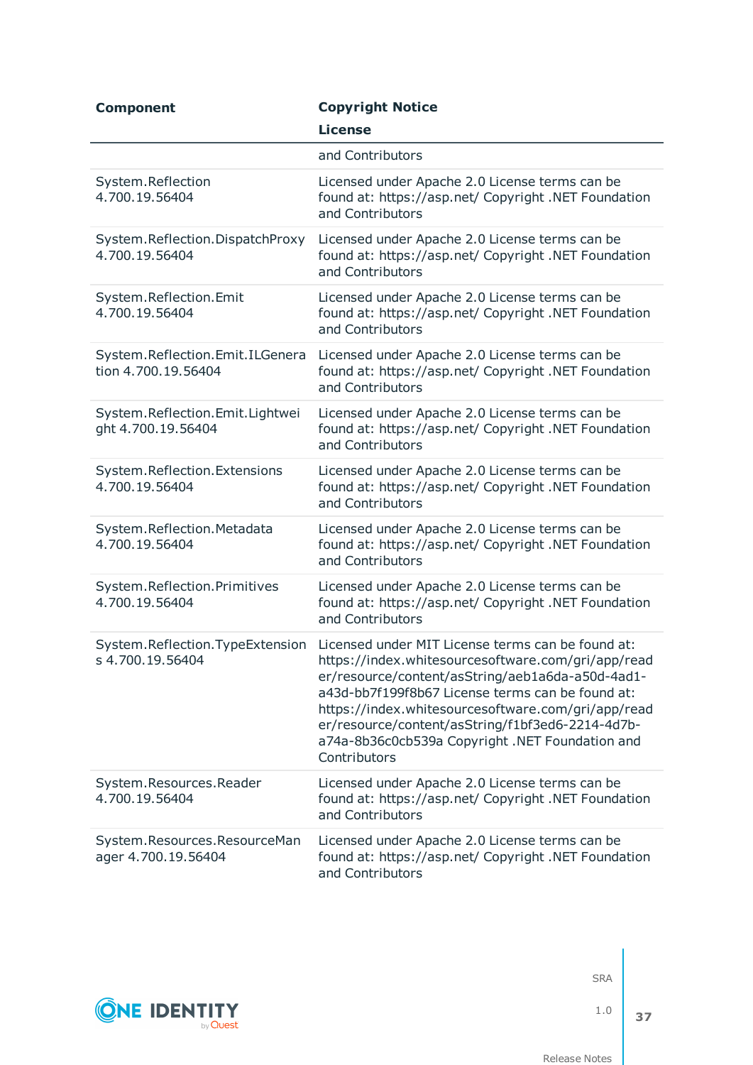| Component | Copyright Notice<br>License |
| --- | --- |
| | and Contributors |
| System.Reflection 4.700.19.56404 | Licensed under Apache 2.0 License terms can be found at: https://asp.net/ Copyright .NET Foundation and Contributors |
| System.Reflection.DispatchProxy 4.700.19.56404 | Licensed under Apache 2.0 License terms can be found at: https://asp.net/ Copyright .NET Foundation and Contributors |
| System.Reflection.Emit 4.700.19.56404 | Licensed under Apache 2.0 License terms can be found at: https://asp.net/ Copyright .NET Foundation and Contributors |
| System.Reflection.Emit.ILGeneration 4.700.19.56404 | Licensed under Apache 2.0 License terms can be found at: https://asp.net/ Copyright .NET Foundation and Contributors |
| System.Reflection.Emit.Lightweight 4.700.19.56404 | Licensed under Apache 2.0 License terms can be found at: https://asp.net/ Copyright .NET Foundation and Contributors |
| System.Reflection.Extensions 4.700.19.56404 | Licensed under Apache 2.0 License terms can be found at: https://asp.net/ Copyright .NET Foundation and Contributors |
| System.Reflection.Metadata 4.700.19.56404 | Licensed under Apache 2.0 License terms can be found at: https://asp.net/ Copyright .NET Foundation and Contributors |
| System.Reflection.Primitives 4.700.19.56404 | Licensed under Apache 2.0 License terms can be found at: https://asp.net/ Copyright .NET Foundation and Contributors |
| System.Reflection.TypeExtensions 4.700.19.56404 | Licensed under MIT License terms can be found at: https://index.whitesourcesoftware.com/gri/app/reader/resource/content/asString/aeb1a6da-a50d-4ad1-a43d-bb7f199f8b67 License terms can be found at: https://index.whitesourcesoftware.com/gri/app/reader/resource/content/asString/f1bf3ed6-2214-4d7b-a74a-8b36c0cb539a Copyright .NET Foundation and Contributors |
| System.Resources.Reader 4.700.19.56404 | Licensed under Apache 2.0 License terms can be found at: https://asp.net/ Copyright .NET Foundation and Contributors |
| System.Resources.ResourceManager 4.700.19.56404 | Licensed under Apache 2.0 License terms can be found at: https://asp.net/ Copyright .NET Foundation and Contributors |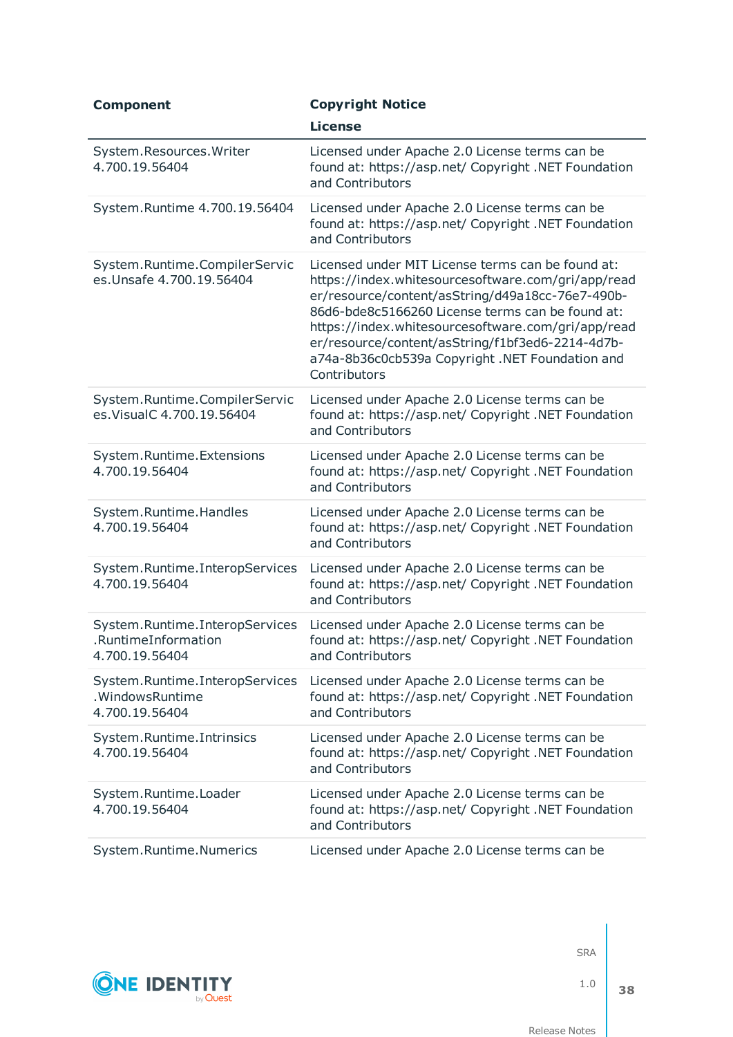| Component | Copyright Notice<br><br>License |
|---|---|
| System.Resources.Writer 4.700.19.56404 | Licensed under Apache 2.0 License terms can be found at: https://asp.net/ Copyright .NET Foundation and Contributors |
| System.Runtime 4.700.19.56404 | Licensed under Apache 2.0 License terms can be found at: https://asp.net/ Copyright .NET Foundation and Contributors |
| System.Runtime.CompilerServices.Unsafe 4.700.19.56404 | Licensed under MIT License terms can be found at: https://index.whitesourcesoftware.com/gri/app/reader/resource/content/asString/d49a18cc-76e7-490b-86d6-bde8c5166260 License terms can be found at: https://index.whitesourcesoftware.com/gri/app/reader/resource/content/asString/f1bf3ed6-2214-4d7b-a74a-8b36c0cb539a Copyright .NET Foundation and Contributors |
| System.Runtime.CompilerServices.VisualC 4.700.19.56404 | Licensed under Apache 2.0 License terms can be found at: https://asp.net/ Copyright .NET Foundation and Contributors |
| System.Runtime.Extensions 4.700.19.56404 | Licensed under Apache 2.0 License terms can be found at: https://asp.net/ Copyright .NET Foundation and Contributors |
| System.Runtime.Handles 4.700.19.56404 | Licensed under Apache 2.0 License terms can be found at: https://asp.net/ Copyright .NET Foundation and Contributors |
| System.Runtime.InteropServices 4.700.19.56404 | Licensed under Apache 2.0 License terms can be found at: https://asp.net/ Copyright .NET Foundation and Contributors |
| System.Runtime.InteropServices.RuntimeInformation 4.700.19.56404 | Licensed under Apache 2.0 License terms can be found at: https://asp.net/ Copyright .NET Foundation and Contributors |
| System.Runtime.InteropServices.WindowsRuntime 4.700.19.56404 | Licensed under Apache 2.0 License terms can be found at: https://asp.net/ Copyright .NET Foundation and Contributors |
| System.Runtime.Intrinsics 4.700.19.56404 | Licensed under Apache 2.0 License terms can be found at: https://asp.net/ Copyright .NET Foundation and Contributors |
| System.Runtime.Loader 4.700.19.56404 | Licensed under Apache 2.0 License terms can be found at: https://asp.net/ Copyright .NET Foundation and Contributors |
| System.Runtime.Numerics | Licensed under Apache 2.0 License terms can be |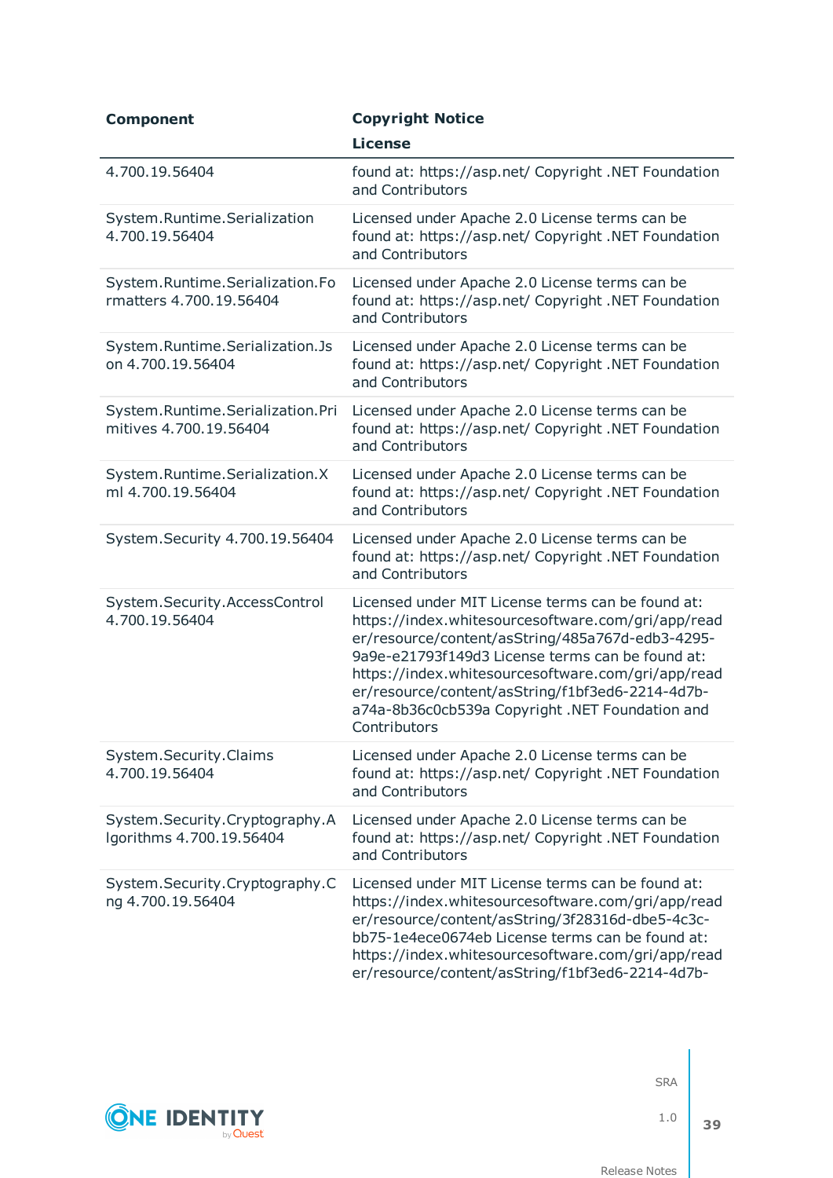| Component | Copyright Notice<br>License |
|---|---|
| 4.700.19.56404 | found at: https://asp.net/ Copyright .NET Foundation and Contributors |
| System.Runtime.Serialization 4.700.19.56404 | Licensed under Apache 2.0 License terms can be found at: https://asp.net/ Copyright .NET Foundation and Contributors |
| System.Runtime.Serialization.Formatters 4.700.19.56404 | Licensed under Apache 2.0 License terms can be found at: https://asp.net/ Copyright .NET Foundation and Contributors |
| System.Runtime.Serialization.Json 4.700.19.56404 | Licensed under Apache 2.0 License terms can be found at: https://asp.net/ Copyright .NET Foundation and Contributors |
| System.Runtime.Serialization.Primitives 4.700.19.56404 | Licensed under Apache 2.0 License terms can be found at: https://asp.net/ Copyright .NET Foundation and Contributors |
| System.Runtime.Serialization.Xml 4.700.19.56404 | Licensed under Apache 2.0 License terms can be found at: https://asp.net/ Copyright .NET Foundation and Contributors |
| System.Security 4.700.19.56404 | Licensed under Apache 2.0 License terms can be found at: https://asp.net/ Copyright .NET Foundation and Contributors |
| System.Security.AccessControl 4.700.19.56404 | Licensed under MIT License terms can be found at: https://index.whitesourcesoftware.com/gri/app/reader/resource/content/asString/485a767d-edb3-4295-9a9e-e21793f149d3 License terms can be found at: https://index.whitesourcesoftware.com/gri/app/reader/resource/content/asString/f1bf3ed6-2214-4d7b-a74a-8b36c0cb539a Copyright .NET Foundation and Contributors |
| System.Security.Claims 4.700.19.56404 | Licensed under Apache 2.0 License terms can be found at: https://asp.net/ Copyright .NET Foundation and Contributors |
| System.Security.Cryptography.Algorithms 4.700.19.56404 | Licensed under Apache 2.0 License terms can be found at: https://asp.net/ Copyright .NET Foundation and Contributors |
| System.Security.Cryptography.Cng 4.700.19.56404 | Licensed under MIT License terms can be found at: https://index.whitesourcesoftware.com/gri/app/reader/resource/content/asString/3f28316d-dbe5-4c3c-bb75-1e4ece0674eb License terms can be found at: https://index.whitesourcesoftware.com/gri/app/reader/resource/content/asString/f1bf3ed6-2214-4d7b- |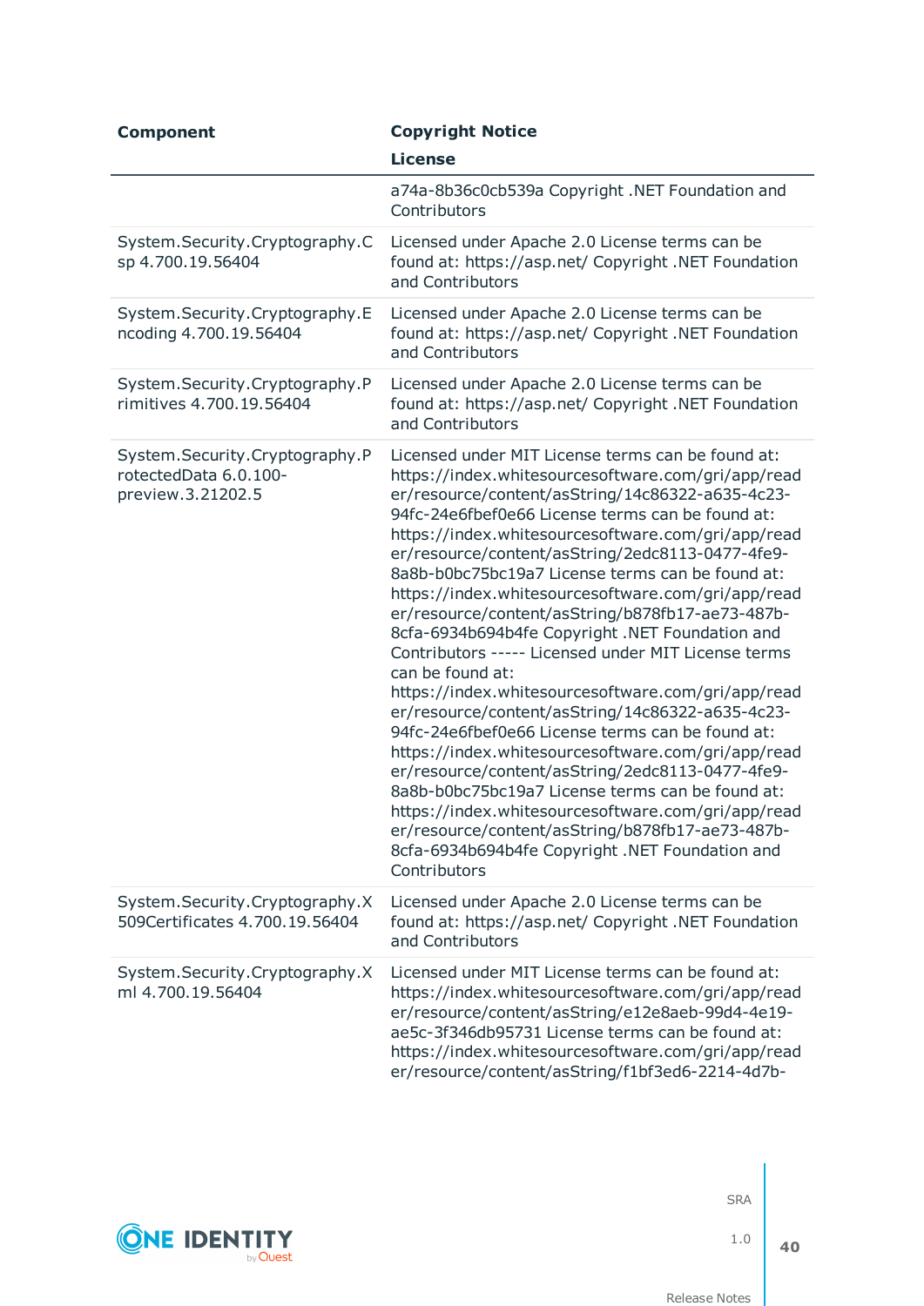| Component | Copyright Notice<br>License |
|---|---|
| | a74a-8b36c0cb539a Copyright .NET Foundation and Contributors |
| System.Security.Cryptography.Csp 4.700.19.56404 | Licensed under Apache 2.0 License terms can be found at: https://asp.net/ Copyright .NET Foundation and Contributors |
| System.Security.Cryptography.Encoding 4.700.19.56404 | Licensed under Apache 2.0 License terms can be found at: https://asp.net/ Copyright .NET Foundation and Contributors |
| System.Security.Cryptography.Primitives 4.700.19.56404 | Licensed under Apache 2.0 License terms can be found at: https://asp.net/ Copyright .NET Foundation and Contributors |
| System.Security.Cryptography.ProtectedData 6.0.100-preview.3.21202.5 | Licensed under MIT License terms can be found at: https://index.whitesourcesoftware.com/gri/app/reader/resource/content/asString/14c86322-a635-4c23-94fc-24e6fbef0e66 License terms can be found at: https://index.whitesourcesoftware.com/gri/app/reader/resource/content/asString/2edc8113-0477-4fe9-8a8b-b0bc75bc19a7 License terms can be found at: https://index.whitesourcesoftware.com/gri/app/reader/resource/content/asString/b878fb17-ae73-487b-8cfa-6934b694b4fe Copyright .NET Foundation and Contributors ----- Licensed under MIT License terms can be found at: https://index.whitesourcesoftware.com/gri/app/reader/resource/content/asString/14c86322-a635-4c23-94fc-24e6fbef0e66 License terms can be found at: https://index.whitesourcesoftware.com/gri/app/reader/resource/content/asString/2edc8113-0477-4fe9-8a8b-b0bc75bc19a7 License terms can be found at: https://index.whitesourcesoftware.com/gri/app/reader/resource/content/asString/b878fb17-ae73-487b-8cfa-6934b694b4fe Copyright .NET Foundation and Contributors |
| System.Security.Cryptography.X509Certificates 4.700.19.56404 | Licensed under Apache 2.0 License terms can be found at: https://asp.net/ Copyright .NET Foundation and Contributors |
| System.Security.Cryptography.Xml 4.700.19.56404 | Licensed under MIT License terms can be found at: https://index.whitesourcesoftware.com/gri/app/reader/resource/content/asString/e12e8aeb-99d4-4e19-ae5c-3f346db95731 License terms can be found at: https://index.whitesourcesoftware.com/gri/app/reader/resource/content/asString/f1bf3ed6-2214-4d7b- |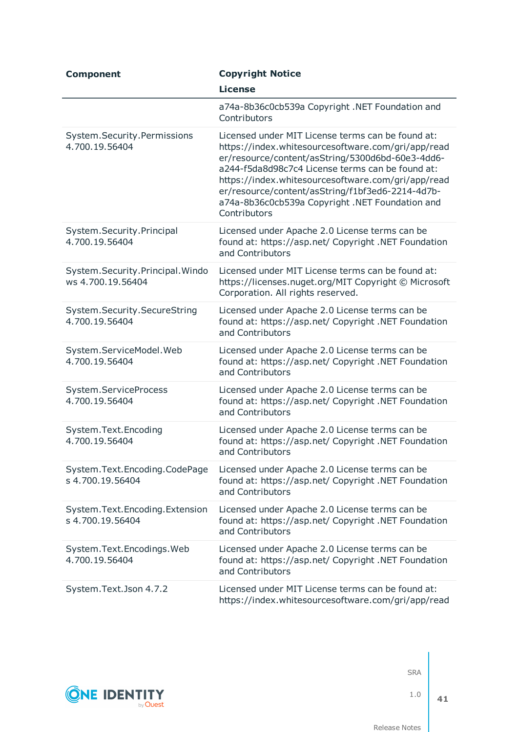| Component | Copyright Notice<br>License |
|---|---|
| | a74a-8b36c0cb539a Copyright .NET Foundation and Contributors |
| System.Security.Permissions 4.700.19.56404 | Licensed under MIT License terms can be found at: https://index.whitesourcesoftware.com/gri/app/reader/resource/content/asString/5300d6bd-60e3-4dd6-a244-f5da8d98c7c4 License terms can be found at: https://index.whitesourcesoftware.com/gri/app/reader/resource/content/asString/f1bf3ed6-2214-4d7b-a74a-8b36c0cb539a Copyright .NET Foundation and Contributors |
| System.Security.Principal 4.700.19.56404 | Licensed under Apache 2.0 License terms can be found at: https://asp.net/ Copyright .NET Foundation and Contributors |
| System.Security.Principal.Windows 4.700.19.56404 | Licensed under MIT License terms can be found at: https://licenses.nuget.org/MIT Copyright © Microsoft Corporation. All rights reserved. |
| System.Security.SecureString 4.700.19.56404 | Licensed under Apache 2.0 License terms can be found at: https://asp.net/ Copyright .NET Foundation and Contributors |
| System.ServiceModel.Web 4.700.19.56404 | Licensed under Apache 2.0 License terms can be found at: https://asp.net/ Copyright .NET Foundation and Contributors |
| System.ServiceProcess 4.700.19.56404 | Licensed under Apache 2.0 License terms can be found at: https://asp.net/ Copyright .NET Foundation and Contributors |
| System.Text.Encoding 4.700.19.56404 | Licensed under Apache 2.0 License terms can be found at: https://asp.net/ Copyright .NET Foundation and Contributors |
| System.Text.Encoding.CodePages 4.700.19.56404 | Licensed under Apache 2.0 License terms can be found at: https://asp.net/ Copyright .NET Foundation and Contributors |
| System.Text.Encoding.Extensions 4.700.19.56404 | Licensed under Apache 2.0 License terms can be found at: https://asp.net/ Copyright .NET Foundation and Contributors |
| System.Text.Encodings.Web 4.700.19.56404 | Licensed under Apache 2.0 License terms can be found at: https://asp.net/ Copyright .NET Foundation and Contributors |
| System.Text.Json 4.7.2 | Licensed under MIT License terms can be found at: https://index.whitesourcesoftware.com/gri/app/read |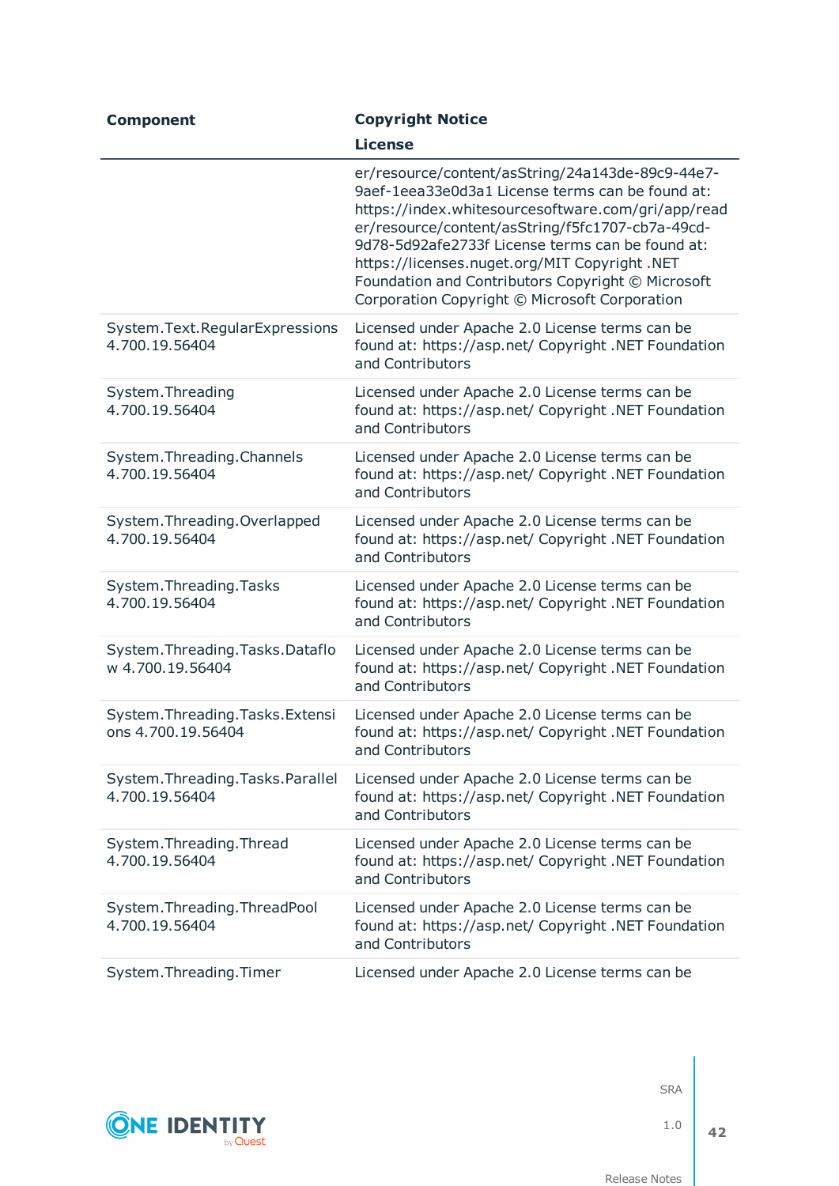| Component | Copyright Notice<br>License |
|---|---|
| | er/resource/content/asString/24a143de-89c9-44e7-9aef-1eea33e0d3a1 License terms can be found at: https://index.whitesourcesoftware.com/gri/app/reader/resource/content/asString/f5fc1707-cb7a-49cd-9d78-5d92afe2733f License terms can be found at: https://licenses.nuget.org/MIT Copyright .NET Foundation and Contributors Copyright © Microsoft Corporation Copyright © Microsoft Corporation |
| System.Text.RegularExpressions 4.700.19.56404 | Licensed under Apache 2.0 License terms can be found at: https://asp.net/ Copyright .NET Foundation and Contributors |
| System.Threading 4.700.19.56404 | Licensed under Apache 2.0 License terms can be found at: https://asp.net/ Copyright .NET Foundation and Contributors |
| System.Threading.Channels 4.700.19.56404 | Licensed under Apache 2.0 License terms can be found at: https://asp.net/ Copyright .NET Foundation and Contributors |
| System.Threading.Overlapped 4.700.19.56404 | Licensed under Apache 2.0 License terms can be found at: https://asp.net/ Copyright .NET Foundation and Contributors |
| System.Threading.Tasks 4.700.19.56404 | Licensed under Apache 2.0 License terms can be found at: https://asp.net/ Copyright .NET Foundation and Contributors |
| System.Threading.Tasks.Dataflow 4.700.19.56404 | Licensed under Apache 2.0 License terms can be found at: https://asp.net/ Copyright .NET Foundation and Contributors |
| System.Threading.Tasks.Extensions 4.700.19.56404 | Licensed under Apache 2.0 License terms can be found at: https://asp.net/ Copyright .NET Foundation and Contributors |
| System.Threading.Tasks.Parallel 4.700.19.56404 | Licensed under Apache 2.0 License terms can be found at: https://asp.net/ Copyright .NET Foundation and Contributors |
| System.Threading.Thread 4.700.19.56404 | Licensed under Apache 2.0 License terms can be found at: https://asp.net/ Copyright .NET Foundation and Contributors |
| System.Threading.ThreadPool 4.700.19.56404 | Licensed under Apache 2.0 License terms can be found at: https://asp.net/ Copyright .NET Foundation and Contributors |
| System.Threading.Timer | Licensed under Apache 2.0 License terms can be |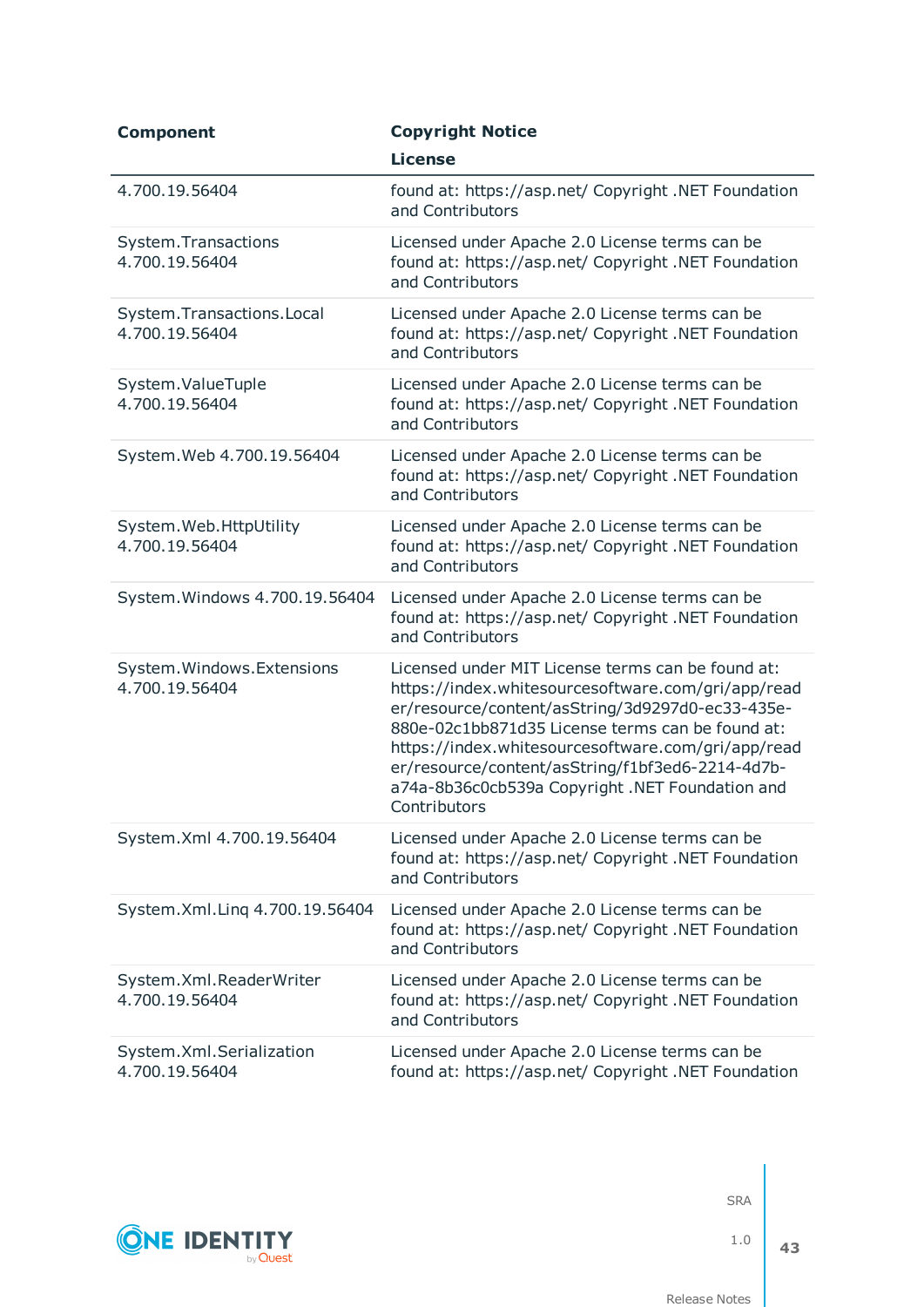| Component | Copyright Notice<br>License |
|---|---|
| 4.700.19.56404 | found at: https://asp.net/ Copyright .NET Foundation and Contributors |
| System.Transactions 4.700.19.56404 | Licensed under Apache 2.0 License terms can be found at: https://asp.net/ Copyright .NET Foundation and Contributors |
| System.Transactions.Local 4.700.19.56404 | Licensed under Apache 2.0 License terms can be found at: https://asp.net/ Copyright .NET Foundation and Contributors |
| System.ValueTuple 4.700.19.56404 | Licensed under Apache 2.0 License terms can be found at: https://asp.net/ Copyright .NET Foundation and Contributors |
| System.Web 4.700.19.56404 | Licensed under Apache 2.0 License terms can be found at: https://asp.net/ Copyright .NET Foundation and Contributors |
| System.Web.HttpUtility 4.700.19.56404 | Licensed under Apache 2.0 License terms can be found at: https://asp.net/ Copyright .NET Foundation and Contributors |
| System.Windows 4.700.19.56404 | Licensed under Apache 2.0 License terms can be found at: https://asp.net/ Copyright .NET Foundation and Contributors |
| System.Windows.Extensions 4.700.19.56404 | Licensed under MIT License terms can be found at: https://index.whitesourcesoftware.com/gri/app/reader/resource/content/asString/3d9297d0-ec33-435e-880e-02c1bb871d35 License terms can be found at: https://index.whitesourcesoftware.com/gri/app/reader/resource/content/asString/f1bf3ed6-2214-4d7b-a74a-8b36c0cb539a Copyright .NET Foundation and Contributors |
| System.Xml 4.700.19.56404 | Licensed under Apache 2.0 License terms can be found at: https://asp.net/ Copyright .NET Foundation and Contributors |
| System.Xml.Linq 4.700.19.56404 | Licensed under Apache 2.0 License terms can be found at: https://asp.net/ Copyright .NET Foundation and Contributors |
| System.Xml.ReaderWriter 4.700.19.56404 | Licensed under Apache 2.0 License terms can be found at: https://asp.net/ Copyright .NET Foundation and Contributors |
| System.Xml.Serialization 4.700.19.56404 | Licensed under Apache 2.0 License terms can be found at: https://asp.net/ Copyright .NET Foundation |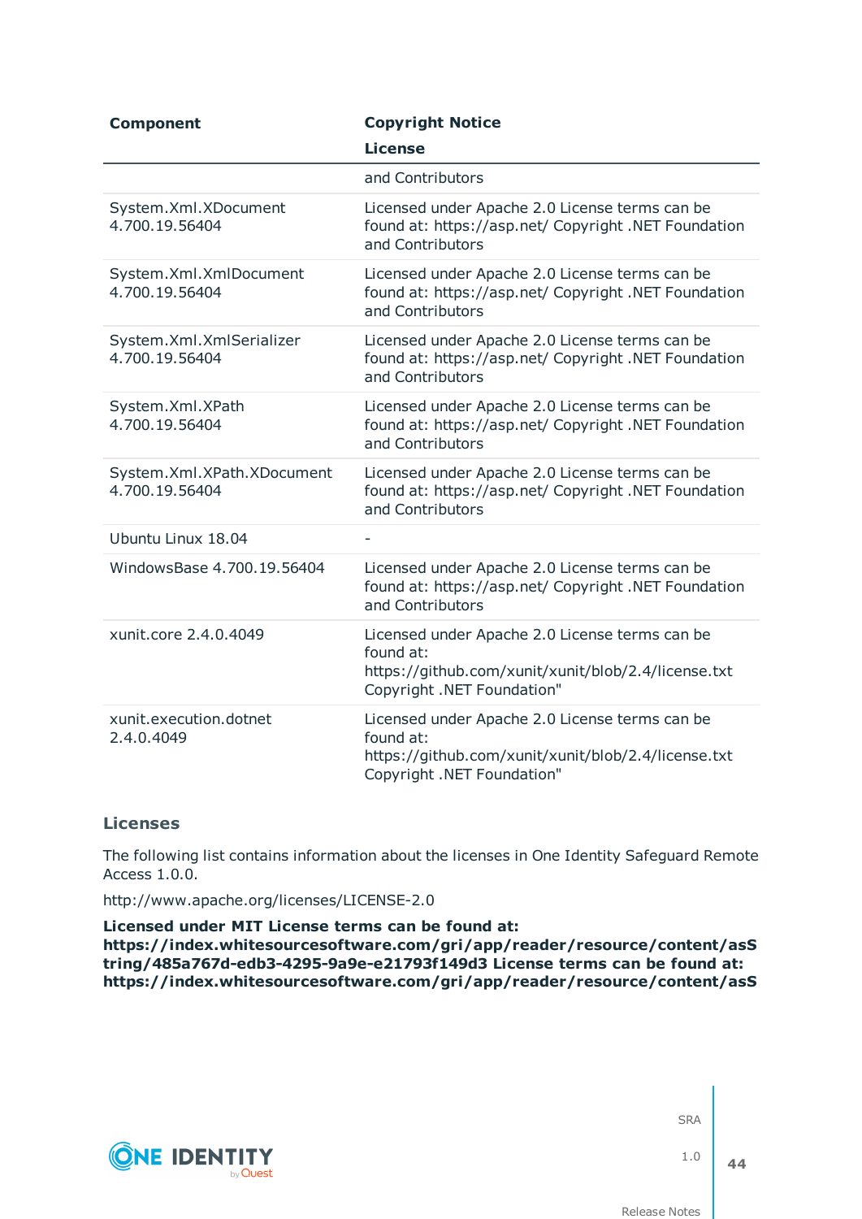| Component | Copyright Notice<br>License |
|---|---|
| | and Contributors |
| System.Xml.XDocument 4.700.19.56404 | Licensed under Apache 2.0 License terms can be found at: https://asp.net/ Copyright .NET Foundation and Contributors |
| System.Xml.XmlDocument 4.700.19.56404 | Licensed under Apache 2.0 License terms can be found at: https://asp.net/ Copyright .NET Foundation and Contributors |
| System.Xml.XmlSerializer 4.700.19.56404 | Licensed under Apache 2.0 License terms can be found at: https://asp.net/ Copyright .NET Foundation and Contributors |
| System.Xml.XPath 4.700.19.56404 | Licensed under Apache 2.0 License terms can be found at: https://asp.net/ Copyright .NET Foundation and Contributors |
| System.Xml.XPath.XDocument 4.700.19.56404 | Licensed under Apache 2.0 License terms can be found at: https://asp.net/ Copyright .NET Foundation and Contributors |
| Ubuntu Linux 18.04 | - |
| WindowsBase 4.700.19.56404 | Licensed under Apache 2.0 License terms can be found at: https://asp.net/ Copyright .NET Foundation and Contributors |
| xunit.core 2.4.0.4049 | Licensed under Apache 2.0 License terms can be found at: https://github.com/xunit/xunit/blob/2.4/license.txt Copyright .NET Foundation" |
| xunit.execution.dotnet 2.4.0.4049 | Licensed under Apache 2.0 License terms can be found at: https://github.com/xunit/xunit/blob/2.4/license.txt Copyright .NET Foundation" |

### Licenses

The following list contains information about the licenses in One Identity Safeguard Remote Access 1.0.0.

http://www.apache.org/licenses/LICENSE-2.0

**Licensed under MIT License terms can be found at: https://index.whitesourcesoftware.com/gri/app/reader/resource/content/asString/485a767d-edb3-4295-9a9e-e21793f149d3 License terms can be found at: https://index.whitesourcesoftware.com/gri/app/reader/resource/content/asS**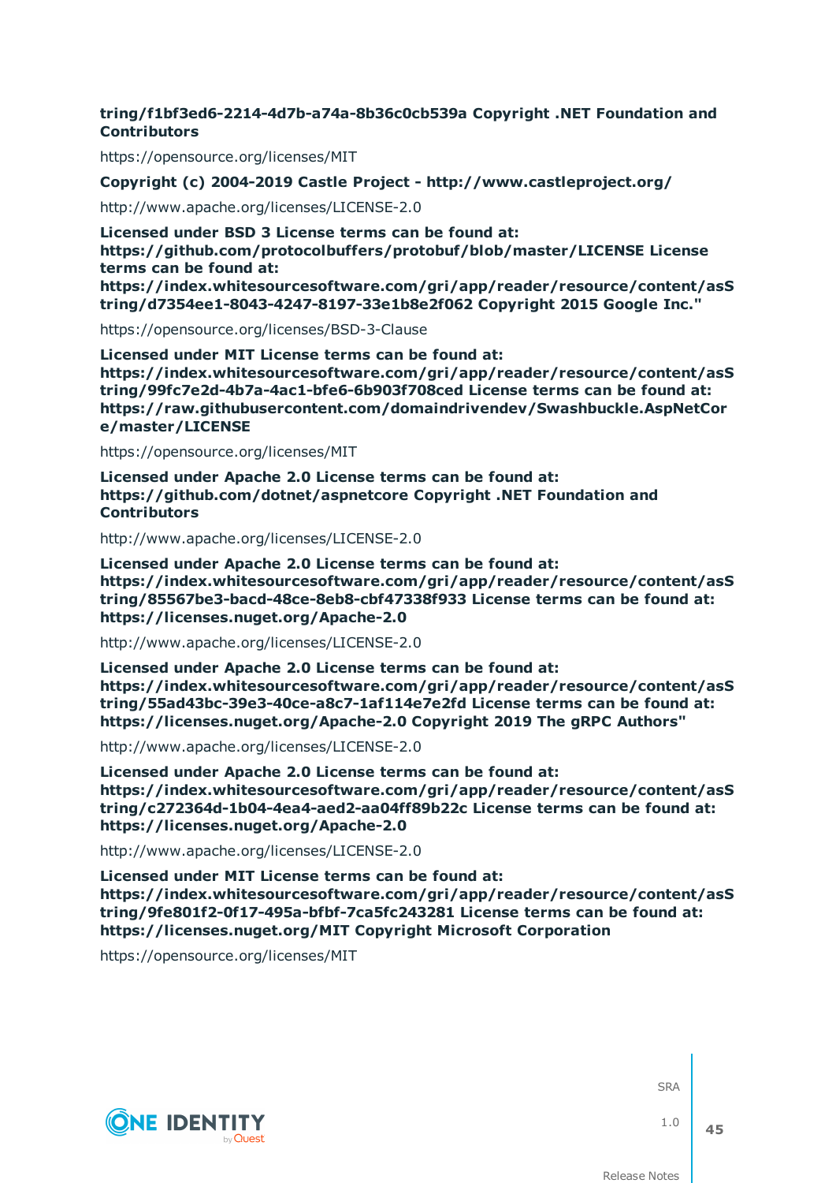**tring/f1bf3ed6-2214-4d7b-a74a-8b36c0cb539a Copyright .NET Foundation and Contributors**

https://opensource.org/licenses/MIT

**Copyright (c) 2004-2019 Castle Project - http://www.castleproject.org/**

http://www.apache.org/licenses/LICENSE-2.0

**Licensed under BSD 3 License terms can be found at: https://github.com/protocolbuffers/protobuf/blob/master/LICENSE License terms can be found at: https://index.whitesourcesoftware.com/gri/app/reader/resource/content/asString/d7354ee1-8043-4247-8197-33e1b8e2f062 Copyright 2015 Google Inc."**

https://opensource.org/licenses/BSD-3-Clause

**Licensed under MIT License terms can be found at: https://index.whitesourcesoftware.com/gri/app/reader/resource/content/asString/99fc7e2d-4b7a-4ac1-bfe6-6b903f708ced License terms can be found at: https://raw.githubusercontent.com/domaindrivendev/Swashbuckle.AspNetCore/master/LICENSE**

https://opensource.org/licenses/MIT

**Licensed under Apache 2.0 License terms can be found at: https://github.com/dotnet/aspnetcore Copyright .NET Foundation and Contributors**

http://www.apache.org/licenses/LICENSE-2.0

**Licensed under Apache 2.0 License terms can be found at: https://index.whitesourcesoftware.com/gri/app/reader/resource/content/asString/85567be3-bacd-48ce-8eb8-cbf47338f933 License terms can be found at: https://licenses.nuget.org/Apache-2.0**

http://www.apache.org/licenses/LICENSE-2.0

**Licensed under Apache 2.0 License terms can be found at: https://index.whitesourcesoftware.com/gri/app/reader/resource/content/asString/55ad43bc-39e3-40ce-a8c7-1af114e7e2fd License terms can be found at: https://licenses.nuget.org/Apache-2.0 Copyright 2019 The gRPC Authors"**

http://www.apache.org/licenses/LICENSE-2.0

**Licensed under Apache 2.0 License terms can be found at: https://index.whitesourcesoftware.com/gri/app/reader/resource/content/asString/c272364d-1b04-4ea4-aed2-aa04ff89b22c License terms can be found at: https://licenses.nuget.org/Apache-2.0**

http://www.apache.org/licenses/LICENSE-2.0

**Licensed under MIT License terms can be found at: https://index.whitesourcesoftware.com/gri/app/reader/resource/content/asString/9fe801f2-0f17-495a-bfbf-7ca5fc243281 License terms can be found at: https://licenses.nuget.org/MIT Copyright Microsoft Corporation**

https://opensource.org/licenses/MIT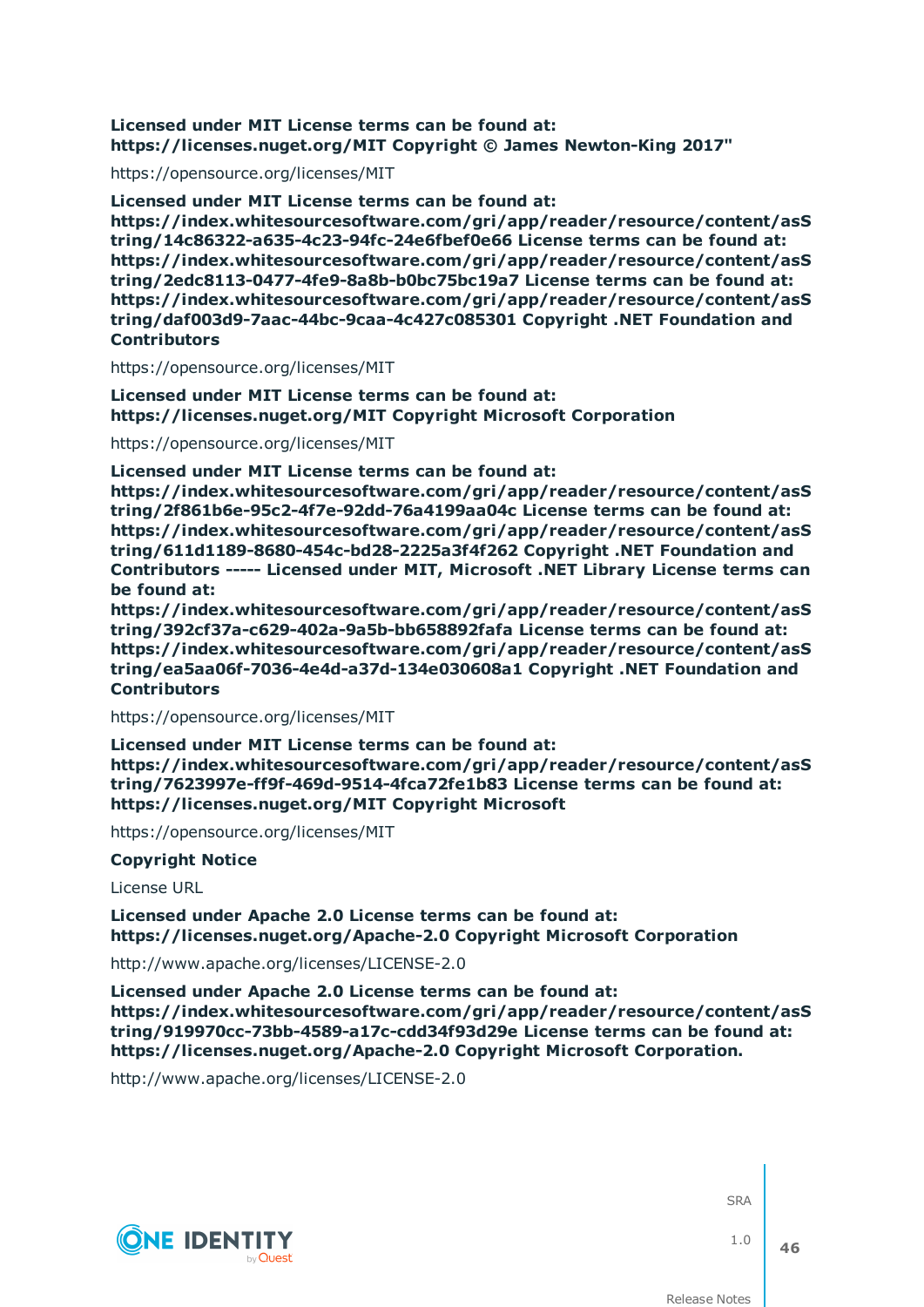**Licensed under MIT License terms can be found at: https://licenses.nuget.org/MIT Copyright © James Newton-King 2017"**

https://opensource.org/licenses/MIT

**Licensed under MIT License terms can be found at: https://index.whitesourcesoftware.com/gri/app/reader/resource/content/asString/14c86322-a635-4c23-94fc-24e6fbef0e66 License terms can be found at: https://index.whitesourcesoftware.com/gri/app/reader/resource/content/asString/2edc8113-0477-4fe9-8a8b-b0bc75bc19a7 License terms can be found at: https://index.whitesourcesoftware.com/gri/app/reader/resource/content/asString/daf003d9-7aac-44bc-9caa-4c427c085301 Copyright .NET Foundation and Contributors**

https://opensource.org/licenses/MIT

**Licensed under MIT License terms can be found at: https://licenses.nuget.org/MIT Copyright Microsoft Corporation**

https://opensource.org/licenses/MIT

**Licensed under MIT License terms can be found at: https://index.whitesourcesoftware.com/gri/app/reader/resource/content/asString/2f861b6e-95c2-4f7e-92dd-76a4199aa04c License terms can be found at: https://index.whitesourcesoftware.com/gri/app/reader/resource/content/asString/611d1189-8680-454c-bd28-2225a3f4f262 Copyright .NET Foundation and Contributors ----- Licensed under MIT, Microsoft .NET Library License terms can be found at: https://index.whitesourcesoftware.com/gri/app/reader/resource/content/asString/392cf37a-c629-402a-9a5b-bb658892fafa License terms can be found at: https://index.whitesourcesoftware.com/gri/app/reader/resource/content/asString/ea5aa06f-7036-4e4d-a37d-134e030608a1 Copyright .NET Foundation and Contributors**

https://opensource.org/licenses/MIT

**Licensed under MIT License terms can be found at: https://index.whitesourcesoftware.com/gri/app/reader/resource/content/asString/7623997e-ff9f-469d-9514-4fca72fe1b83 License terms can be found at: https://licenses.nuget.org/MIT Copyright Microsoft**

https://opensource.org/licenses/MIT

**Copyright Notice**

License URL

**Licensed under Apache 2.0 License terms can be found at: https://licenses.nuget.org/Apache-2.0 Copyright Microsoft Corporation**

http://www.apache.org/licenses/LICENSE-2.0

**Licensed under Apache 2.0 License terms can be found at: https://index.whitesourcesoftware.com/gri/app/reader/resource/content/asString/919970cc-73bb-4589-a17c-cdd34f93d29e License terms can be found at: https://licenses.nuget.org/Apache-2.0 Copyright Microsoft Corporation.**

http://www.apache.org/licenses/LICENSE-2.0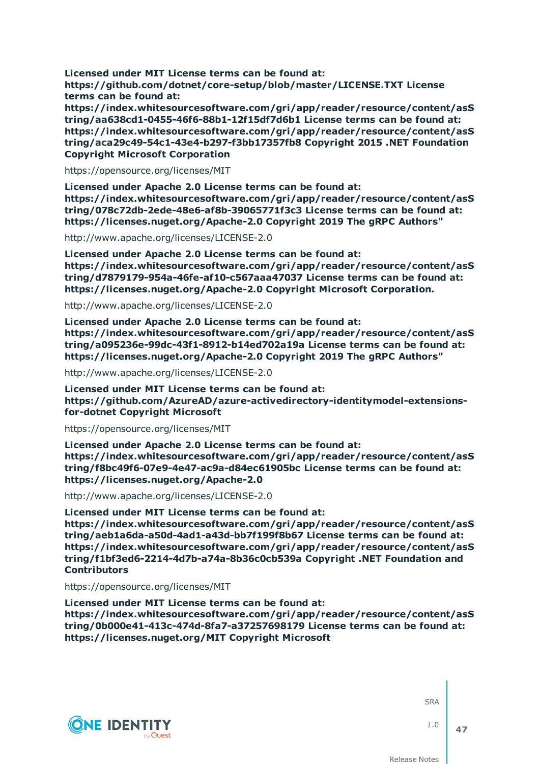**Licensed under MIT License terms can be found at: https://github.com/dotnet/core-setup/blob/master/LICENSE.TXT License terms can be found at: https://index.whitesourcesoftware.com/gri/app/reader/resource/content/asString/aa638cd1-0455-46f6-88b1-12f15df7d6b1 License terms can be found at: https://index.whitesourcesoftware.com/gri/app/reader/resource/content/asString/aca29c49-54c1-43e4-b297-f3bb17357fb8 Copyright 2015 .NET Foundation Copyright Microsoft Corporation**

https://opensource.org/licenses/MIT

**Licensed under Apache 2.0 License terms can be found at: https://index.whitesourcesoftware.com/gri/app/reader/resource/content/asString/078c72db-2ede-48e6-af8b-39065771f3c3 License terms can be found at: https://licenses.nuget.org/Apache-2.0 Copyright 2019 The gRPC Authors"**

http://www.apache.org/licenses/LICENSE-2.0

**Licensed under Apache 2.0 License terms can be found at: https://index.whitesourcesoftware.com/gri/app/reader/resource/content/asString/d7879179-954a-46fe-af10-c567aaa47037 License terms can be found at: https://licenses.nuget.org/Apache-2.0 Copyright Microsoft Corporation.**

http://www.apache.org/licenses/LICENSE-2.0

**Licensed under Apache 2.0 License terms can be found at: https://index.whitesourcesoftware.com/gri/app/reader/resource/content/asString/a095236e-99dc-43f1-8912-b14ed702a19a License terms can be found at: https://licenses.nuget.org/Apache-2.0 Copyright 2019 The gRPC Authors"**

http://www.apache.org/licenses/LICENSE-2.0

**Licensed under MIT License terms can be found at: https://github.com/AzureAD/azure-activedirectory-identitymodel-extensions-for-dotnet Copyright Microsoft**

https://opensource.org/licenses/MIT

**Licensed under Apache 2.0 License terms can be found at: https://index.whitesourcesoftware.com/gri/app/reader/resource/content/asString/f8bc49f6-07e9-4e47-ac9a-d84ec61905bc License terms can be found at: https://licenses.nuget.org/Apache-2.0**

http://www.apache.org/licenses/LICENSE-2.0

**Licensed under MIT License terms can be found at: https://index.whitesourcesoftware.com/gri/app/reader/resource/content/asString/aeb1a6da-a50d-4ad1-a43d-bb7f199f8b67 License terms can be found at: https://index.whitesourcesoftware.com/gri/app/reader/resource/content/asString/f1bf3ed6-2214-4d7b-a74a-8b36c0cb539a Copyright .NET Foundation and Contributors**

https://opensource.org/licenses/MIT

**Licensed under MIT License terms can be found at: https://index.whitesourcesoftware.com/gri/app/reader/resource/content/asString/0b000e41-413c-474d-8fa7-a37257698179 License terms can be found at: https://licenses.nuget.org/MIT Copyright Microsoft**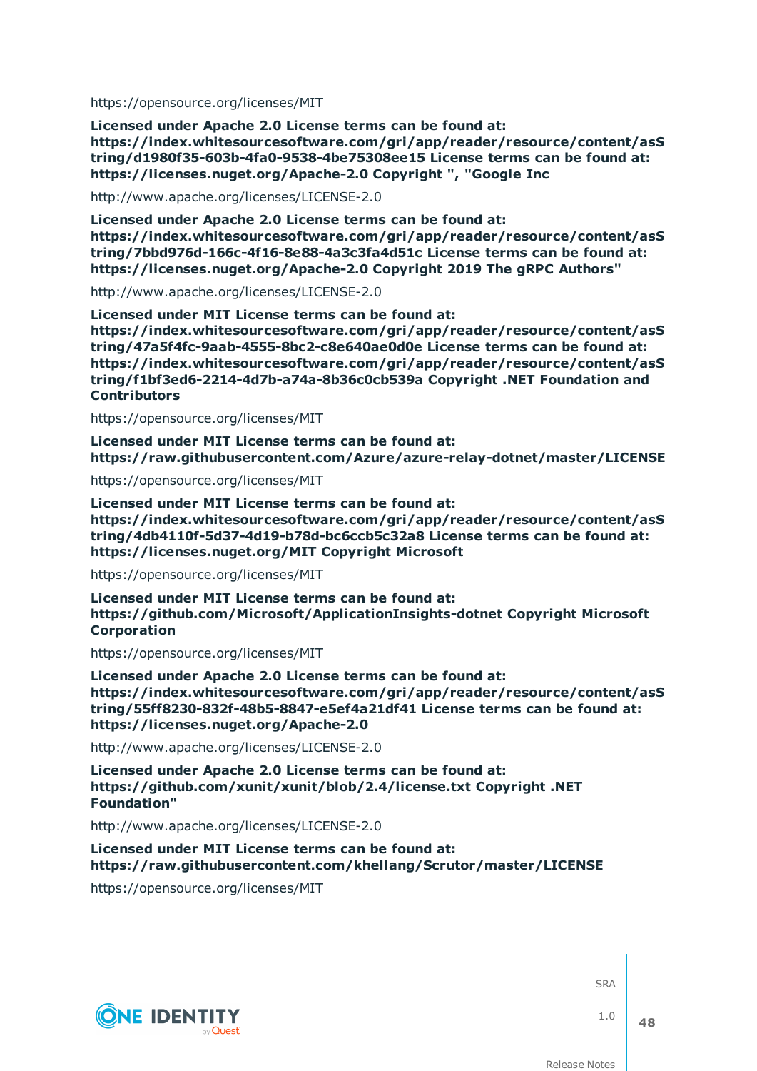https://opensource.org/licenses/MIT

**Licensed under Apache 2.0 License terms can be found at: https://index.whitesourcesoftware.com/gri/app/reader/resource/content/asString/d1980f35-603b-4fa0-9538-4be75308ee15 License terms can be found at: https://licenses.nuget.org/Apache-2.0 Copyright ", "Google Inc**

http://www.apache.org/licenses/LICENSE-2.0

**Licensed under Apache 2.0 License terms can be found at: https://index.whitesourcesoftware.com/gri/app/reader/resource/content/asString/7bbd976d-166c-4f16-8e88-4a3c3fa4d51c License terms can be found at: https://licenses.nuget.org/Apache-2.0 Copyright 2019 The gRPC Authors"**

http://www.apache.org/licenses/LICENSE-2.0

**Licensed under MIT License terms can be found at: https://index.whitesourcesoftware.com/gri/app/reader/resource/content/asString/47a5f4fc-9aab-4555-8bc2-c8e640ae0d0e License terms can be found at: https://index.whitesourcesoftware.com/gri/app/reader/resource/content/asString/f1bf3ed6-2214-4d7b-a74a-8b36c0cb539a Copyright .NET Foundation and Contributors**

https://opensource.org/licenses/MIT

**Licensed under MIT License terms can be found at: https://raw.githubusercontent.com/Azure/azure-relay-dotnet/master/LICENSE**

https://opensource.org/licenses/MIT

**Licensed under MIT License terms can be found at: https://index.whitesourcesoftware.com/gri/app/reader/resource/content/asString/4db4110f-5d37-4d19-b78d-bc6ccb5c32a8 License terms can be found at: https://licenses.nuget.org/MIT Copyright Microsoft**

https://opensource.org/licenses/MIT

**Licensed under MIT License terms can be found at: https://github.com/Microsoft/ApplicationInsights-dotnet Copyright Microsoft Corporation**

https://opensource.org/licenses/MIT

**Licensed under Apache 2.0 License terms can be found at: https://index.whitesourcesoftware.com/gri/app/reader/resource/content/asString/55ff8230-832f-48b5-8847-e5ef4a21df41 License terms can be found at: https://licenses.nuget.org/Apache-2.0**

http://www.apache.org/licenses/LICENSE-2.0

**Licensed under Apache 2.0 License terms can be found at: https://github.com/xunit/xunit/blob/2.4/license.txt Copyright .NET Foundation"**

http://www.apache.org/licenses/LICENSE-2.0

**Licensed under MIT License terms can be found at: https://raw.githubusercontent.com/khellang/Scrutor/master/LICENSE**

https://opensource.org/licenses/MIT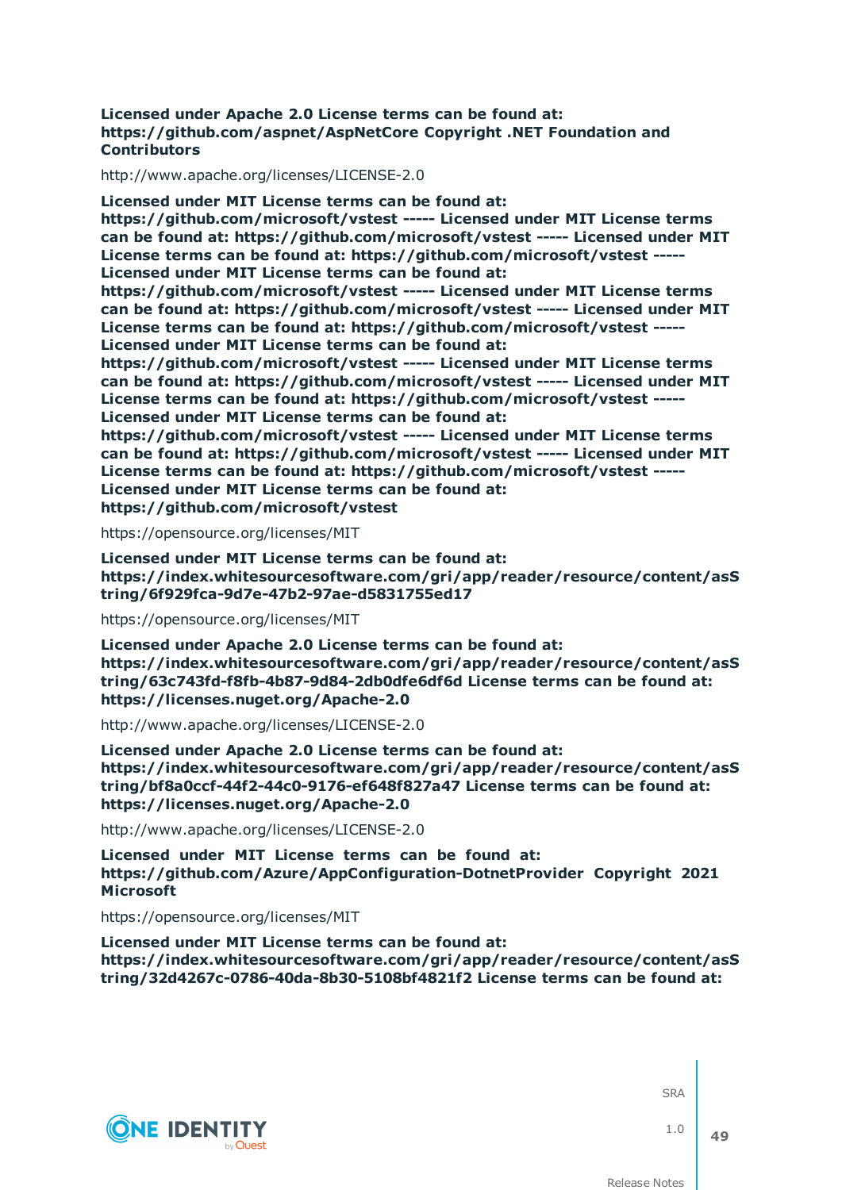**Licensed under Apache 2.0 License terms can be found at: https://github.com/aspnet/AspNetCore Copyright .NET Foundation and Contributors**

http://www.apache.org/licenses/LICENSE-2.0

**Licensed under MIT License terms can be found at: https://github.com/microsoft/vstest ----- Licensed under MIT License terms can be found at: https://github.com/microsoft/vstest ----- Licensed under MIT License terms can be found at: https://github.com/microsoft/vstest ----- Licensed under MIT License terms can be found at: https://github.com/microsoft/vstest ----- Licensed under MIT License terms can be found at: https://github.com/microsoft/vstest ----- Licensed under MIT License terms can be found at: https://github.com/microsoft/vstest ----- Licensed under MIT License terms can be found at: https://github.com/microsoft/vstest ----- Licensed under MIT License terms can be found at: https://github.com/microsoft/vstest ----- Licensed under MIT License terms can be found at: https://github.com/microsoft/vstest ----- Licensed under MIT License terms can be found at: https://github.com/microsoft/vstest ----- Licensed under MIT License terms can be found at: https://github.com/microsoft/vstest ----- Licensed under MIT License terms can be found at: https://github.com/microsoft/vstest ----- Licensed under MIT License terms can be found at: https://github.com/microsoft/vstest**

https://opensource.org/licenses/MIT

**Licensed under MIT License terms can be found at: https://index.whitesourcesoftware.com/gri/app/reader/resource/content/asString/6f929fca-9d7e-47b2-97ae-d5831755ed17**

https://opensource.org/licenses/MIT

**Licensed under Apache 2.0 License terms can be found at: https://index.whitesourcesoftware.com/gri/app/reader/resource/content/asString/63c743fd-f8fb-4b87-9d84-2db0dfe6df6d License terms can be found at: https://licenses.nuget.org/Apache-2.0**

http://www.apache.org/licenses/LICENSE-2.0

**Licensed under Apache 2.0 License terms can be found at: https://index.whitesourcesoftware.com/gri/app/reader/resource/content/asString/bf8a0ccf-44f2-44c0-9176-ef648f827a47 License terms can be found at: https://licenses.nuget.org/Apache-2.0**

http://www.apache.org/licenses/LICENSE-2.0

**Licensed under MIT License terms can be found at: https://github.com/Azure/AppConfiguration-DotnetProvider Copyright 2021 Microsoft**

https://opensource.org/licenses/MIT

**Licensed under MIT License terms can be found at: https://index.whitesourcesoftware.com/gri/app/reader/resource/content/asString/32d4267c-0786-40da-8b30-5108bf4821f2 License terms can be found at:**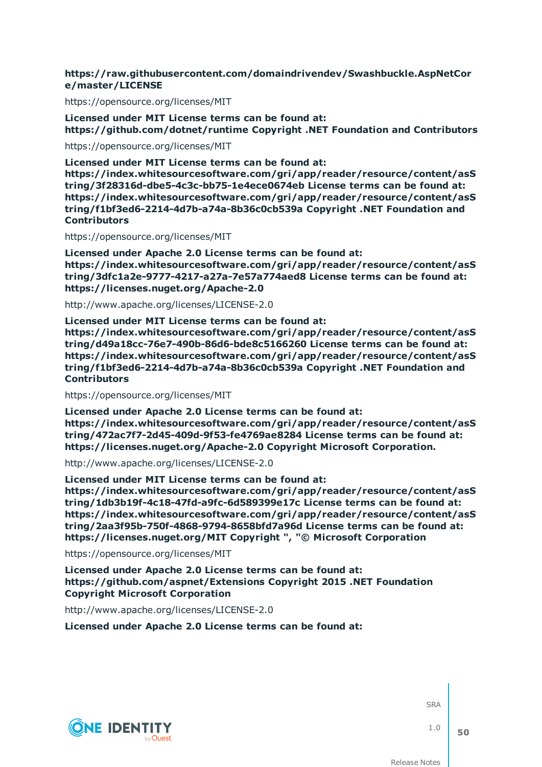**https://raw.githubusercontent.com/domaindrivendev/Swashbuckle.AspNetCore/master/LICENSE**

https://opensource.org/licenses/MIT

**Licensed under MIT License terms can be found at: https://github.com/dotnet/runtime Copyright .NET Foundation and Contributors**

https://opensource.org/licenses/MIT

**Licensed under MIT License terms can be found at: https://index.whitesourcesoftware.com/gri/app/reader/resource/content/asString/3f28316d-dbe5-4c3c-bb75-1e4ece0674eb License terms can be found at: https://index.whitesourcesoftware.com/gri/app/reader/resource/content/asString/f1bf3ed6-2214-4d7b-a74a-8b36c0cb539a Copyright .NET Foundation and Contributors**

https://opensource.org/licenses/MIT

**Licensed under Apache 2.0 License terms can be found at: https://index.whitesourcesoftware.com/gri/app/reader/resource/content/asString/3dfc1a2e-9777-4217-a27a-7e57a774aed8 License terms can be found at: https://licenses.nuget.org/Apache-2.0**

http://www.apache.org/licenses/LICENSE-2.0

**Licensed under MIT License terms can be found at: https://index.whitesourcesoftware.com/gri/app/reader/resource/content/asString/d49a18cc-76e7-490b-86d6-bde8c5166260 License terms can be found at: https://index.whitesourcesoftware.com/gri/app/reader/resource/content/asString/f1bf3ed6-2214-4d7b-a74a-8b36c0cb539a Copyright .NET Foundation and Contributors**

https://opensource.org/licenses/MIT

**Licensed under Apache 2.0 License terms can be found at: https://index.whitesourcesoftware.com/gri/app/reader/resource/content/asString/472ac7f7-2d45-409d-9f53-fe4769ae8284 License terms can be found at: https://licenses.nuget.org/Apache-2.0 Copyright Microsoft Corporation.**

http://www.apache.org/licenses/LICENSE-2.0

**Licensed under MIT License terms can be found at: https://index.whitesourcesoftware.com/gri/app/reader/resource/content/asString/1db3b19f-4c18-47fd-a9fc-6d589399e17c License terms can be found at: https://index.whitesourcesoftware.com/gri/app/reader/resource/content/asString/2aa3f95b-750f-4868-9794-8658bfd7a96d License terms can be found at: https://licenses.nuget.org/MIT Copyright ", "© Microsoft Corporation**

https://opensource.org/licenses/MIT

**Licensed under Apache 2.0 License terms can be found at: https://github.com/aspnet/Extensions Copyright 2015 .NET Foundation Copyright Microsoft Corporation**

http://www.apache.org/licenses/LICENSE-2.0

**Licensed under Apache 2.0 License terms can be found at:**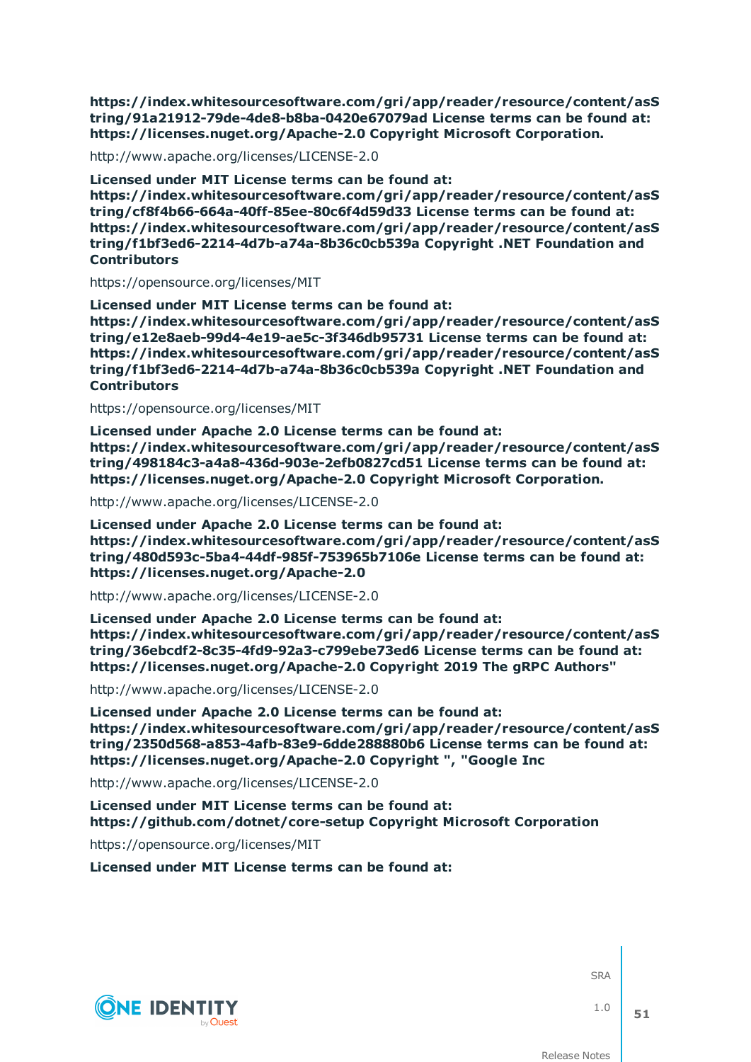**https://index.whitesourcesoftware.com/gri/app/reader/resource/content/asString/91a21912-79de-4de8-b8ba-0420e67079ad License terms can be found at: https://licenses.nuget.org/Apache-2.0 Copyright Microsoft Corporation.**

http://www.apache.org/licenses/LICENSE-2.0

**Licensed under MIT License terms can be found at: https://index.whitesourcesoftware.com/gri/app/reader/resource/content/asString/cf8f4b66-664a-40ff-85ee-80c6f4d59d33 License terms can be found at: https://index.whitesourcesoftware.com/gri/app/reader/resource/content/asString/f1bf3ed6-2214-4d7b-a74a-8b36c0cb539a Copyright .NET Foundation and Contributors**

https://opensource.org/licenses/MIT

**Licensed under MIT License terms can be found at: https://index.whitesourcesoftware.com/gri/app/reader/resource/content/asString/e12e8aeb-99d4-4e19-ae5c-3f346db95731 License terms can be found at: https://index.whitesourcesoftware.com/gri/app/reader/resource/content/asString/f1bf3ed6-2214-4d7b-a74a-8b36c0cb539a Copyright .NET Foundation and Contributors**

https://opensource.org/licenses/MIT

**Licensed under Apache 2.0 License terms can be found at: https://index.whitesourcesoftware.com/gri/app/reader/resource/content/asString/498184c3-a4a8-436d-903e-2efb0827cd51 License terms can be found at: https://licenses.nuget.org/Apache-2.0 Copyright Microsoft Corporation.**

http://www.apache.org/licenses/LICENSE-2.0

**Licensed under Apache 2.0 License terms can be found at: https://index.whitesourcesoftware.com/gri/app/reader/resource/content/asString/480d593c-5ba4-44df-985f-753965b7106e License terms can be found at: https://licenses.nuget.org/Apache-2.0**

http://www.apache.org/licenses/LICENSE-2.0

**Licensed under Apache 2.0 License terms can be found at: https://index.whitesourcesoftware.com/gri/app/reader/resource/content/asString/36ebcdf2-8c35-4fd9-92a3-c799ebe73ed6 License terms can be found at: https://licenses.nuget.org/Apache-2.0 Copyright 2019 The gRPC Authors"**

http://www.apache.org/licenses/LICENSE-2.0

**Licensed under Apache 2.0 License terms can be found at: https://index.whitesourcesoftware.com/gri/app/reader/resource/content/asString/2350d568-a853-4afb-83e9-6dde288880b6 License terms can be found at: https://licenses.nuget.org/Apache-2.0 Copyright ", "Google Inc**

http://www.apache.org/licenses/LICENSE-2.0

**Licensed under MIT License terms can be found at: https://github.com/dotnet/core-setup Copyright Microsoft Corporation**

https://opensource.org/licenses/MIT

**Licensed under MIT License terms can be found at:**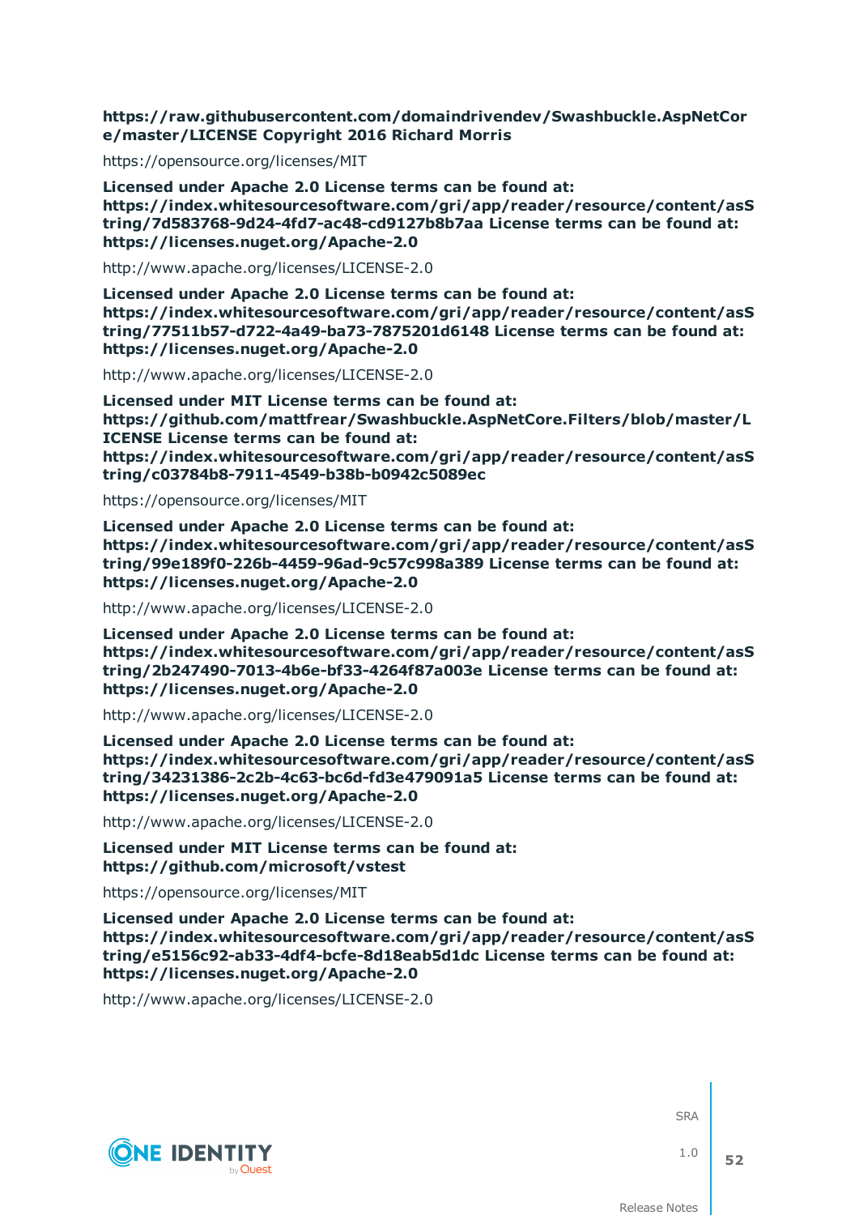**https://raw.githubusercontent.com/domaindrivendev/Swashbuckle.AspNetCore/master/LICENSE Copyright 2016 Richard Morris**

https://opensource.org/licenses/MIT

**Licensed under Apache 2.0 License terms can be found at: https://index.whitesourcesoftware.com/gri/app/reader/resource/content/asString/7d583768-9d24-4fd7-ac48-cd9127b8b7aa License terms can be found at: https://licenses.nuget.org/Apache-2.0**

http://www.apache.org/licenses/LICENSE-2.0

**Licensed under Apache 2.0 License terms can be found at: https://index.whitesourcesoftware.com/gri/app/reader/resource/content/asString/77511b57-d722-4a49-ba73-7875201d6148 License terms can be found at: https://licenses.nuget.org/Apache-2.0**

http://www.apache.org/licenses/LICENSE-2.0

**Licensed under MIT License terms can be found at: https://github.com/mattfrear/Swashbuckle.AspNetCore.Filters/blob/master/LICENSE License terms can be found at: https://index.whitesourcesoftware.com/gri/app/reader/resource/content/asString/c03784b8-7911-4549-b38b-b0942c5089ec**

https://opensource.org/licenses/MIT

**Licensed under Apache 2.0 License terms can be found at: https://index.whitesourcesoftware.com/gri/app/reader/resource/content/asString/99e189f0-226b-4459-96ad-9c57c998a389 License terms can be found at: https://licenses.nuget.org/Apache-2.0**

http://www.apache.org/licenses/LICENSE-2.0

**Licensed under Apache 2.0 License terms can be found at: https://index.whitesourcesoftware.com/gri/app/reader/resource/content/asString/2b247490-7013-4b6e-bf33-4264f87a003e License terms can be found at: https://licenses.nuget.org/Apache-2.0**

http://www.apache.org/licenses/LICENSE-2.0

**Licensed under Apache 2.0 License terms can be found at: https://index.whitesourcesoftware.com/gri/app/reader/resource/content/asString/34231386-2c2b-4c63-bc6d-fd3e479091a5 License terms can be found at: https://licenses.nuget.org/Apache-2.0**

http://www.apache.org/licenses/LICENSE-2.0

**Licensed under MIT License terms can be found at: https://github.com/microsoft/vstest**

https://opensource.org/licenses/MIT

**Licensed under Apache 2.0 License terms can be found at: https://index.whitesourcesoftware.com/gri/app/reader/resource/content/asString/e5156c92-ab33-4df4-bcfe-8d18eab5d1dc License terms can be found at: https://licenses.nuget.org/Apache-2.0**

http://www.apache.org/licenses/LICENSE-2.0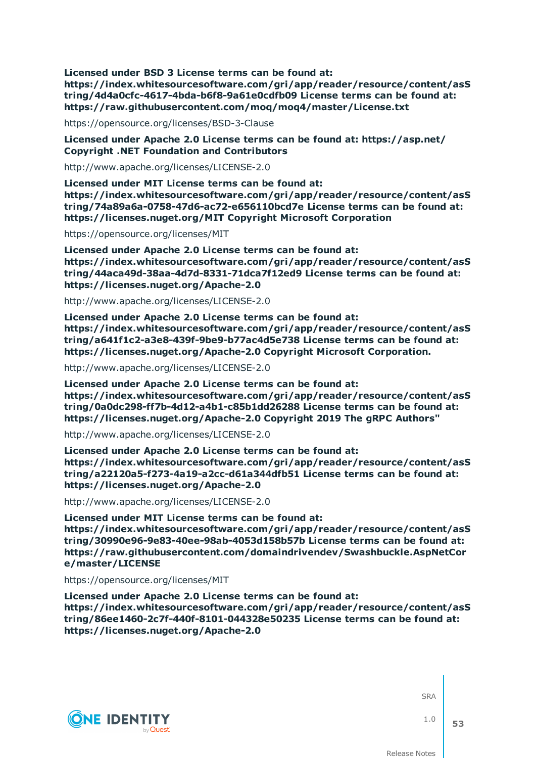**Licensed under BSD 3 License terms can be found at: https://index.whitesourcesoftware.com/gri/app/reader/resource/content/asString/4d4a0cfc-4617-4bda-b6f8-9a61e0cdfb09 License terms can be found at: https://raw.githubusercontent.com/moq/moq4/master/License.txt**

https://opensource.org/licenses/BSD-3-Clause

**Licensed under Apache 2.0 License terms can be found at: https://asp.net/ Copyright .NET Foundation and Contributors**

http://www.apache.org/licenses/LICENSE-2.0

**Licensed under MIT License terms can be found at: https://index.whitesourcesoftware.com/gri/app/reader/resource/content/asString/74a89a6a-0758-47d6-ac72-e656110bcd7e License terms can be found at: https://licenses.nuget.org/MIT Copyright Microsoft Corporation**

https://opensource.org/licenses/MIT

**Licensed under Apache 2.0 License terms can be found at: https://index.whitesourcesoftware.com/gri/app/reader/resource/content/asString/44aca49d-38aa-4d7d-8331-71dca7f12ed9 License terms can be found at: https://licenses.nuget.org/Apache-2.0**

http://www.apache.org/licenses/LICENSE-2.0

**Licensed under Apache 2.0 License terms can be found at: https://index.whitesourcesoftware.com/gri/app/reader/resource/content/asString/a641f1c2-a3e8-439f-9be9-b77ac4d5e738 License terms can be found at: https://licenses.nuget.org/Apache-2.0 Copyright Microsoft Corporation.**

http://www.apache.org/licenses/LICENSE-2.0

**Licensed under Apache 2.0 License terms can be found at: https://index.whitesourcesoftware.com/gri/app/reader/resource/content/asString/0a0dc298-ff7b-4d12-a4b1-c85b1dd26288 License terms can be found at: https://licenses.nuget.org/Apache-2.0 Copyright 2019 The gRPC Authors"**

http://www.apache.org/licenses/LICENSE-2.0

**Licensed under Apache 2.0 License terms can be found at: https://index.whitesourcesoftware.com/gri/app/reader/resource/content/asString/a22120a5-f273-4a19-a2cc-d61a344dfb51 License terms can be found at: https://licenses.nuget.org/Apache-2.0**

http://www.apache.org/licenses/LICENSE-2.0

**Licensed under MIT License terms can be found at: https://index.whitesourcesoftware.com/gri/app/reader/resource/content/asString/30990e96-9e83-40ee-98ab-4053d158b57b License terms can be found at: https://raw.githubusercontent.com/domaindrivendev/Swashbuckle.AspNetCore/master/LICENSE**

https://opensource.org/licenses/MIT

**Licensed under Apache 2.0 License terms can be found at: https://index.whitesourcesoftware.com/gri/app/reader/resource/content/asString/86ee1460-2c7f-440f-8101-044328e50235 License terms can be found at: https://licenses.nuget.org/Apache-2.0**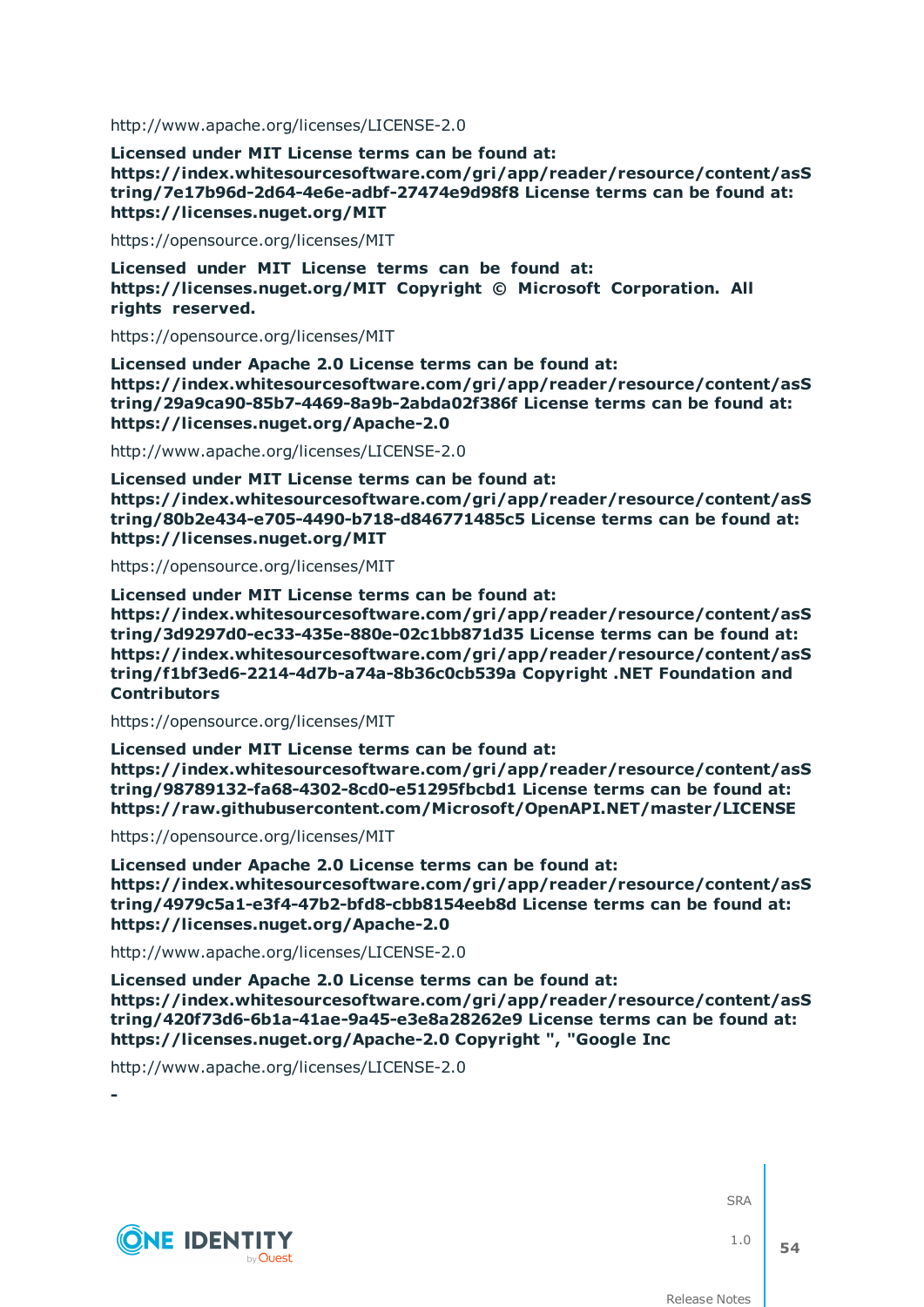http://www.apache.org/licenses/LICENSE-2.0

**Licensed under MIT License terms can be found at: https://index.whitesourcesoftware.com/gri/app/reader/resource/content/asString/7e17b96d-2d64-4e6e-adbf-27474e9d98f8 License terms can be found at: https://licenses.nuget.org/MIT**

https://opensource.org/licenses/MIT

**Licensed under MIT License terms can be found at: https://licenses.nuget.org/MIT Copyright © Microsoft Corporation. All rights reserved.**

https://opensource.org/licenses/MIT

**Licensed under Apache 2.0 License terms can be found at: https://index.whitesourcesoftware.com/gri/app/reader/resource/content/asString/29a9ca90-85b7-4469-8a9b-2abda02f386f License terms can be found at: https://licenses.nuget.org/Apache-2.0**

http://www.apache.org/licenses/LICENSE-2.0

**Licensed under MIT License terms can be found at: https://index.whitesourcesoftware.com/gri/app/reader/resource/content/asString/80b2e434-e705-4490-b718-d846771485c5 License terms can be found at: https://licenses.nuget.org/MIT**

https://opensource.org/licenses/MIT

**Licensed under MIT License terms can be found at: https://index.whitesourcesoftware.com/gri/app/reader/resource/content/asString/3d9297d0-ec33-435e-880e-02c1bb871d35 License terms can be found at: https://index.whitesourcesoftware.com/gri/app/reader/resource/content/asString/f1bf3ed6-2214-4d7b-a74a-8b36c0cb539a Copyright .NET Foundation and Contributors**

https://opensource.org/licenses/MIT

**Licensed under MIT License terms can be found at: https://index.whitesourcesoftware.com/gri/app/reader/resource/content/asString/98789132-fa68-4302-8cd0-e51295fbcbd1 License terms can be found at: https://raw.githubusercontent.com/Microsoft/OpenAPI.NET/master/LICENSE**

https://opensource.org/licenses/MIT

**Licensed under Apache 2.0 License terms can be found at: https://index.whitesourcesoftware.com/gri/app/reader/resource/content/asString/4979c5a1-e3f4-47b2-bfd8-cbb8154eeb8d License terms can be found at: https://licenses.nuget.org/Apache-2.0**

http://www.apache.org/licenses/LICENSE-2.0

**Licensed under Apache 2.0 License terms can be found at: https://index.whitesourcesoftware.com/gri/app/reader/resource/content/asString/420f73d6-6b1a-41ae-9a45-e3e8a28262e9 License terms can be found at: https://licenses.nuget.org/Apache-2.0 Copyright ", "Google Inc**

http://www.apache.org/licenses/LICENSE-2.0

**-**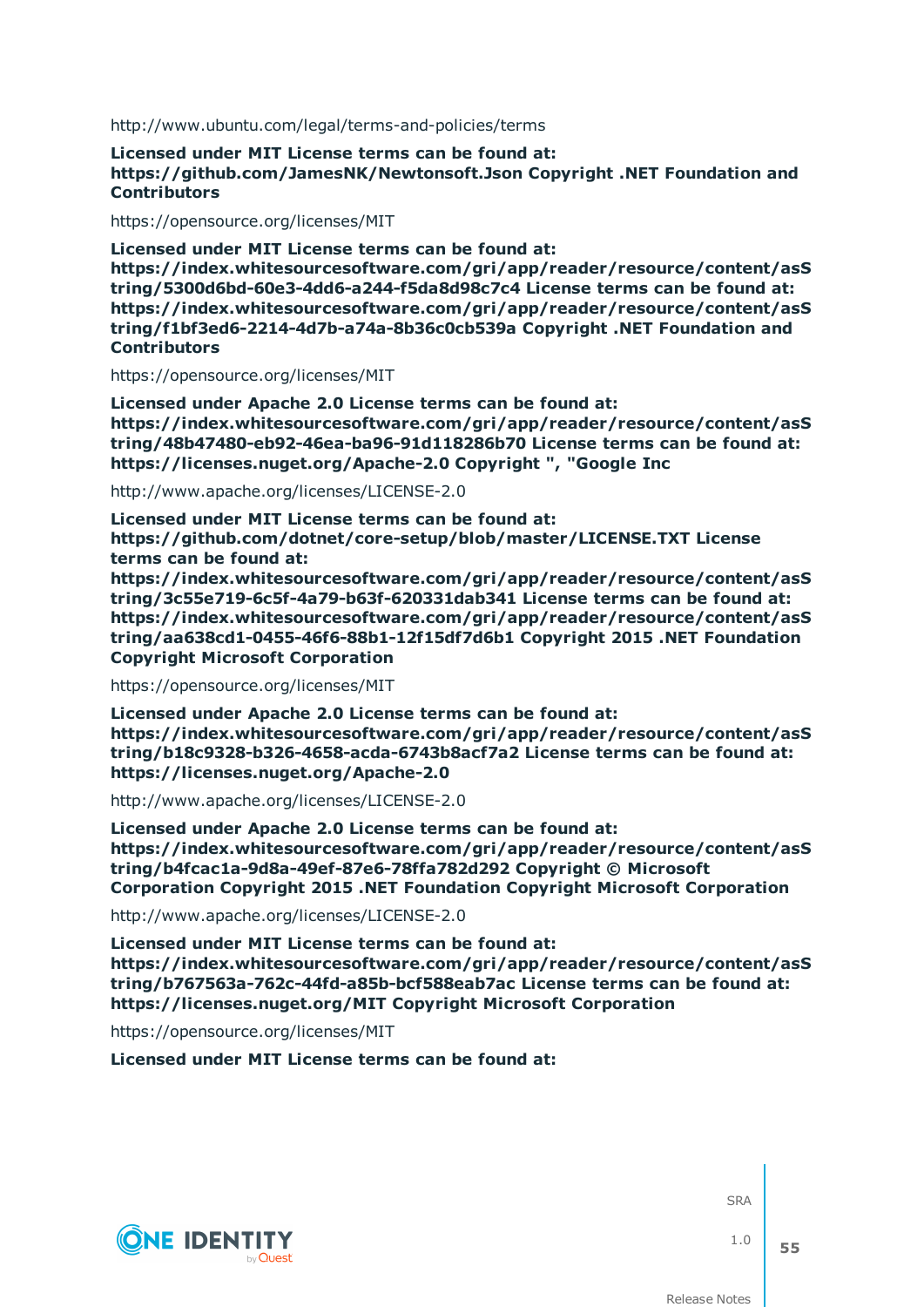http://www.ubuntu.com/legal/terms-and-policies/terms

**Licensed under MIT License terms can be found at: https://github.com/JamesNK/Newtonsoft.Json Copyright .NET Foundation and Contributors**

https://opensource.org/licenses/MIT

**Licensed under MIT License terms can be found at: https://index.whitesourcesoftware.com/gri/app/reader/resource/content/asString/5300d6bd-60e3-4dd6-a244-f5da8d98c7c4 License terms can be found at: https://index.whitesourcesoftware.com/gri/app/reader/resource/content/asString/f1bf3ed6-2214-4d7b-a74a-8b36c0cb539a Copyright .NET Foundation and Contributors**

https://opensource.org/licenses/MIT

**Licensed under Apache 2.0 License terms can be found at: https://index.whitesourcesoftware.com/gri/app/reader/resource/content/asString/48b47480-eb92-46ea-ba96-91d118286b70 License terms can be found at: https://licenses.nuget.org/Apache-2.0 Copyright ", "Google Inc**

http://www.apache.org/licenses/LICENSE-2.0

**Licensed under MIT License terms can be found at: https://github.com/dotnet/core-setup/blob/master/LICENSE.TXT License terms can be found at: https://index.whitesourcesoftware.com/gri/app/reader/resource/content/asString/3c55e719-6c5f-4a79-b63f-620331dab341 License terms can be found at: https://index.whitesourcesoftware.com/gri/app/reader/resource/content/asString/aa638cd1-0455-46f6-88b1-12f15df7d6b1 Copyright 2015 .NET Foundation Copyright Microsoft Corporation**

https://opensource.org/licenses/MIT

**Licensed under Apache 2.0 License terms can be found at: https://index.whitesourcesoftware.com/gri/app/reader/resource/content/asString/b18c9328-b326-4658-acda-6743b8acf7a2 License terms can be found at: https://licenses.nuget.org/Apache-2.0**

http://www.apache.org/licenses/LICENSE-2.0

**Licensed under Apache 2.0 License terms can be found at: https://index.whitesourcesoftware.com/gri/app/reader/resource/content/asString/b4fcac1a-9d8a-49ef-87e6-78ffa782d292 Copyright © Microsoft Corporation Copyright 2015 .NET Foundation Copyright Microsoft Corporation**

http://www.apache.org/licenses/LICENSE-2.0

**Licensed under MIT License terms can be found at: https://index.whitesourcesoftware.com/gri/app/reader/resource/content/asString/b767563a-762c-44fd-a85b-bcf588eab7ac License terms can be found at: https://licenses.nuget.org/MIT Copyright Microsoft Corporation**

https://opensource.org/licenses/MIT

**Licensed under MIT License terms can be found at:**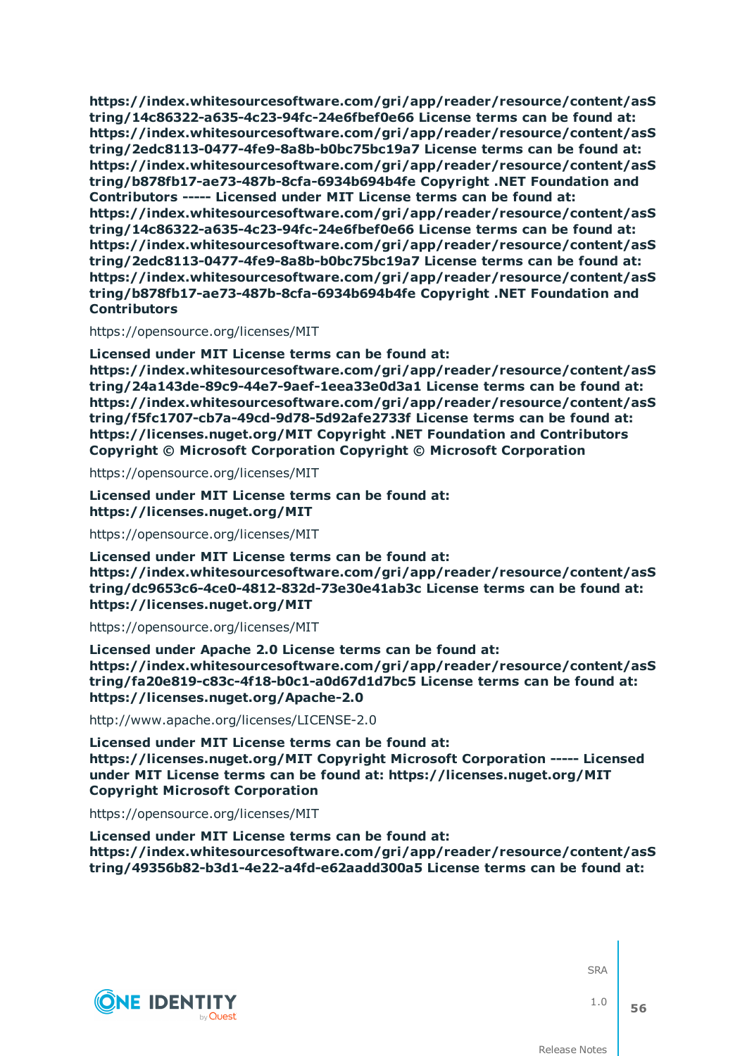**https://index.whitesourcesoftware.com/gri/app/reader/resource/content/asString/14c86322-a635-4c23-94fc-24e6fbef0e66 License terms can be found at: https://index.whitesourcesoftware.com/gri/app/reader/resource/content/asString/2edc8113-0477-4fe9-8a8b-b0bc75bc19a7 License terms can be found at: https://index.whitesourcesoftware.com/gri/app/reader/resource/content/asString/b878fb17-ae73-487b-8cfa-6934b694b4fe Copyright .NET Foundation and Contributors ----- Licensed under MIT License terms can be found at: https://index.whitesourcesoftware.com/gri/app/reader/resource/content/asString/14c86322-a635-4c23-94fc-24e6fbef0e66 License terms can be found at: https://index.whitesourcesoftware.com/gri/app/reader/resource/content/asString/2edc8113-0477-4fe9-8a8b-b0bc75bc19a7 License terms can be found at: https://index.whitesourcesoftware.com/gri/app/reader/resource/content/asString/b878fb17-ae73-487b-8cfa-6934b694b4fe Copyright .NET Foundation and Contributors**

https://opensource.org/licenses/MIT

**Licensed under MIT License terms can be found at: https://index.whitesourcesoftware.com/gri/app/reader/resource/content/asString/24a143de-89c9-44e7-9aef-1eea33e0d3a1 License terms can be found at: https://index.whitesourcesoftware.com/gri/app/reader/resource/content/asString/f5fc1707-cb7a-49cd-9d78-5d92afe2733f License terms can be found at: https://licenses.nuget.org/MIT Copyright .NET Foundation and Contributors Copyright © Microsoft Corporation Copyright © Microsoft Corporation**

https://opensource.org/licenses/MIT

**Licensed under MIT License terms can be found at: https://licenses.nuget.org/MIT**

https://opensource.org/licenses/MIT

**Licensed under MIT License terms can be found at: https://index.whitesourcesoftware.com/gri/app/reader/resource/content/asString/dc9653c6-4ce0-4812-832d-73e30e41ab3c License terms can be found at: https://licenses.nuget.org/MIT**

https://opensource.org/licenses/MIT

**Licensed under Apache 2.0 License terms can be found at: https://index.whitesourcesoftware.com/gri/app/reader/resource/content/asString/fa20e819-c83c-4f18-b0c1-a0d67d1d7bc5 License terms can be found at: https://licenses.nuget.org/Apache-2.0**

http://www.apache.org/licenses/LICENSE-2.0

**Licensed under MIT License terms can be found at: https://licenses.nuget.org/MIT Copyright Microsoft Corporation ----- Licensed under MIT License terms can be found at: https://licenses.nuget.org/MIT Copyright Microsoft Corporation**

https://opensource.org/licenses/MIT

**Licensed under MIT License terms can be found at: https://index.whitesourcesoftware.com/gri/app/reader/resource/content/asString/49356b82-b3d1-4e22-a4fd-e62aadd300a5 License terms can be found at:**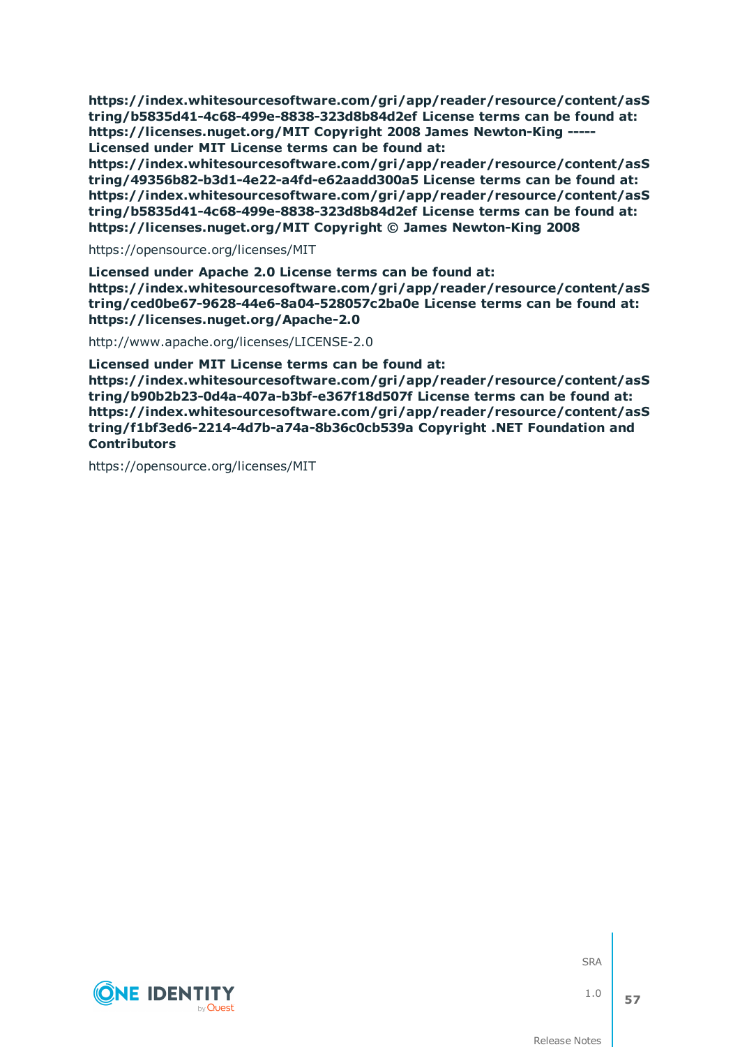**https://index.whitesourcesoftware.com/gri/app/reader/resource/content/asString/b5835d41-4c68-499e-8838-323d8b84d2ef License terms can be found at: https://licenses.nuget.org/MIT Copyright 2008 James Newton-King ----- Licensed under MIT License terms can be found at: https://index.whitesourcesoftware.com/gri/app/reader/resource/content/asString/49356b82-b3d1-4e22-a4fd-e62aadd300a5 License terms can be found at: https://index.whitesourcesoftware.com/gri/app/reader/resource/content/asString/b5835d41-4c68-499e-8838-323d8b84d2ef License terms can be found at: https://licenses.nuget.org/MIT Copyright © James Newton-King 2008**

https://opensource.org/licenses/MIT

**Licensed under Apache 2.0 License terms can be found at: https://index.whitesourcesoftware.com/gri/app/reader/resource/content/asString/ced0be67-9628-44e6-8a04-528057c2ba0e License terms can be found at: https://licenses.nuget.org/Apache-2.0**

http://www.apache.org/licenses/LICENSE-2.0

**Licensed under MIT License terms can be found at: https://index.whitesourcesoftware.com/gri/app/reader/resource/content/asString/b90b2b23-0d4a-407a-b3bf-e367f18d507f License terms can be found at: https://index.whitesourcesoftware.com/gri/app/reader/resource/content/asString/f1bf3ed6-2214-4d7b-a74a-8b36c0cb539a Copyright .NET Foundation and Contributors**

https://opensource.org/licenses/MIT